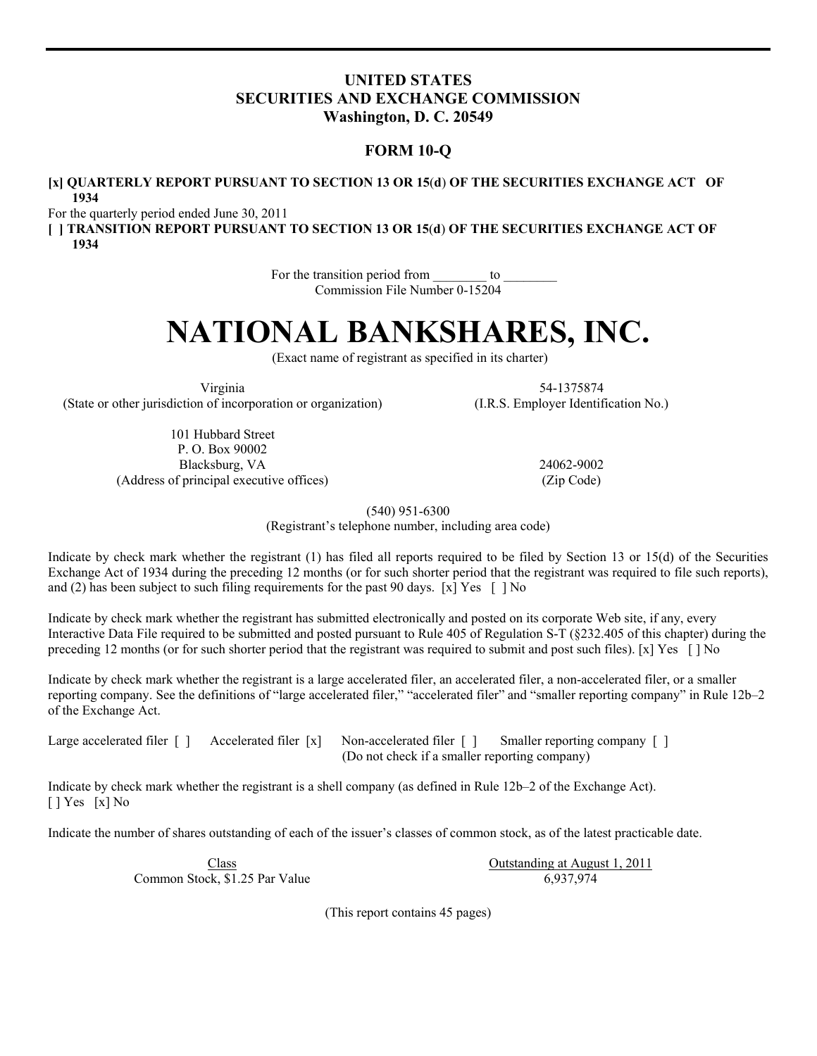**UNITED STATES**
**SECURITIES AND EXCHANGE COMMISSION**
**Washington, D. C. 20549**

**FORM 10-Q**

**[x] QUARTERLY REPORT PURSUANT TO SECTION 13 OR 15(d) OF THE SECURITIES EXCHANGE ACT OF 1934**

For the quarterly period ended June 30, 2011

**[ ] TRANSITION REPORT PURSUANT TO SECTION 13 OR 15(d) OF THE SECURITIES EXCHANGE ACT OF 1934**

For the transition period from ________ to ________
Commission File Number 0-15204

# NATIONAL BANKSHARES, INC.

(Exact name of registrant as specified in its charter)

| | |
|---|---|
| Virginia | 54-1375874 |
| (State or other jurisdiction of incorporation or organization) | (I.R.S. Employer Identification No.) |
| 101 Hubbard Street<br>P. O. Box 90002<br>Blacksburg, VA | 24062-9002 |
| (Address of principal executive offices) | (Zip Code) |

(540) 951-6300
(Registrant's telephone number, including area code)

Indicate by check mark whether the registrant (1) has filed all reports required to be filed by Section 13 or 15(d) of the Securities Exchange Act of 1934 during the preceding 12 months (or for such shorter period that the registrant was required to file such reports), and (2) has been subject to such filing requirements for the past 90 days. [x] Yes [ ] No

Indicate by check mark whether the registrant has submitted electronically and posted on its corporate Web site, if any, every Interactive Data File required to be submitted and posted pursuant to Rule 405 of Regulation S-T (§232.405 of this chapter) during the preceding 12 months (or for such shorter period that the registrant was required to submit and post such files). [x] Yes [ ] No

Indicate by check mark whether the registrant is a large accelerated filer, an accelerated filer, a non-accelerated filer, or a smaller reporting company. See the definitions of "large accelerated filer," "accelerated filer" and "smaller reporting company" in Rule 12b–2 of the Exchange Act.

Large accelerated filer [ ] Accelerated filer [x] Non-accelerated filer [ ] Smaller reporting company [ ]
(Do not check if a smaller reporting company)

Indicate by check mark whether the registrant is a shell company (as defined in Rule 12b–2 of the Exchange Act).
[ ] Yes [x] No

Indicate the number of shares outstanding of each of the issuer's classes of common stock, as of the latest practicable date.

| Class | Outstanding at August 1, 2011 |
|---|---|
| Common Stock, $1.25 Par Value | 6,937,974 |

(This report contains 45 pages)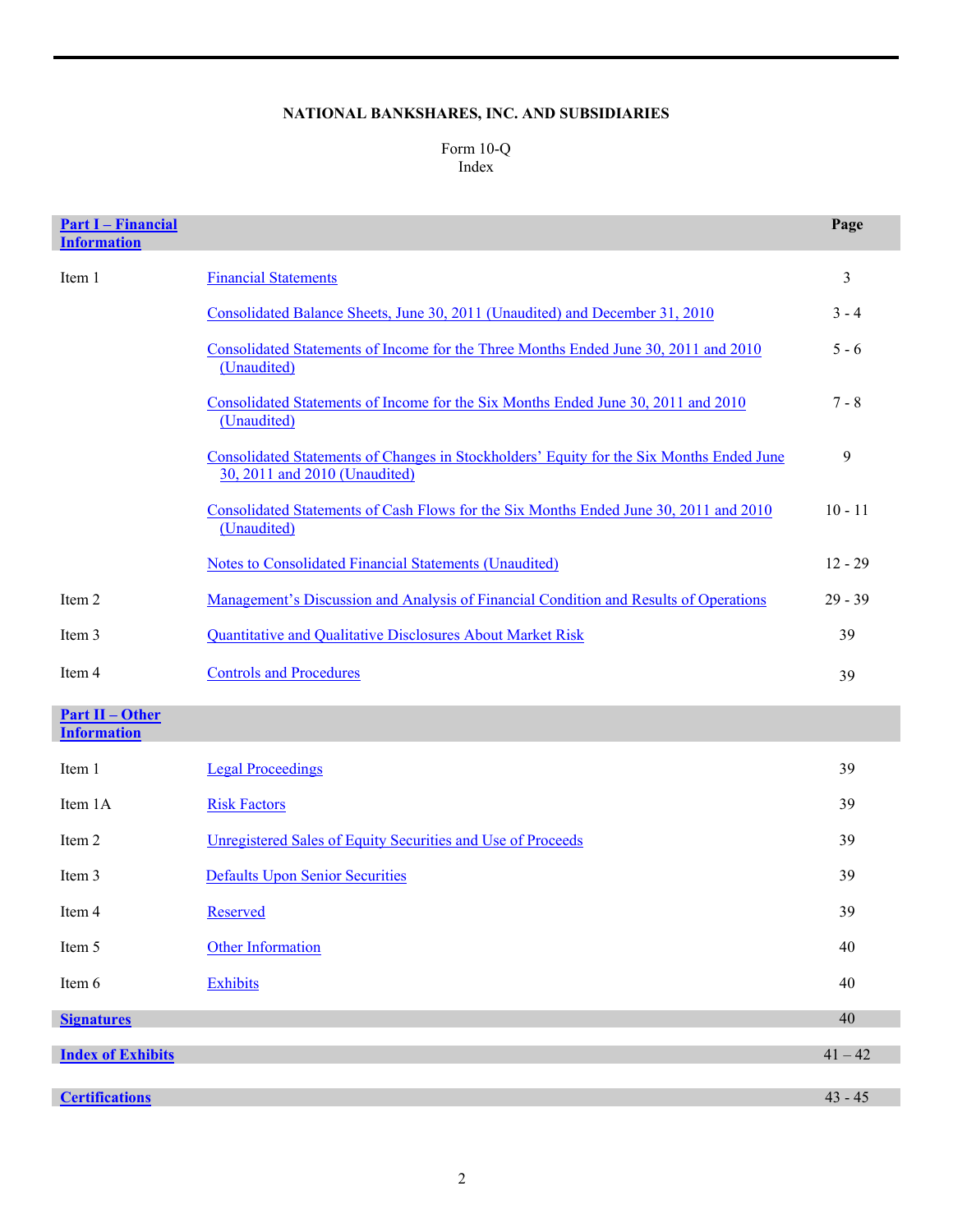**NATIONAL BANKSHARES, INC. AND SUBSIDIARIES**

Form 10-Q
Index

| **Part I – Financial Information** | | **Page** |
|---|---|---|
| Item 1 | Financial Statements | 3 |
| | Consolidated Balance Sheets, June 30, 2011 (Unaudited) and December 31, 2010 | 3 - 4 |
| | Consolidated Statements of Income for the Three Months Ended June 30, 2011 and 2010 (Unaudited) | 5 - 6 |
| | Consolidated Statements of Income for the Six Months Ended June 30, 2011 and 2010 (Unaudited) | 7 - 8 |
| | Consolidated Statements of Changes in Stockholders' Equity for the Six Months Ended June 30, 2011 and 2010 (Unaudited) | 9 |
| | Consolidated Statements of Cash Flows for the Six Months Ended June 30, 2011 and 2010 (Unaudited) | 10 - 11 |
| | Notes to Consolidated Financial Statements (Unaudited) | 12 - 29 |
| Item 2 | Management's Discussion and Analysis of Financial Condition and Results of Operations | 29 - 39 |
| Item 3 | Quantitative and Qualitative Disclosures About Market Risk | 39 |
| Item 4 | Controls and Procedures | 39 |
| **Part II – Other Information** | | |
| Item 1 | Legal Proceedings | 39 |
| Item 1A | Risk Factors | 39 |
| Item 2 | Unregistered Sales of Equity Securities and Use of Proceeds | 39 |
| Item 3 | Defaults Upon Senior Securities | 39 |
| Item 4 | Reserved | 39 |
| Item 5 | Other Information | 40 |
| Item 6 | Exhibits | 40 |
| **Signatures** | | 40 |
| **Index of Exhibits** | | 41 – 42 |
| **Certifications** | | 43 - 45 |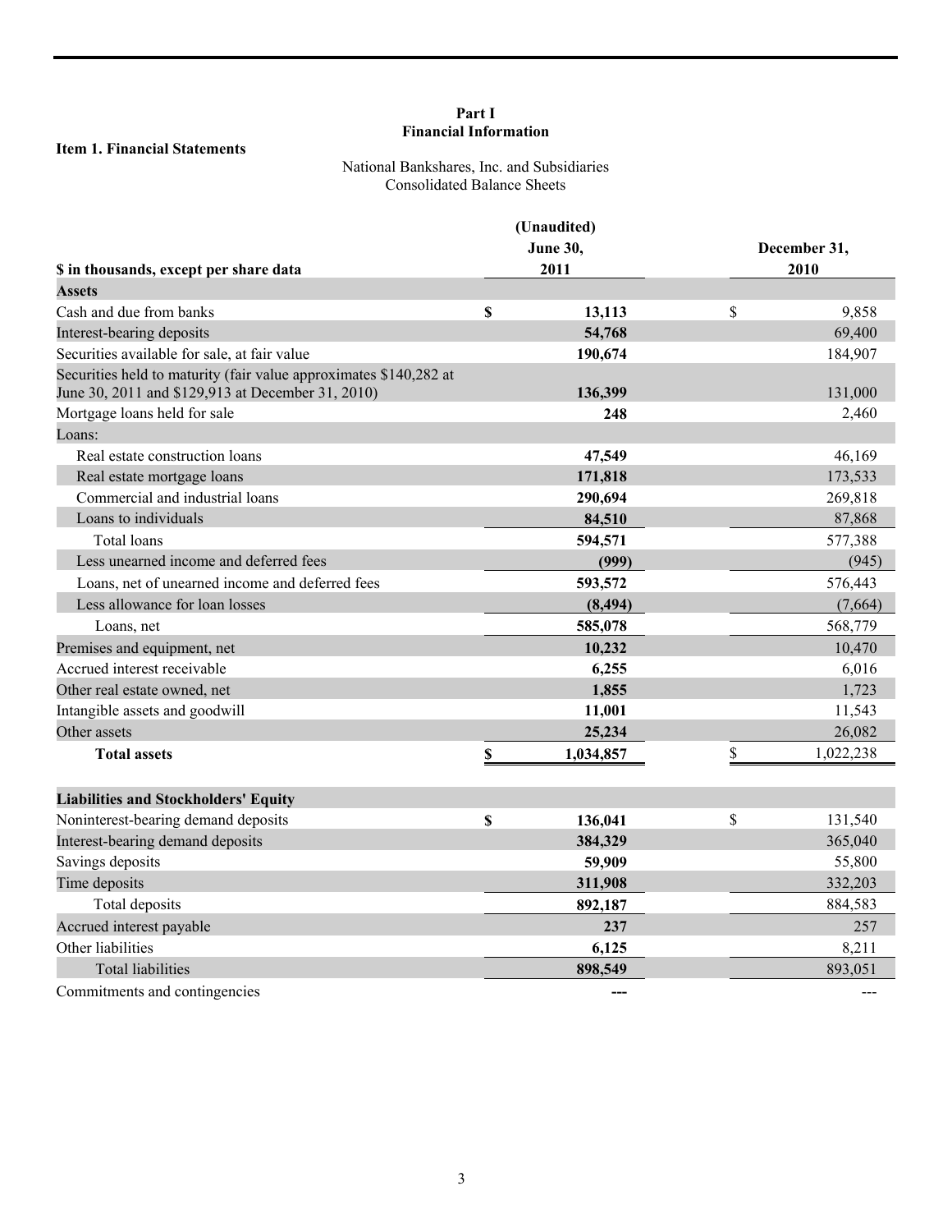# Part I
# Financial Information

**Item 1. Financial Statements**

National Bankshares, Inc. and Subsidiaries
Consolidated Balance Sheets

| $ in thousands, except per share data | (Unaudited) June 30, 2011 | December 31, 2010 |
|---|---|---|
| **Assets** | | |
| Cash and due from banks | $ 13,113 | $ 9,858 |
| Interest-bearing deposits | 54,768 | 69,400 |
| Securities available for sale, at fair value | 190,674 | 184,907 |
| Securities held to maturity (fair value approximates $140,282 at June 30, 2011 and $129,913 at December 31, 2010) | 136,399 | 131,000 |
| Mortgage loans held for sale | 248 | 2,460 |
| Loans: | | |
| Real estate construction loans | 47,549 | 46,169 |
| Real estate mortgage loans | 171,818 | 173,533 |
| Commercial and industrial loans | 290,694 | 269,818 |
| Loans to individuals | 84,510 | 87,868 |
| Total loans | 594,571 | 577,388 |
| Less unearned income and deferred fees | (999) | (945) |
| Loans, net of unearned income and deferred fees | 593,572 | 576,443 |
| Less allowance for loan losses | (8,494) | (7,664) |
| Loans, net | 585,078 | 568,779 |
| Premises and equipment, net | 10,232 | 10,470 |
| Accrued interest receivable | 6,255 | 6,016 |
| Other real estate owned, net | 1,855 | 1,723 |
| Intangible assets and goodwill | 11,001 | 11,543 |
| Other assets | 25,234 | 26,082 |
| **Total assets** | $ 1,034,857 | $ 1,022,238 |
| | | |
| **Liabilities and Stockholders' Equity** | | |
| Noninterest-bearing demand deposits | $ 136,041 | $ 131,540 |
| Interest-bearing demand deposits | 384,329 | 365,040 |
| Savings deposits | 59,909 | 55,800 |
| Time deposits | 311,908 | 332,203 |
| Total deposits | 892,187 | 884,583 |
| Accrued interest payable | 237 | 257 |
| Other liabilities | 6,125 | 8,211 |
| Total liabilities | 898,549 | 893,051 |
| Commitments and contingencies | --- | --- |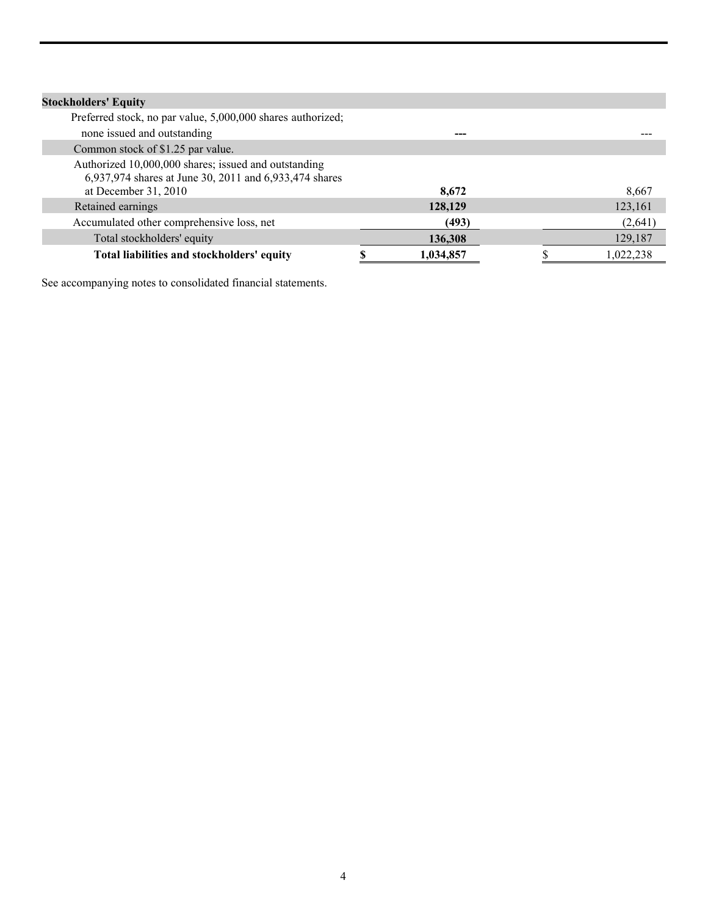| Stockholders' Equity | | |
| --- | --- | --- |
| Preferred stock, no par value, 5,000,000 shares authorized; none issued and outstanding | --- | --- |
| Common stock of $1.25 par value. | | |
| Authorized 10,000,000 shares; issued and outstanding 6,937,974 shares at June 30, 2011 and 6,933,474 shares at December 31, 2010 | **8,672** | 8,667 |
| Retained earnings | **128,129** | 123,161 |
| Accumulated other comprehensive loss, net | **(493)** | (2,641) |
| Total stockholders' equity | **136,308** | 129,187 |
| **Total liabilities and stockholders' equity** | **$ 1,034,857** | $ 1,022,238 |

See accompanying notes to consolidated financial statements.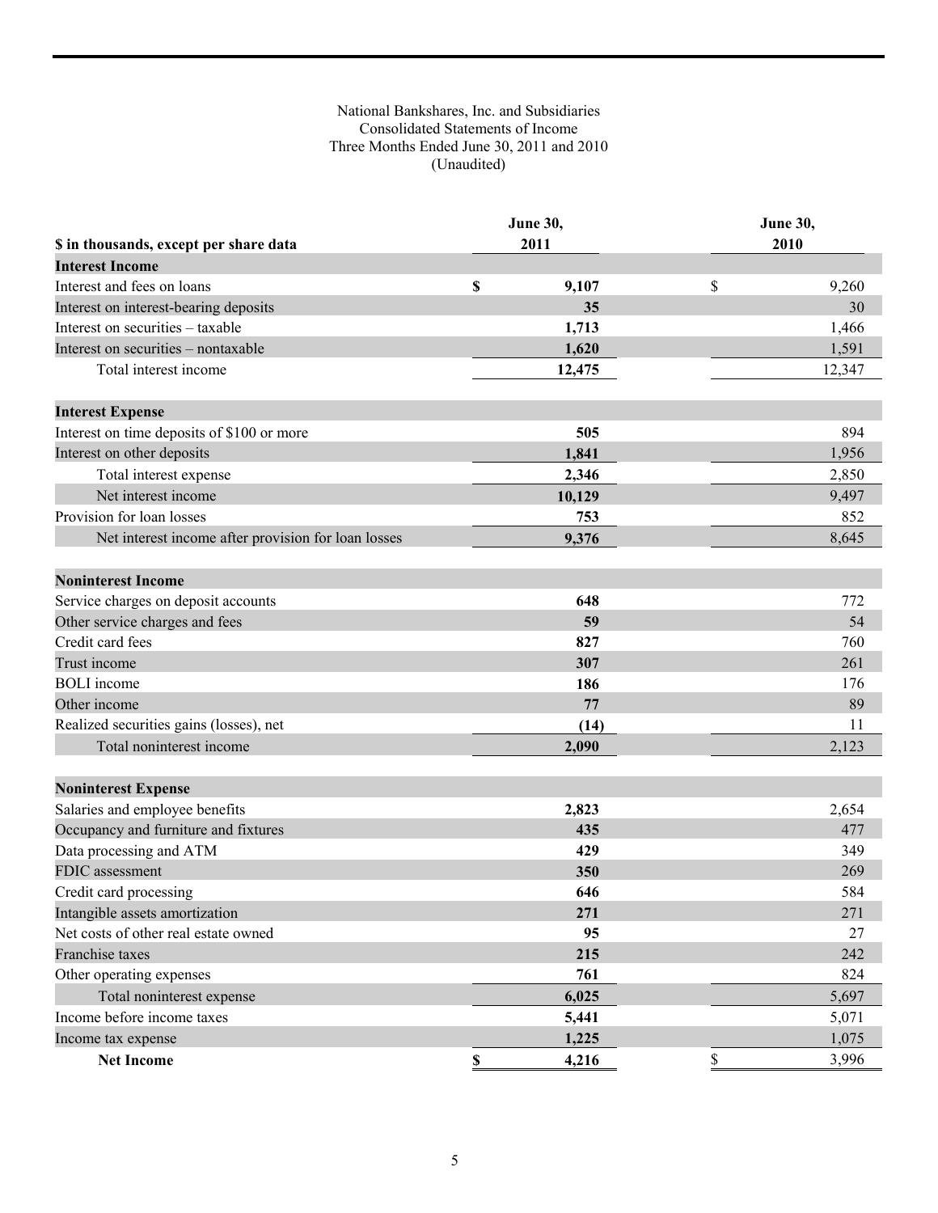National Bankshares, Inc. and Subsidiaries
Consolidated Statements of Income
Three Months Ended June 30, 2011 and 2010
(Unaudited)

| $ in thousands, except per share data | June 30, 2011 | June 30, 2010 |
|---|---|---|
| **Interest Income** | | |
| Interest and fees on loans | $ 9,107 | $ 9,260 |
| Interest on interest-bearing deposits | 35 | 30 |
| Interest on securities – taxable | 1,713 | 1,466 |
| Interest on securities – nontaxable | 1,620 | 1,591 |
| Total interest income | 12,475 | 12,347 |
| **Interest Expense** | | |
| Interest on time deposits of $100 or more | 505 | 894 |
| Interest on other deposits | 1,841 | 1,956 |
| Total interest expense | 2,346 | 2,850 |
| Net interest income | 10,129 | 9,497 |
| Provision for loan losses | 753 | 852 |
| Net interest income after provision for loan losses | 9,376 | 8,645 |
| **Noninterest Income** | | |
| Service charges on deposit accounts | 648 | 772 |
| Other service charges and fees | 59 | 54 |
| Credit card fees | 827 | 760 |
| Trust income | 307 | 261 |
| BOLI income | 186 | 176 |
| Other income | 77 | 89 |
| Realized securities gains (losses), net | (14) | 11 |
| Total noninterest income | 2,090 | 2,123 |
| **Noninterest Expense** | | |
| Salaries and employee benefits | 2,823 | 2,654 |
| Occupancy and furniture and fixtures | 435 | 477 |
| Data processing and ATM | 429 | 349 |
| FDIC assessment | 350 | 269 |
| Credit card processing | 646 | 584 |
| Intangible assets amortization | 271 | 271 |
| Net costs of other real estate owned | 95 | 27 |
| Franchise taxes | 215 | 242 |
| Other operating expenses | 761 | 824 |
| Total noninterest expense | 6,025 | 5,697 |
| Income before income taxes | 5,441 | 5,071 |
| Income tax expense | 1,225 | 1,075 |
| **Net Income** | $ 4,216 | $ 3,996 |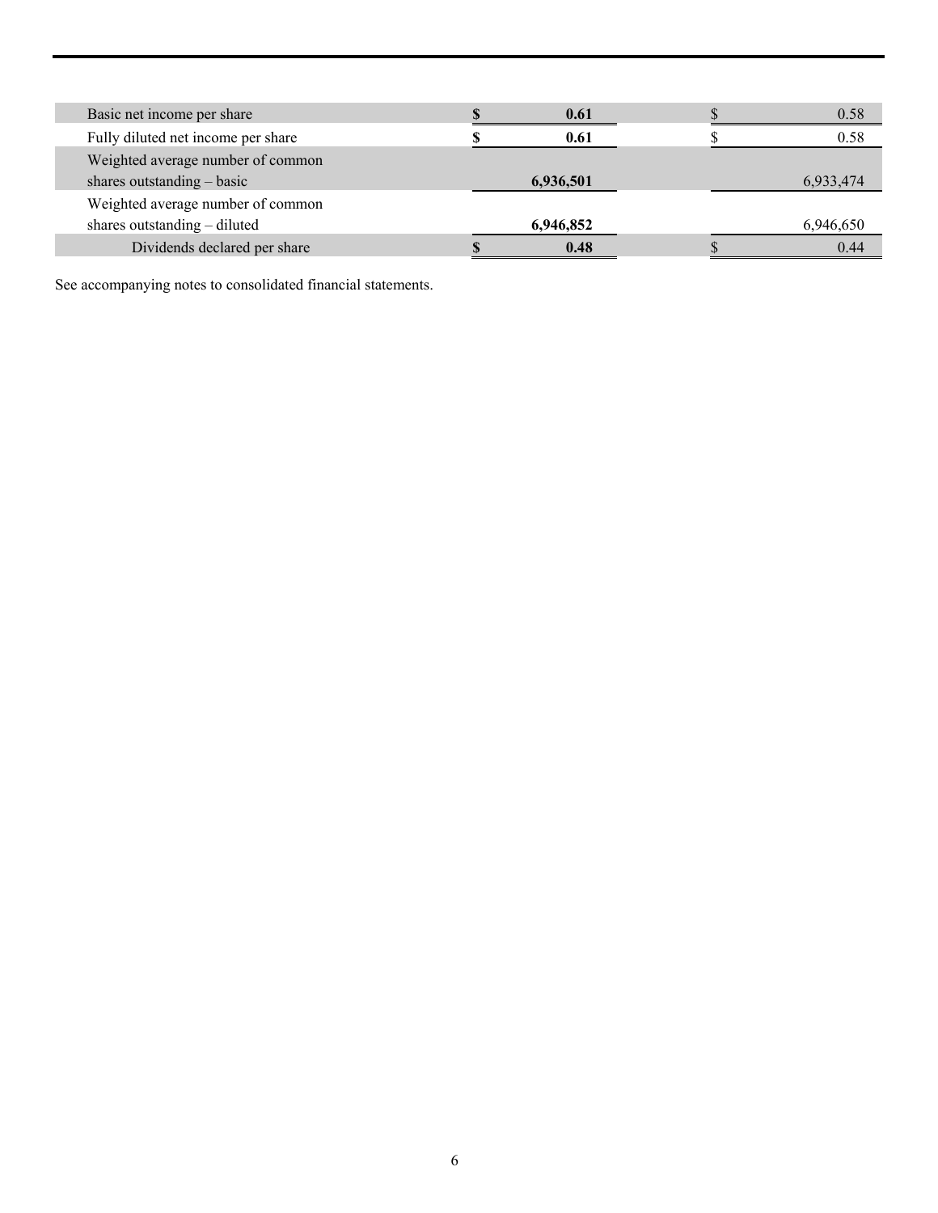| | | |
|---|---|---|
| Basic net income per share | **$ 0.61** | $ 0.58 |
| Fully diluted net income per share | **$ 0.61** | $ 0.58 |
| Weighted average number of common shares outstanding – basic | **6,936,501** | 6,933,474 |
| Weighted average number of common shares outstanding – diluted | **6,946,852** | 6,946,650 |
| Dividends declared per share | **$ 0.48** | $ 0.44 |

See accompanying notes to consolidated financial statements.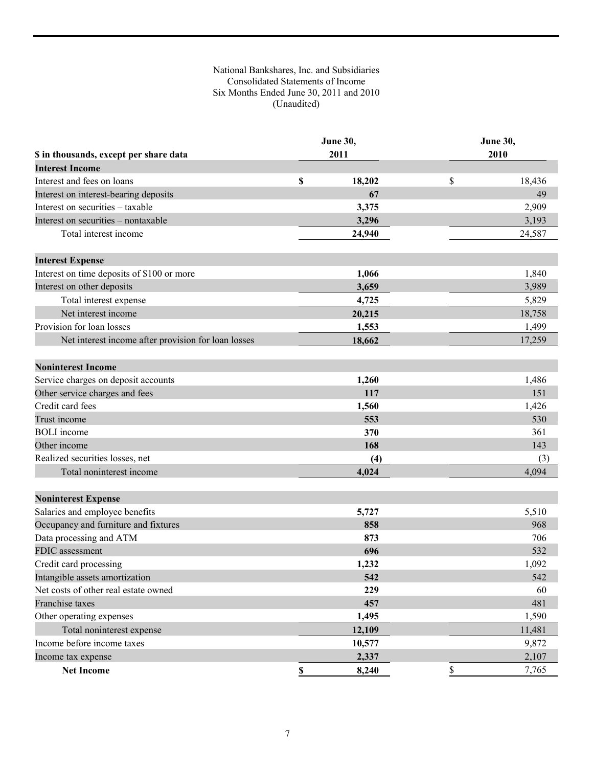National Bankshares, Inc. and Subsidiaries
Consolidated Statements of Income
Six Months Ended June 30, 2011 and 2010
(Unaudited)

| $ in thousands, except per share data | June 30, 2011 | June 30, 2010 |
|---|---|---|
| **Interest Income** | | |
| Interest and fees on loans | $ 18,202 | $ 18,436 |
| Interest on interest-bearing deposits | 67 | 49 |
| Interest on securities – taxable | 3,375 | 2,909 |
| Interest on securities – nontaxable | 3,296 | 3,193 |
| Total interest income | 24,940 | 24,587 |
| **Interest Expense** | | |
| Interest on time deposits of $100 or more | 1,066 | 1,840 |
| Interest on other deposits | 3,659 | 3,989 |
| Total interest expense | 4,725 | 5,829 |
| Net interest income | 20,215 | 18,758 |
| Provision for loan losses | 1,553 | 1,499 |
| Net interest income after provision for loan losses | 18,662 | 17,259 |
| **Noninterest Income** | | |
| Service charges on deposit accounts | 1,260 | 1,486 |
| Other service charges and fees | 117 | 151 |
| Credit card fees | 1,560 | 1,426 |
| Trust income | 553 | 530 |
| BOLI income | 370 | 361 |
| Other income | 168 | 143 |
| Realized securities losses, net | (4) | (3) |
| Total noninterest income | 4,024 | 4,094 |
| **Noninterest Expense** | | |
| Salaries and employee benefits | 5,727 | 5,510 |
| Occupancy and furniture and fixtures | 858 | 968 |
| Data processing and ATM | 873 | 706 |
| FDIC assessment | 696 | 532 |
| Credit card processing | 1,232 | 1,092 |
| Intangible assets amortization | 542 | 542 |
| Net costs of other real estate owned | 229 | 60 |
| Franchise taxes | 457 | 481 |
| Other operating expenses | 1,495 | 1,590 |
| Total noninterest expense | 12,109 | 11,481 |
| Income before income taxes | 10,577 | 9,872 |
| Income tax expense | 2,337 | 2,107 |
| **Net Income** | $ 8,240 | $ 7,765 |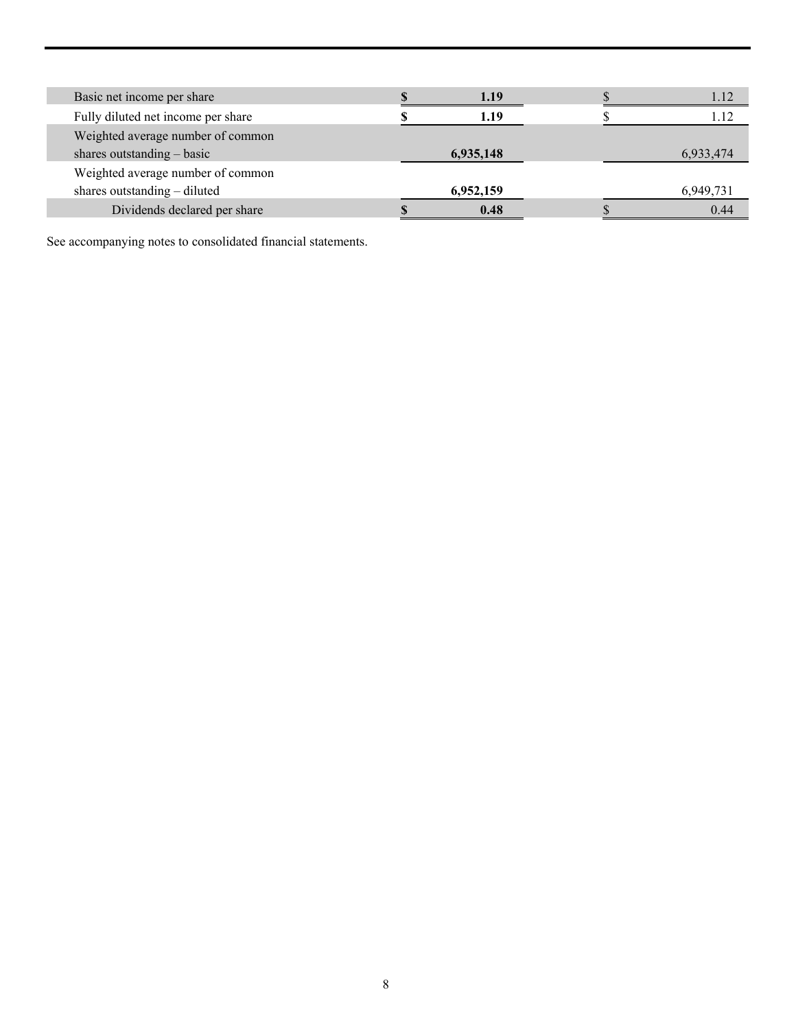| | | |
|---|---|---|
| Basic net income per share | **$ 1.19** | $ 1.12 |
| Fully diluted net income per share | **$ 1.19** | $ 1.12 |
| Weighted average number of common shares outstanding – basic | **6,935,148** | 6,933,474 |
| Weighted average number of common shares outstanding – diluted | **6,952,159** | 6,949,731 |
| Dividends declared per share | **$ 0.48** | $ 0.44 |

See accompanying notes to consolidated financial statements.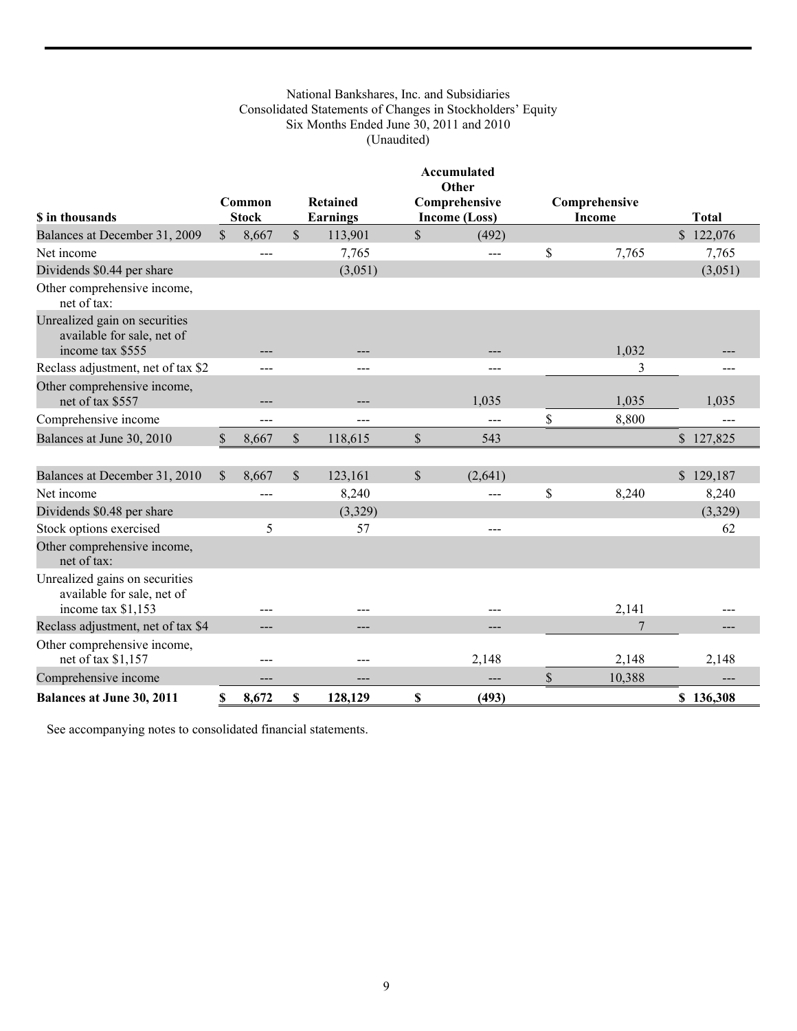National Bankshares, Inc. and Subsidiaries
Consolidated Statements of Changes in Stockholders' Equity
Six Months Ended June 30, 2011 and 2010
(Unaudited)

| $ in thousands | Common Stock | Retained Earnings | Accumulated Other Comprehensive Income (Loss) | Comprehensive Income | Total |
|---|---|---|---|---|---|
| Balances at December 31, 2009 | $ 8,667 | $ 113,901 | $ (492) | | $ 122,076 |
| Net income | --- | 7,765 | --- | $ 7,765 | 7,765 |
| Dividends $0.44 per share | | (3,051) | | | (3,051) |
| Other comprehensive income, net of tax: | | | | | |
| Unrealized gain on securities available for sale, net of income tax $555 | --- | --- | --- | 1,032 | --- |
| Reclass adjustment, net of tax $2 | --- | --- | --- | 3 | --- |
| Other comprehensive income, net of tax $557 | --- | --- | 1,035 | 1,035 | 1,035 |
| Comprehensive income | --- | --- | --- | $ 8,800 | --- |
| Balances at June 30, 2010 | $ 8,667 | $ 118,615 | $ 543 | | $ 127,825 |
| | | | | | |
| Balances at December 31, 2010 | $ 8,667 | $ 123,161 | $ (2,641) | | $ 129,187 |
| Net income | --- | 8,240 | --- | $ 8,240 | 8,240 |
| Dividends $0.48 per share | | (3,329) | | | (3,329) |
| Stock options exercised | 5 | 57 | --- | | 62 |
| Other comprehensive income, net of tax: | | | | | |
| Unrealized gains on securities available for sale, net of income tax $1,153 | --- | --- | --- | 2,141 | --- |
| Reclass adjustment, net of tax $4 | --- | --- | --- | 7 | --- |
| Other comprehensive income, net of tax $1,157 | --- | --- | 2,148 | 2,148 | 2,148 |
| Comprehensive income | --- | --- | --- | $ 10,388 | --- |
| **Balances at June 30, 2011** | **$ 8,672** | **$ 128,129** | **$ (493)** | | **$ 136,308** |

See accompanying notes to consolidated financial statements.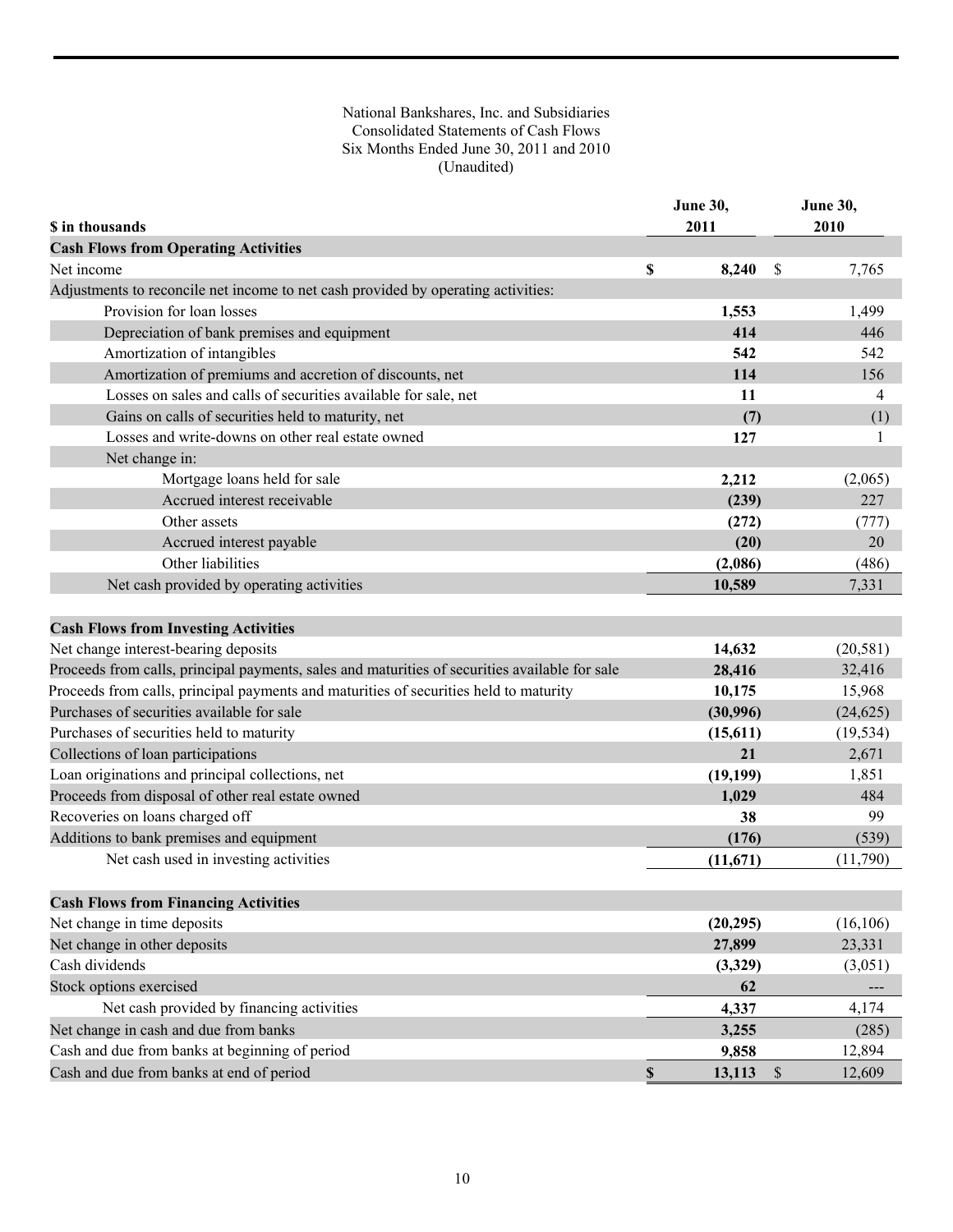National Bankshares, Inc. and Subsidiaries
Consolidated Statements of Cash Flows
Six Months Ended June 30, 2011 and 2010
(Unaudited)

| $ in thousands | June 30, 2011 | June 30, 2010 |
|---|---|---|
| **Cash Flows from Operating Activities** | | |
| Net income | **$ 8,240** | $ 7,765 |
| Adjustments to reconcile net income to net cash provided by operating activities: | | |
| Provision for loan losses | **1,553** | 1,499 |
| Depreciation of bank premises and equipment | **414** | 446 |
| Amortization of intangibles | **542** | 542 |
| Amortization of premiums and accretion of discounts, net | **114** | 156 |
| Losses on sales and calls of securities available for sale, net | **11** | 4 |
| Gains on calls of securities held to maturity, net | **(7)** | (1) |
| Losses and write-downs on other real estate owned | **127** | 1 |
| Net change in: | | |
| Mortgage loans held for sale | **2,212** | (2,065) |
| Accrued interest receivable | **(239)** | 227 |
| Other assets | **(272)** | (777) |
| Accrued interest payable | **(20)** | 20 |
| Other liabilities | **(2,086)** | (486) |
| Net cash provided by operating activities | **10,589** | 7,331 |
| **Cash Flows from Investing Activities** | | |
| Net change interest-bearing deposits | **14,632** | (20,581) |
| Proceeds from calls, principal payments, sales and maturities of securities available for sale | **28,416** | 32,416 |
| Proceeds from calls, principal payments and maturities of securities held to maturity | **10,175** | 15,968 |
| Purchases of securities available for sale | **(30,996)** | (24,625) |
| Purchases of securities held to maturity | **(15,611)** | (19,534) |
| Collections of loan participations | **21** | 2,671 |
| Loan originations and principal collections, net | **(19,199)** | 1,851 |
| Proceeds from disposal of other real estate owned | **1,029** | 484 |
| Recoveries on loans charged off | **38** | 99 |
| Additions to bank premises and equipment | **(176)** | (539) |
| Net cash used in investing activities | **(11,671)** | (11,790) |
| **Cash Flows from Financing Activities** | | |
| Net change in time deposits | **(20,295)** | (16,106) |
| Net change in other deposits | **27,899** | 23,331 |
| Cash dividends | **(3,329)** | (3,051) |
| Stock options exercised | **62** | --- |
| Net cash provided by financing activities | **4,337** | 4,174 |
| Net change in cash and due from banks | **3,255** | (285) |
| Cash and due from banks at beginning of period | **9,858** | 12,894 |
| Cash and due from banks at end of period | **$ 13,113** | $ 12,609 |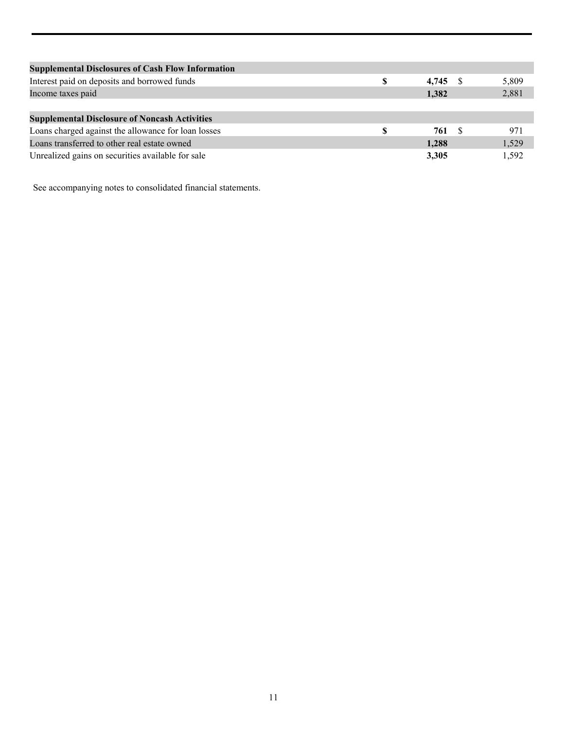| Supplemental Disclosures of Cash Flow Information | | |
|---|---|---|
| Interest paid on deposits and borrowed funds | **$ 4,745** | $ 5,809 |
| Income taxes paid | **1,382** | 2,881 |
| | | |
| **Supplemental Disclosure of Noncash Activities** | | |
| Loans charged against the allowance for loan losses | **$ 761** | $ 971 |
| Loans transferred to other real estate owned | **1,288** | 1,529 |
| Unrealized gains on securities available for sale | **3,305** | 1,592 |

See accompanying notes to consolidated financial statements.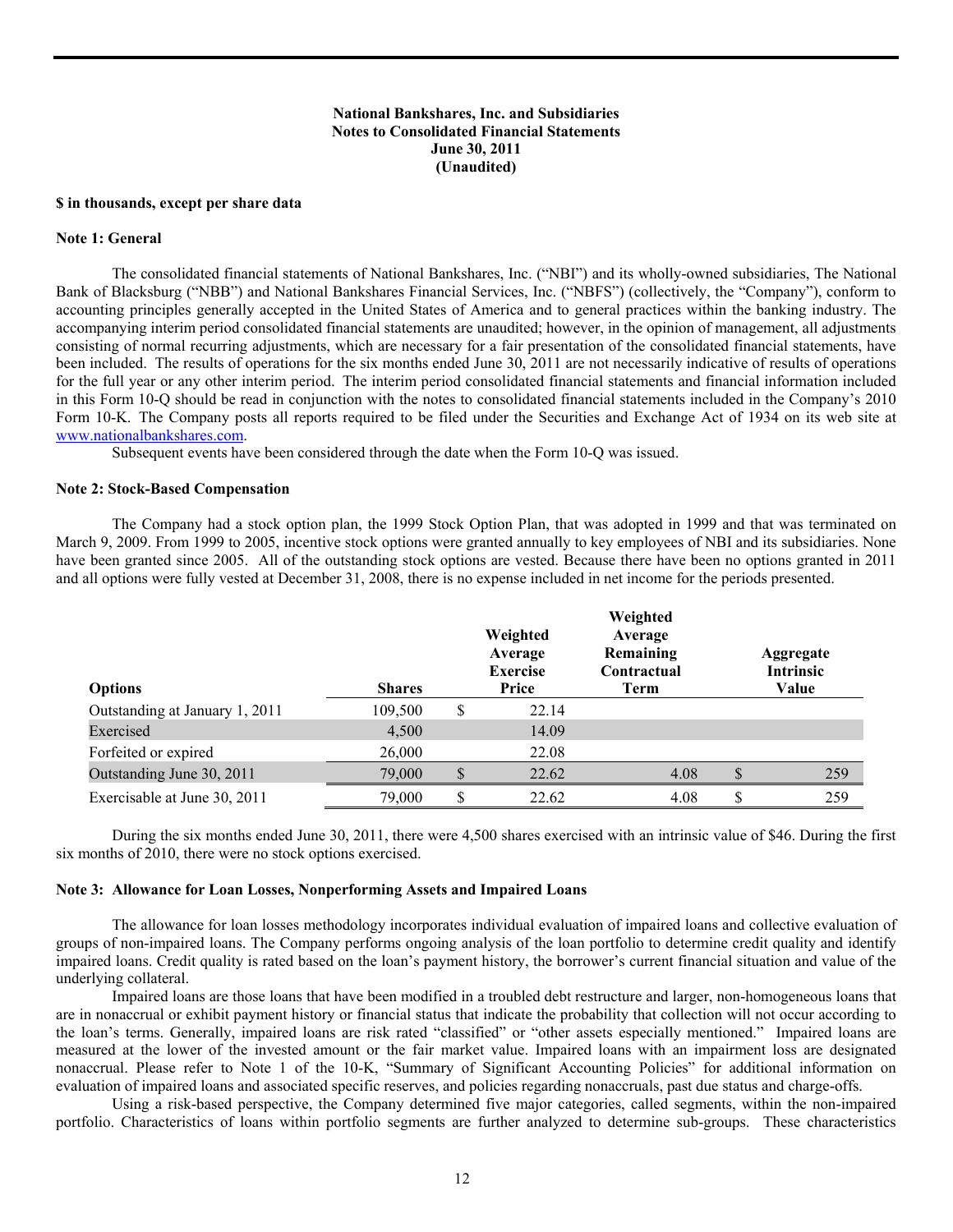**National Bankshares, Inc. and Subsidiaries**
**Notes to Consolidated Financial Statements**
**June 30, 2011**
**(Unaudited)**

**$ in thousands, except per share data**

**Note 1: General**

The consolidated financial statements of National Bankshares, Inc. ("NBI") and its wholly-owned subsidiaries, The National Bank of Blacksburg ("NBB") and National Bankshares Financial Services, Inc. ("NBFS") (collectively, the "Company"), conform to accounting principles generally accepted in the United States of America and to general practices within the banking industry. The accompanying interim period consolidated financial statements are unaudited; however, in the opinion of management, all adjustments consisting of normal recurring adjustments, which are necessary for a fair presentation of the consolidated financial statements, have been included. The results of operations for the six months ended June 30, 2011 are not necessarily indicative of results of operations for the full year or any other interim period. The interim period consolidated financial statements and financial information included in this Form 10-Q should be read in conjunction with the notes to consolidated financial statements included in the Company's 2010 Form 10-K. The Company posts all reports required to be filed under the Securities and Exchange Act of 1934 on its web site at www.nationalbankshares.com.

Subsequent events have been considered through the date when the Form 10-Q was issued.

**Note 2: Stock-Based Compensation**

The Company had a stock option plan, the 1999 Stock Option Plan, that was adopted in 1999 and that was terminated on March 9, 2009. From 1999 to 2005, incentive stock options were granted annually to key employees of NBI and its subsidiaries. None have been granted since 2005. All of the outstanding stock options are vested. Because there have been no options granted in 2011 and all options were fully vested at December 31, 2008, there is no expense included in net income for the periods presented.

| Options | Shares | Weighted Average Exercise Price | Weighted Average Remaining Contractual Term | Aggregate Intrinsic Value |
|---|---|---|---|---|
| Outstanding at January 1, 2011 | 109,500 | $ 22.14 | | |
| Exercised | 4,500 | 14.09 | | |
| Forfeited or expired | 26,000 | 22.08 | | |
| Outstanding June 30, 2011 | 79,000 | $ 22.62 | 4.08 | $ 259 |
| Exercisable at June 30, 2011 | 79,000 | $ 22.62 | 4.08 | $ 259 |

During the six months ended June 30, 2011, there were 4,500 shares exercised with an intrinsic value of $46. During the first six months of 2010, there were no stock options exercised.

**Note 3: Allowance for Loan Losses, Nonperforming Assets and Impaired Loans**

The allowance for loan losses methodology incorporates individual evaluation of impaired loans and collective evaluation of groups of non-impaired loans. The Company performs ongoing analysis of the loan portfolio to determine credit quality and identify impaired loans. Credit quality is rated based on the loan's payment history, the borrower's current financial situation and value of the underlying collateral.

Impaired loans are those loans that have been modified in a troubled debt restructure and larger, non-homogeneous loans that are in nonaccrual or exhibit payment history or financial status that indicate the probability that collection will not occur according to the loan's terms. Generally, impaired loans are risk rated "classified" or "other assets especially mentioned." Impaired loans are measured at the lower of the invested amount or the fair market value. Impaired loans with an impairment loss are designated nonaccrual. Please refer to Note 1 of the 10-K, "Summary of Significant Accounting Policies" for additional information on evaluation of impaired loans and associated specific reserves, and policies regarding nonaccruals, past due status and charge-offs.

Using a risk-based perspective, the Company determined five major categories, called segments, within the non-impaired portfolio. Characteristics of loans within portfolio segments are further analyzed to determine sub-groups. These characteristics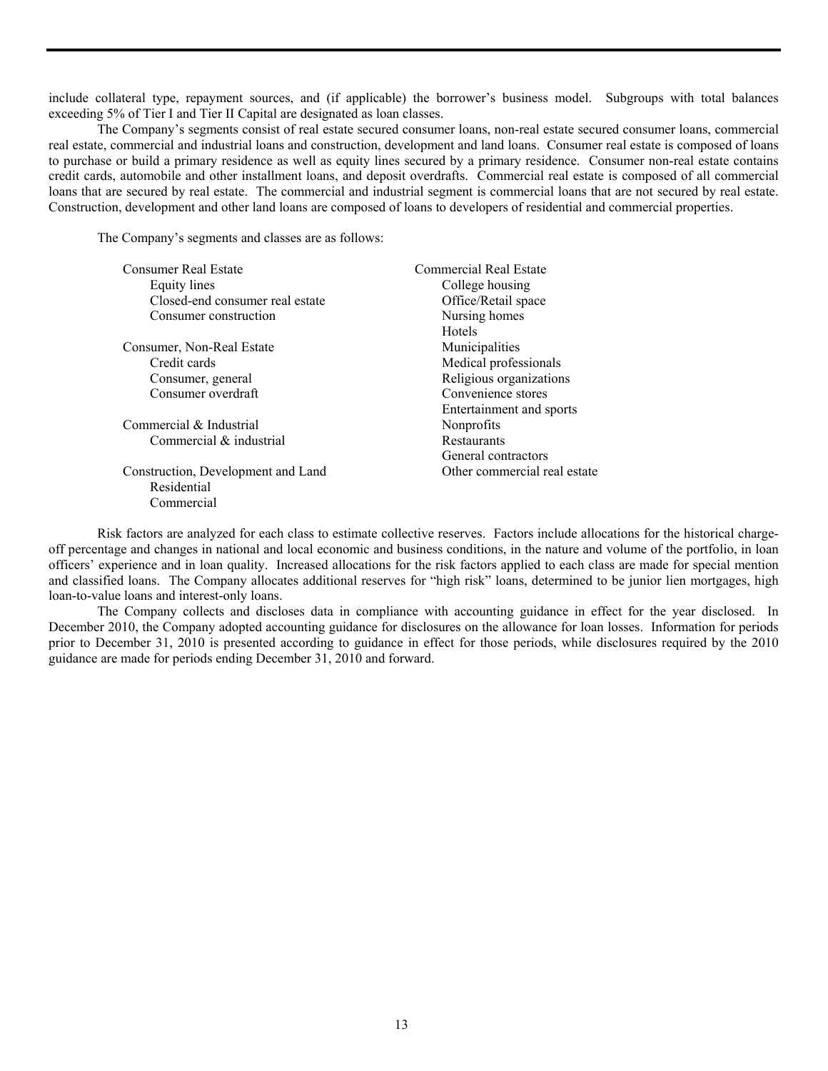include collateral type, repayment sources, and (if applicable) the borrower's business model. Subgroups with total balances exceeding 5% of Tier I and Tier II Capital are designated as loan classes.

The Company's segments consist of real estate secured consumer loans, non-real estate secured consumer loans, commercial real estate, commercial and industrial loans and construction, development and land loans. Consumer real estate is composed of loans to purchase or build a primary residence as well as equity lines secured by a primary residence. Consumer non-real estate contains credit cards, automobile and other installment loans, and deposit overdrafts. Commercial real estate is composed of all commercial loans that are secured by real estate. The commercial and industrial segment is commercial loans that are not secured by real estate. Construction, development and other land loans are composed of loans to developers of residential and commercial properties.

The Company's segments and classes are as follows:

Consumer Real Estate
- Equity lines
- Closed-end consumer real estate
- Consumer construction

Consumer, Non-Real Estate
- Credit cards
- Consumer, general
- Consumer overdraft

Commercial & Industrial
- Commercial & industrial

Construction, Development and Land
- Residential
- Commercial

Commercial Real Estate
- College housing
- Office/Retail space
- Nursing homes
- Hotels
- Municipalities
- Medical professionals
- Religious organizations
- Convenience stores
- Entertainment and sports
- Nonprofits
- Restaurants
- General contractors
- Other commercial real estate

Risk factors are analyzed for each class to estimate collective reserves. Factors include allocations for the historical charge-off percentage and changes in national and local economic and business conditions, in the nature and volume of the portfolio, in loan officers' experience and in loan quality. Increased allocations for the risk factors applied to each class are made for special mention and classified loans. The Company allocates additional reserves for "high risk" loans, determined to be junior lien mortgages, high loan-to-value loans and interest-only loans.

The Company collects and discloses data in compliance with accounting guidance in effect for the year disclosed. In December 2010, the Company adopted accounting guidance for disclosures on the allowance for loan losses. Information for periods prior to December 31, 2010 is presented according to guidance in effect for those periods, while disclosures required by the 2010 guidance are made for periods ending December 31, 2010 and forward.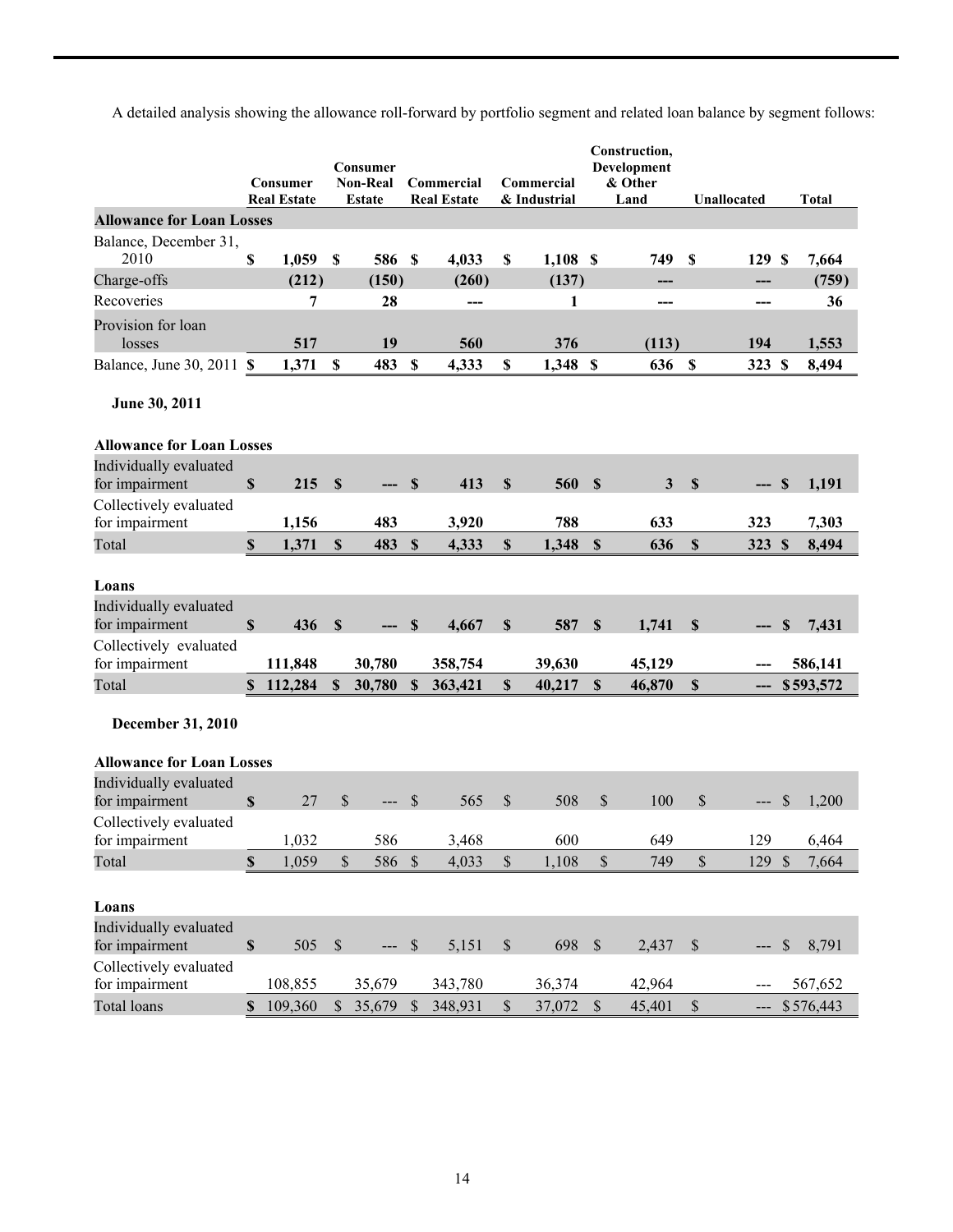A detailed analysis showing the allowance roll-forward by portfolio segment and related loan balance by segment follows:

| | Consumer Real Estate | Consumer Non-Real Estate | Commercial Real Estate | Commercial & Industrial | Construction, Development & Other Land | Unallocated | Total |
|---|---|---|---|---|---|---|---|
| **Allowance for Loan Losses** | | | | | | | |
| Balance, December 31, 2010 | $ 1,059 | $ 586 | $ 4,033 | $ 1,108 | $ 749 | $ 129 | $ 7,664 |
| Charge-offs | (212) | (150) | (260) | (137) | --- | --- | (759) |
| Recoveries | 7 | 28 | --- | 1 | --- | --- | 36 |
| Provision for loan losses | 517 | 19 | 560 | 376 | (113) | 194 | 1,553 |
| Balance, June 30, 2011 | $ 1,371 | $ 483 | $ 4,333 | $ 1,348 | $ 636 | $ 323 | $ 8,494 |
| **June 30, 2011** | | | | | | | |
| **Allowance for Loan Losses** | | | | | | | |
| Individually evaluated for impairment | $ 215 | $ --- | $ 413 | $ 560 | $ 3 | $ --- | $ 1,191 |
| Collectively evaluated for impairment | 1,156 | 483 | 3,920 | 788 | 633 | 323 | 7,303 |
| Total | $ 1,371 | $ 483 | $ 4,333 | $ 1,348 | $ 636 | $ 323 | $ 8,494 |
| **Loans** | | | | | | | |
| Individually evaluated for impairment | $ 436 | $ --- | $ 4,667 | $ 587 | $ 1,741 | $ --- | $ 7,431 |
| Collectively evaluated for impairment | 111,848 | 30,780 | 358,754 | 39,630 | 45,129 | --- | 586,141 |
| Total | $ 112,284 | $ 30,780 | $ 363,421 | $ 40,217 | $ 46,870 | $ --- | $ 593,572 |
| **December 31, 2010** | | | | | | | |
| **Allowance for Loan Losses** | | | | | | | |
| Individually evaluated for impairment | $ 27 | $ --- | $ 565 | $ 508 | $ 100 | $ --- | $ 1,200 |
| Collectively evaluated for impairment | 1,032 | 586 | 3,468 | 600 | 649 | 129 | 6,464 |
| Total | $ 1,059 | $ 586 | $ 4,033 | $ 1,108 | $ 749 | $ 129 | $ 7,664 |
| **Loans** | | | | | | | |
| Individually evaluated for impairment | $ 505 | $ --- | $ 5,151 | $ 698 | $ 2,437 | $ --- | $ 8,791 |
| Collectively evaluated for impairment | 108,855 | 35,679 | 343,780 | 36,374 | 42,964 | --- | 567,652 |
| Total loans | $ 109,360 | $ 35,679 | $ 348,931 | $ 37,072 | $ 45,401 | $ --- | $ 576,443 |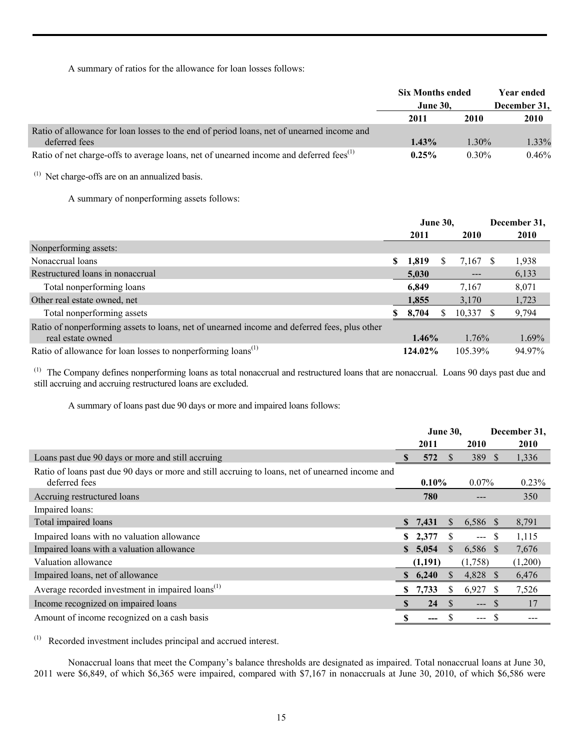A summary of ratios for the allowance for loan losses follows:

| | Six Months ended June 30, | | Year ended December 31, |
|---|---|---|---|
| | **2011** | **2010** | **2010** |
| Ratio of allowance for loan losses to the end of period loans, net of unearned income and deferred fees | **1.43%** | 1.30% | 1.33% |
| Ratio of net charge-offs to average loans, net of unearned income and deferred fees[(1)] | **0.25%** | 0.30% | 0.46% |

[(1)] Net charge-offs are on an annualized basis.

A summary of nonperforming assets follows:

| | June 30, | | December 31, |
|---|---|---|---|
| | **2011** | **2010** | **2010** |
| Nonperforming assets: | | | |
| Nonaccrual loans | **$ 1,819** | $ 7,167 | $ 1,938 |
| Restructured loans in nonaccrual | **5,030** | --- | 6,133 |
| Total nonperforming loans | **6,849** | 7,167 | 8,071 |
| Other real estate owned, net | **1,855** | 3,170 | 1,723 |
| Total nonperforming assets | **$ 8,704** | $ 10,337 | $ 9,794 |
| Ratio of nonperforming assets to loans, net of unearned income and deferred fees, plus other real estate owned | **1.46%** | 1.76% | 1.69% |
| Ratio of allowance for loan losses to nonperforming loans[(1)] | **124.02%** | 105.39% | 94.97% |

[(1)] The Company defines nonperforming loans as total nonaccrual and restructured loans that are nonaccrual. Loans 90 days past due and still accruing and accruing restructured loans are excluded.

A summary of loans past due 90 days or more and impaired loans follows:

| | June 30, | | December 31, |
|---|---|---|---|
| | **2011** | **2010** | **2010** |
| Loans past due 90 days or more and still accruing | **$ 572** | $ 389 | $ 1,336 |
| Ratio of loans past due 90 days or more and still accruing to loans, net of unearned income and deferred fees | **0.10%** | 0.07% | 0.23% |
| Accruing restructured loans | **780** | --- | 350 |
| Impaired loans: | | | |
| Total impaired loans | **$ 7,431** | $ 6,586 | $ 8,791 |
| Impaired loans with no valuation allowance | **$ 2,377** | $ --- | $ 1,115 |
| Impaired loans with a valuation allowance | **$ 5,054** | $ 6,586 | $ 7,676 |
| Valuation allowance | **(1,191)** | (1,758) | (1,200) |
| Impaired loans, net of allowance | **$ 6,240** | $ 4,828 | $ 6,476 |
| Average recorded investment in impaired loans[(1)] | **$ 7,733** | $ 6,927 | $ 7,526 |
| Income recognized on impaired loans | **$ 24** | $ --- | $ 17 |
| Amount of income recognized on a cash basis | **$ ---** | $ --- | $ --- |

[(1)] Recorded investment includes principal and accrued interest.

Nonaccrual loans that meet the Company's balance thresholds are designated as impaired. Total nonaccrual loans at June 30, 2011 were $6,849, of which $6,365 were impaired, compared with $7,167 in nonaccruals at June 30, 2010, of which $6,586 were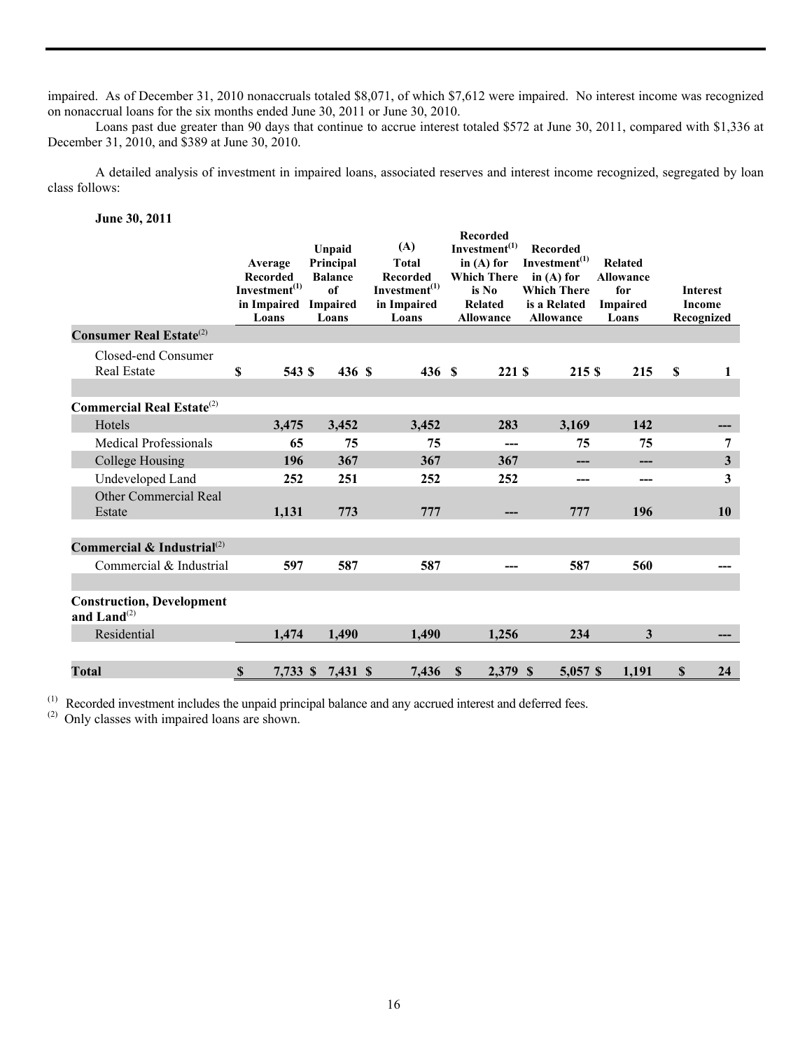impaired. As of December 31, 2010 nonaccruals totaled $8,071, of which $7,612 were impaired. No interest income was recognized on nonaccrual loans for the six months ended June 30, 2011 or June 30, 2010.

Loans past due greater than 90 days that continue to accrue interest totaled $572 at June 30, 2011, compared with $1,336 at December 31, 2010, and $389 at June 30, 2010.

A detailed analysis of investment in impaired loans, associated reserves and interest income recognized, segregated by loan class follows:

**June 30, 2011**

| | Average Recorded Investment[(1)] in Impaired Loans | Unpaid Principal Balance of Impaired Loans | (A) Total Recorded Investment[(1)] in Impaired Loans | Recorded Investment[(1)] in (A) for Which There is No Related Allowance | Recorded Investment[(1)] in (A) for Which There is a Related Allowance | Related Allowance for Impaired Loans | Interest Income Recognized |
|---|---|---|---|---|---|---|---|
| **Consumer Real Estate**[(2)] | | | | | | | |
| Closed-end Consumer Real Estate | $ 543 | $ 436 | $ 436 | $ 221 | $ 215 | $ 215 | $ 1 |
| **Commercial Real Estate**[(2)] | | | | | | | |
| Hotels | 3,475 | 3,452 | 3,452 | 283 | 3,169 | 142 | --- |
| Medical Professionals | 65 | 75 | 75 | --- | 75 | 75 | 7 |
| College Housing | 196 | 367 | 367 | 367 | --- | --- | 3 |
| Undeveloped Land | 252 | 251 | 252 | 252 | --- | --- | 3 |
| Other Commercial Real Estate | 1,131 | 773 | 777 | --- | 777 | 196 | 10 |
| **Commercial & Industrial**[(2)] | | | | | | | |
| Commercial & Industrial | 597 | 587 | 587 | --- | 587 | 560 | --- |
| **Construction, Development and Land**[(2)] | | | | | | | |
| Residential | 1,474 | 1,490 | 1,490 | 1,256 | 234 | 3 | --- |
| **Total** | $ 7,733 | $ 7,431 | $ 7,436 | $ 2,379 | $ 5,057 | $ 1,191 | $ 24 |

(1) Recorded investment includes the unpaid principal balance and any accrued interest and deferred fees.
(2) Only classes with impaired loans are shown.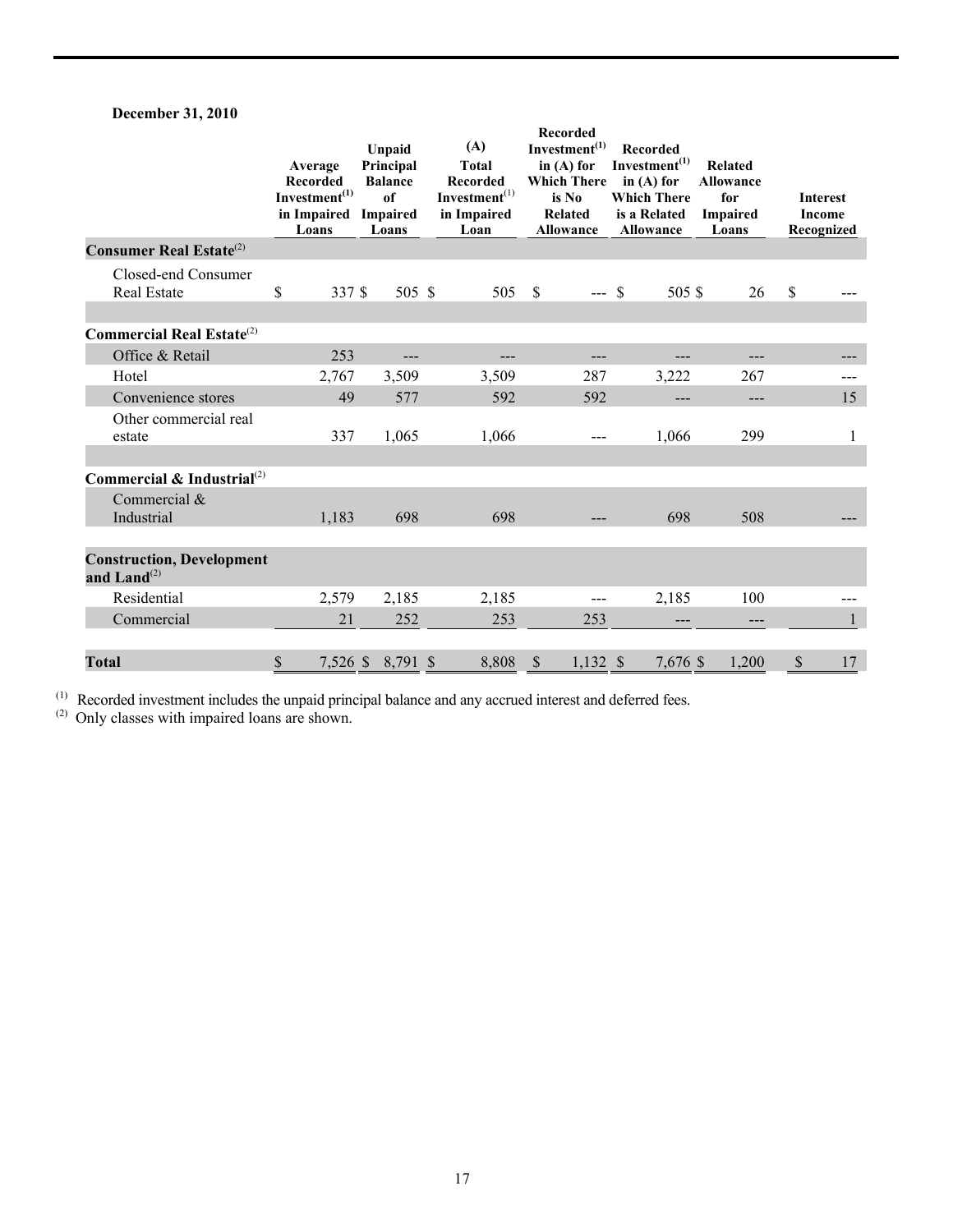**December 31, 2010**

| | Average Recorded Investment[(1)] in Impaired Loans | Unpaid Principal Balance of Impaired Loans | (A) Total Recorded Investment[(1)] in Impaired Loan | Recorded Investment[(1)] in (A) for Which There is No Related Allowance | Recorded Investment[(1)] in (A) for Which There is a Related Allowance | Related Allowance for Impaired Loans | Interest Income Recognized |
|---|---|---|---|---|---|---|---|
| **Consumer Real Estate**[(2)] | | | | | | | |
| Closed-end Consumer Real Estate | $ 337 | $ 505 | $ 505 | $ --- | $ 505 | $ 26 | $ --- |
| | | | | | | | |
| **Commercial Real Estate**[(2)] | | | | | | | |
| Office & Retail | 253 | --- | --- | --- | --- | --- | --- |
| Hotel | 2,767 | 3,509 | 3,509 | 287 | 3,222 | 267 | --- |
| Convenience stores | 49 | 577 | 592 | 592 | --- | --- | 15 |
| Other commercial real estate | 337 | 1,065 | 1,066 | --- | 1,066 | 299 | 1 |
| | | | | | | | |
| **Commercial & Industrial**[(2)] | | | | | | | |
| Commercial & Industrial | 1,183 | 698 | 698 | --- | 698 | 508 | --- |
| | | | | | | | |
| **Construction, Development and Land**[(2)] | | | | | | | |
| Residential | 2,579 | 2,185 | 2,185 | --- | 2,185 | 100 | --- |
| Commercial | 21 | 252 | 253 | 253 | --- | --- | 1 |
| | | | | | | | |
| **Total** | $ 7,526 | $ 8,791 | $ 8,808 | $ 1,132 | $ 7,676 | $ 1,200 | $ 17 |

(1) Recorded investment includes the unpaid principal balance and any accrued interest and deferred fees.
(2) Only classes with impaired loans are shown.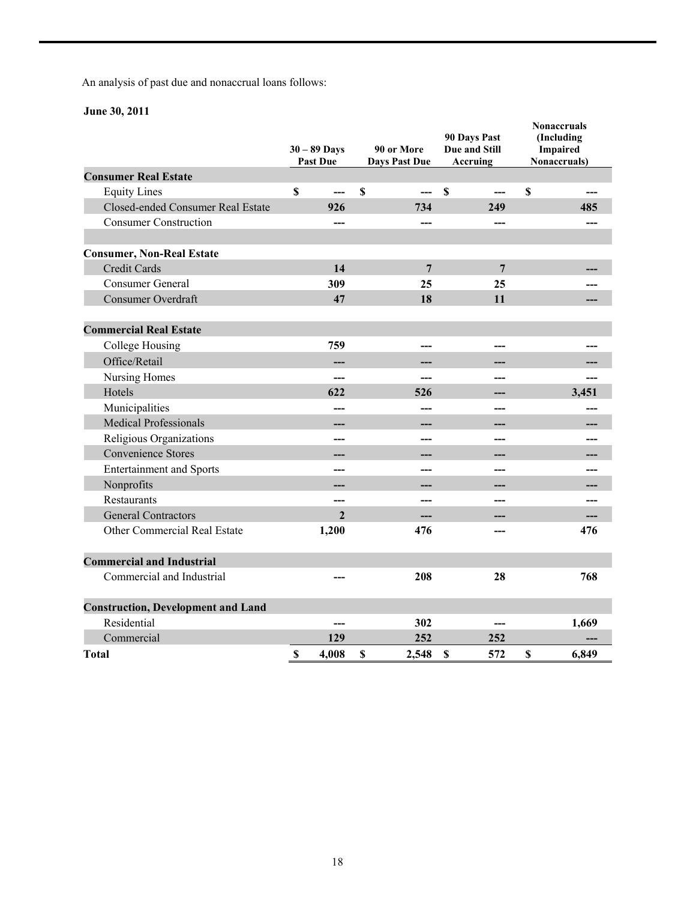An analysis of past due and nonaccrual loans follows:

**June 30, 2011**

| | 30 – 89 Days Past Due | 90 or More Days Past Due | 90 Days Past Due and Still Accruing | Nonaccruals (Including Impaired Nonaccruals) |
|---|---|---|---|---|
| **Consumer Real Estate** | | | | |
| Equity Lines | $ --- | $ --- | $ --- | $ --- |
| Closed-ended Consumer Real Estate | 926 | 734 | 249 | 485 |
| Consumer Construction | --- | --- | --- | --- |
| | | | | |
| **Consumer, Non-Real Estate** | | | | |
| Credit Cards | 14 | 7 | 7 | --- |
| Consumer General | 309 | 25 | 25 | --- |
| Consumer Overdraft | 47 | 18 | 11 | --- |
| | | | | |
| **Commercial Real Estate** | | | | |
| College Housing | 759 | --- | --- | --- |
| Office/Retail | --- | --- | --- | --- |
| Nursing Homes | --- | --- | --- | --- |
| Hotels | 622 | 526 | --- | 3,451 |
| Municipalities | --- | --- | --- | --- |
| Medical Professionals | --- | --- | --- | --- |
| Religious Organizations | --- | --- | --- | --- |
| Convenience Stores | --- | --- | --- | --- |
| Entertainment and Sports | --- | --- | --- | --- |
| Nonprofits | --- | --- | --- | --- |
| Restaurants | --- | --- | --- | --- |
| General Contractors | 2 | --- | --- | --- |
| Other Commercial Real Estate | 1,200 | 476 | --- | 476 |
| | | | | |
| **Commercial and Industrial** | | | | |
| Commercial and Industrial | --- | 208 | 28 | 768 |
| | | | | |
| **Construction, Development and Land** | | | | |
| Residential | --- | 302 | --- | 1,669 |
| Commercial | 129 | 252 | 252 | --- |
| **Total** | $ 4,008 | $ 2,548 | $ 572 | $ 6,849 |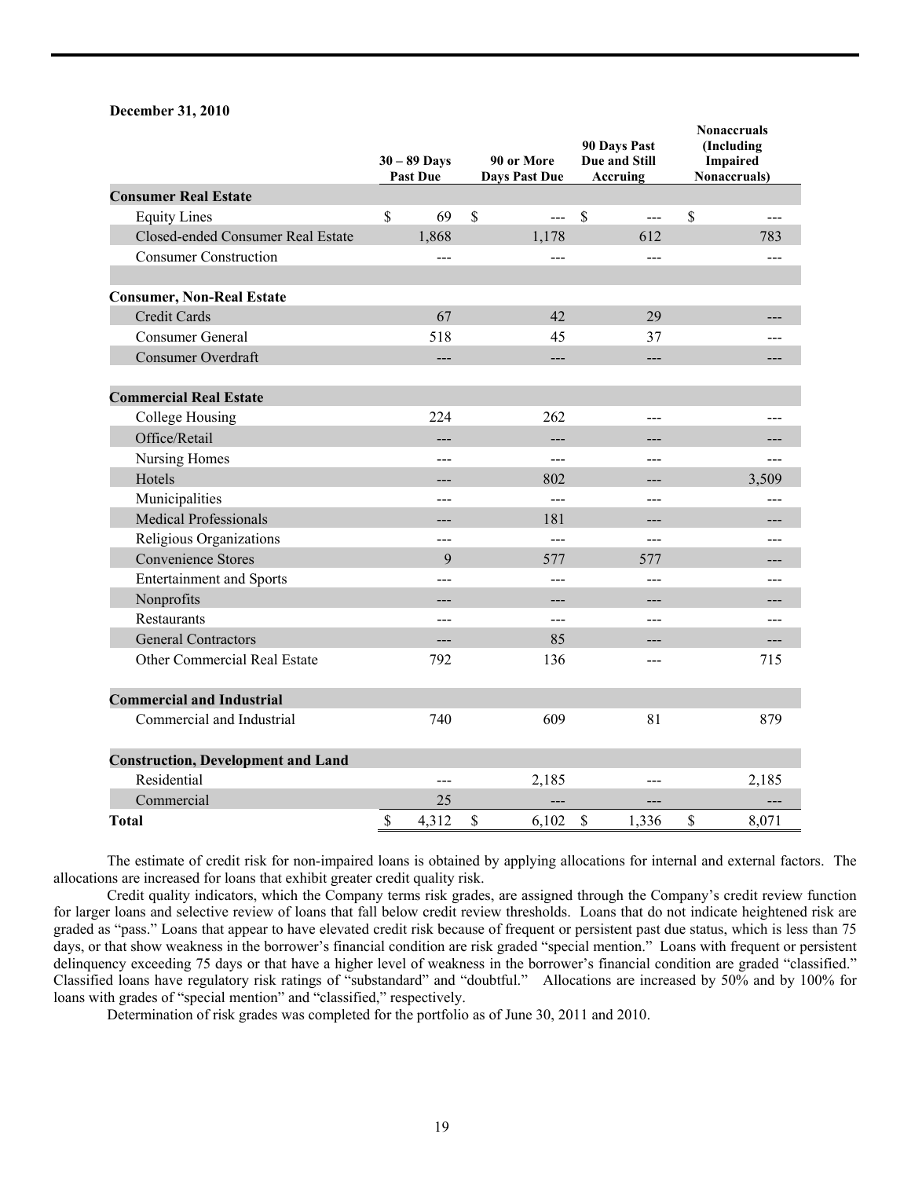**December 31, 2010**

| | 30 – 89 Days Past Due | 90 or More Days Past Due | 90 Days Past Due and Still Accruing | Nonaccruals (Including Impaired Nonaccruals) |
|---|---|---|---|---|
| **Consumer Real Estate** | | | | |
| Equity Lines | $ 69 | $ --- | $ --- | $ --- |
| Closed-ended Consumer Real Estate | 1,868 | 1,178 | 612 | 783 |
| Consumer Construction | --- | --- | --- | --- |
| | | | | |
| **Consumer, Non-Real Estate** | | | | |
| Credit Cards | 67 | 42 | 29 | --- |
| Consumer General | 518 | 45 | 37 | --- |
| Consumer Overdraft | --- | --- | --- | --- |
| **Commercial Real Estate** | | | | |
| College Housing | 224 | 262 | --- | --- |
| Office/Retail | --- | --- | --- | --- |
| Nursing Homes | --- | --- | --- | --- |
| Hotels | --- | 802 | --- | 3,509 |
| Municipalities | --- | --- | --- | --- |
| Medical Professionals | --- | 181 | --- | --- |
| Religious Organizations | --- | --- | --- | --- |
| Convenience Stores | 9 | 577 | 577 | --- |
| Entertainment and Sports | --- | --- | --- | --- |
| Nonprofits | --- | --- | --- | --- |
| Restaurants | --- | --- | --- | --- |
| General Contractors | --- | 85 | --- | --- |
| Other Commercial Real Estate | 792 | 136 | --- | 715 |
| **Commercial and Industrial** | | | | |
| Commercial and Industrial | 740 | 609 | 81 | 879 |
| **Construction, Development and Land** | | | | |
| Residential | --- | 2,185 | --- | 2,185 |
| Commercial | 25 | --- | --- | --- |
| **Total** | $ 4,312 | $ 6,102 | $ 1,336 | $ 8,071 |

The estimate of credit risk for non-impaired loans is obtained by applying allocations for internal and external factors. The allocations are increased for loans that exhibit greater credit quality risk.

Credit quality indicators, which the Company terms risk grades, are assigned through the Company's credit review function for larger loans and selective review of loans that fall below credit review thresholds. Loans that do not indicate heightened risk are graded as "pass." Loans that appear to have elevated credit risk because of frequent or persistent past due status, which is less than 75 days, or that show weakness in the borrower's financial condition are risk graded "special mention." Loans with frequent or persistent delinquency exceeding 75 days or that have a higher level of weakness in the borrower's financial condition are graded "classified." Classified loans have regulatory risk ratings of "substandard" and "doubtful." Allocations are increased by 50% and by 100% for loans with grades of "special mention" and "classified," respectively.

Determination of risk grades was completed for the portfolio as of June 30, 2011 and 2010.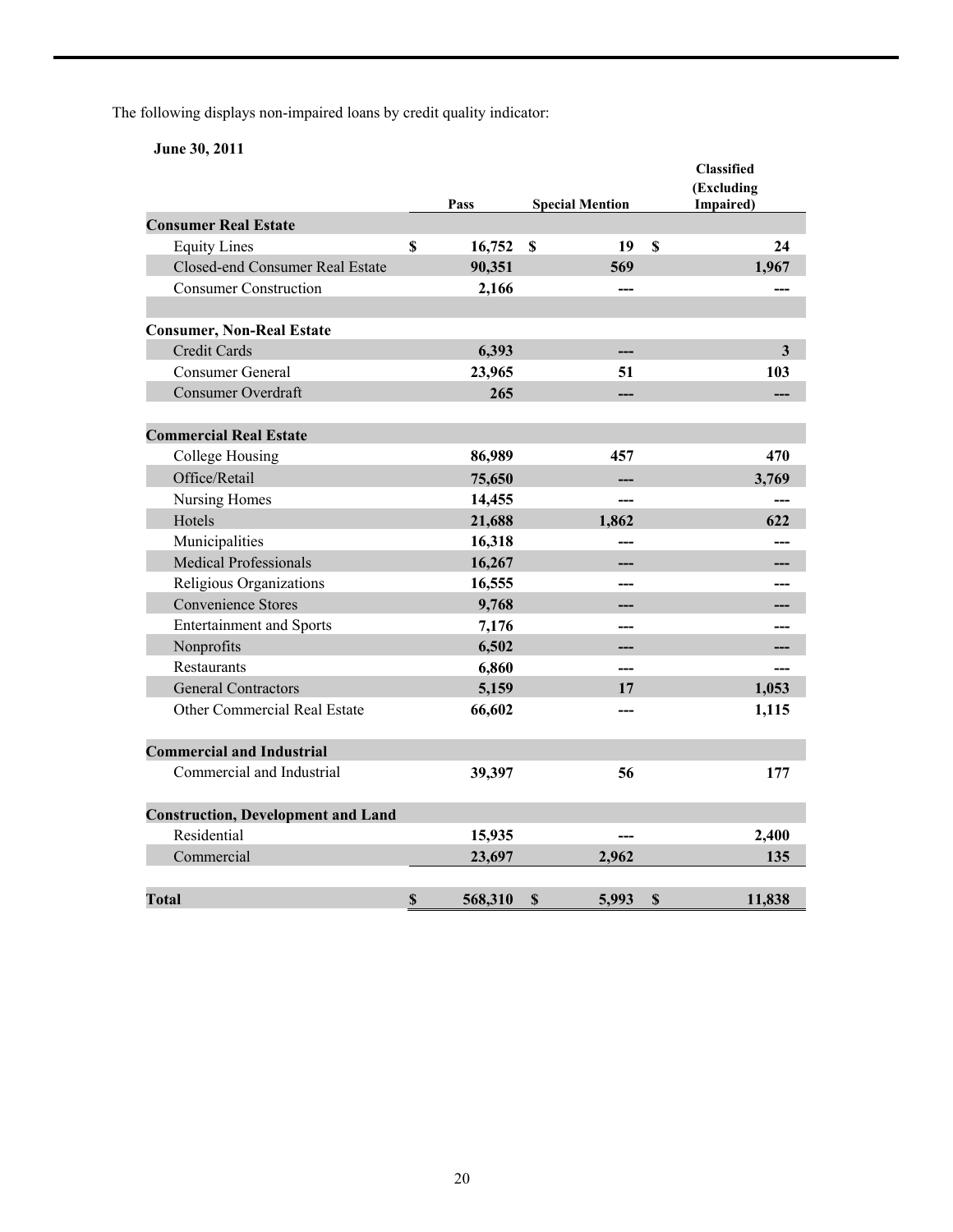The following displays non-impaired loans by credit quality indicator:

**June 30, 2011**

| | Pass | Special Mention | Classified (Excluding Impaired) |
|---|---|---|---|
| **Consumer Real Estate** | | | |
| Equity Lines | $ 16,752 | $ 19 | $ 24 |
| Closed-end Consumer Real Estate | 90,351 | 569 | 1,967 |
| Consumer Construction | 2,166 | --- | --- |
| | | | |
| **Consumer, Non-Real Estate** | | | |
| Credit Cards | 6,393 | --- | 3 |
| Consumer General | 23,965 | 51 | 103 |
| Consumer Overdraft | 265 | --- | --- |
| | | | |
| **Commercial Real Estate** | | | |
| College Housing | 86,989 | 457 | 470 |
| Office/Retail | 75,650 | --- | 3,769 |
| Nursing Homes | 14,455 | --- | --- |
| Hotels | 21,688 | 1,862 | 622 |
| Municipalities | 16,318 | --- | --- |
| Medical Professionals | 16,267 | --- | --- |
| Religious Organizations | 16,555 | --- | --- |
| Convenience Stores | 9,768 | --- | --- |
| Entertainment and Sports | 7,176 | --- | --- |
| Nonprofits | 6,502 | --- | --- |
| Restaurants | 6,860 | --- | --- |
| General Contractors | 5,159 | 17 | 1,053 |
| Other Commercial Real Estate | 66,602 | --- | 1,115 |
| | | | |
| **Commercial and Industrial** | | | |
| Commercial and Industrial | 39,397 | 56 | 177 |
| | | | |
| **Construction, Development and Land** | | | |
| Residential | 15,935 | --- | 2,400 |
| Commercial | 23,697 | 2,962 | 135 |
| | | | |
| **Total** | $ 568,310 | $ 5,993 | $ 11,838 |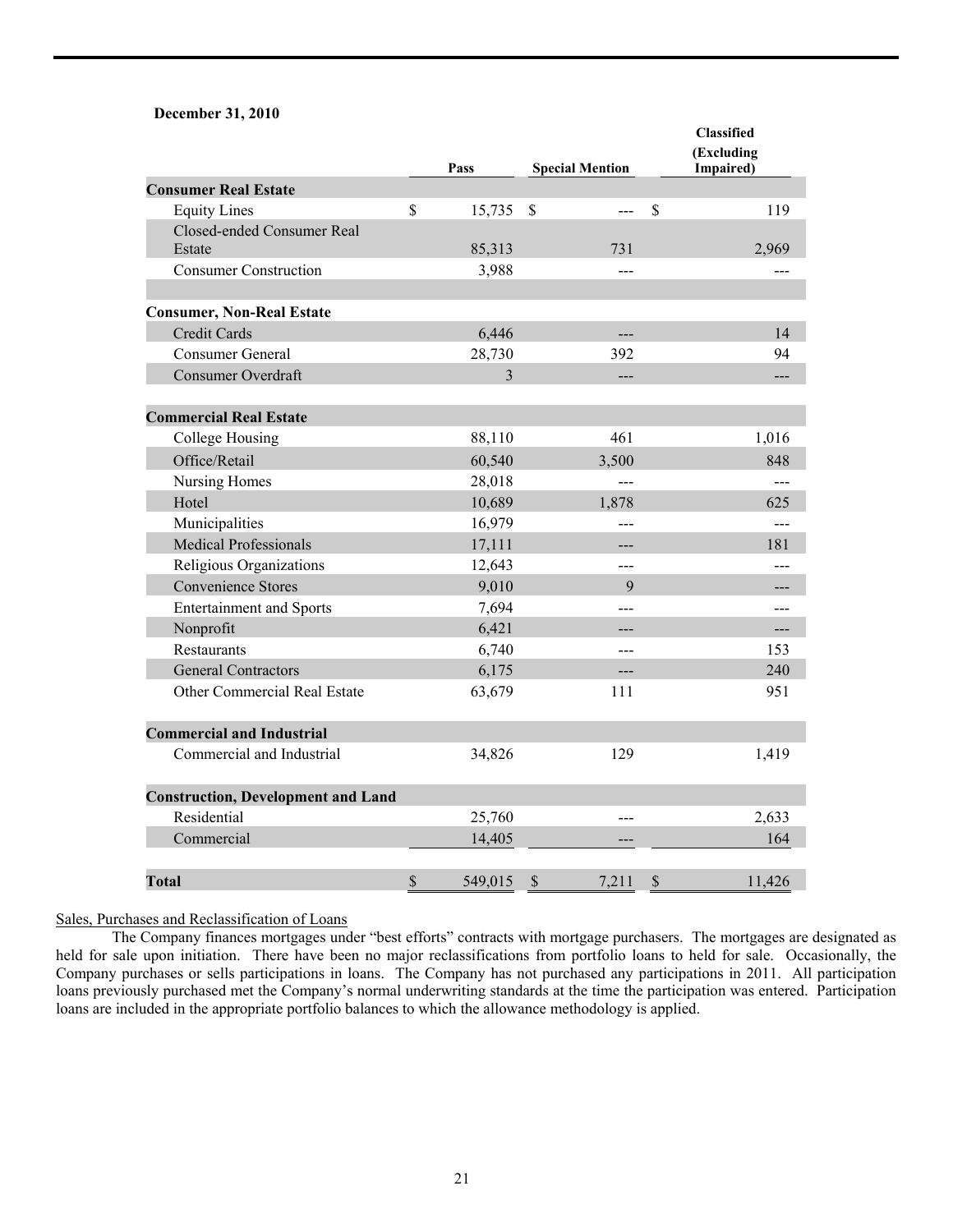**December 31, 2010**

| | Pass | Special Mention | Classified (Excluding Impaired) |
|---|---|---|---|
| **Consumer Real Estate** | | | |
| Equity Lines | $ 15,735 | $ --- | $ 119 |
| Closed-ended Consumer Real Estate | 85,313 | 731 | 2,969 |
| Consumer Construction | 3,988 | --- | --- |
| | | | |
| **Consumer, Non-Real Estate** | | | |
| Credit Cards | 6,446 | --- | 14 |
| Consumer General | 28,730 | 392 | 94 |
| Consumer Overdraft | 3 | --- | --- |
| | | | |
| **Commercial Real Estate** | | | |
| College Housing | 88,110 | 461 | 1,016 |
| Office/Retail | 60,540 | 3,500 | 848 |
| Nursing Homes | 28,018 | --- | --- |
| Hotel | 10,689 | 1,878 | 625 |
| Municipalities | 16,979 | --- | --- |
| Medical Professionals | 17,111 | --- | 181 |
| Religious Organizations | 12,643 | --- | --- |
| Convenience Stores | 9,010 | 9 | --- |
| Entertainment and Sports | 7,694 | --- | --- |
| Nonprofit | 6,421 | --- | --- |
| Restaurants | 6,740 | --- | 153 |
| General Contractors | 6,175 | --- | 240 |
| Other Commercial Real Estate | 63,679 | 111 | 951 |
| | | | |
| **Commercial and Industrial** | | | |
| Commercial and Industrial | 34,826 | 129 | 1,419 |
| | | | |
| **Construction, Development and Land** | | | |
| Residential | 25,760 | --- | 2,633 |
| Commercial | 14,405 | --- | 164 |
| | | | |
| **Total** | $ 549,015 | $ 7,211 | $ 11,426 |

Sales, Purchases and Reclassification of Loans

The Company finances mortgages under "best efforts" contracts with mortgage purchasers. The mortgages are designated as held for sale upon initiation. There have been no major reclassifications from portfolio loans to held for sale. Occasionally, the Company purchases or sells participations in loans. The Company has not purchased any participations in 2011. All participation loans previously purchased met the Company's normal underwriting standards at the time the participation was entered. Participation loans are included in the appropriate portfolio balances to which the allowance methodology is applied.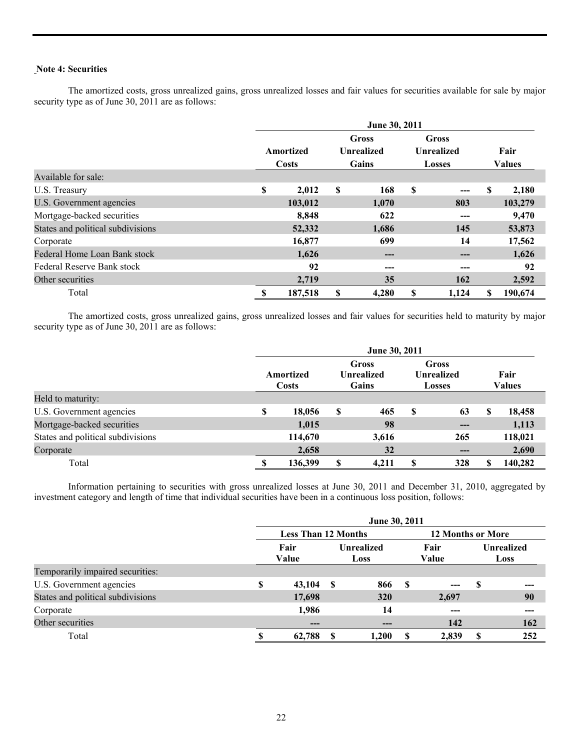**Note 4: Securities**

The amortized costs, gross unrealized gains, gross unrealized losses and fair values for securities available for sale by major security type as of June 30, 2011 are as follows:

| | June 30, 2011 | | | |
|---|---|---|---|---|
| | Amortized Costs | Gross Unrealized Gains | Gross Unrealized Losses | Fair Values |
| Available for sale: | | | | |
| U.S. Treasury | $ 2,012 | $ 168 | $ --- | $ 2,180 |
| U.S. Government agencies | 103,012 | 1,070 | 803 | 103,279 |
| Mortgage-backed securities | 8,848 | 622 | --- | 9,470 |
| States and political subdivisions | 52,332 | 1,686 | 145 | 53,873 |
| Corporate | 16,877 | 699 | 14 | 17,562 |
| Federal Home Loan Bank stock | 1,626 | --- | --- | 1,626 |
| Federal Reserve Bank stock | 92 | --- | --- | 92 |
| Other securities | 2,719 | 35 | 162 | 2,592 |
| Total | $ 187,518 | $ 4,280 | $ 1,124 | $ 190,674 |

The amortized costs, gross unrealized gains, gross unrealized losses and fair values for securities held to maturity by major security type as of June 30, 2011 are as follows:

| | June 30, 2011 | | | |
|---|---|---|---|---|
| | Amortized Costs | Gross Unrealized Gains | Gross Unrealized Losses | Fair Values |
| Held to maturity: | | | | |
| U.S. Government agencies | $ 18,056 | $ 465 | $ 63 | $ 18,458 |
| Mortgage-backed securities | 1,015 | 98 | --- | 1,113 |
| States and political subdivisions | 114,670 | 3,616 | 265 | 118,021 |
| Corporate | 2,658 | 32 | --- | 2,690 |
| Total | $ 136,399 | $ 4,211 | $ 328 | $ 140,282 |

Information pertaining to securities with gross unrealized losses at June 30, 2011 and December 31, 2010, aggregated by investment category and length of time that individual securities have been in a continuous loss position, follows:

| | June 30, 2011 | | | |
|---|---|---|---|---|
| | Less Than 12 Months | | 12 Months or More | |
| | Fair Value | Unrealized Loss | Fair Value | Unrealized Loss |
| Temporarily impaired securities: | | | | |
| U.S. Government agencies | $ 43,104 | $ 866 | $ --- | $ --- |
| States and political subdivisions | 17,698 | 320 | 2,697 | 90 |
| Corporate | 1,986 | 14 | --- | --- |
| Other securities | --- | --- | 142 | 162 |
| Total | $ 62,788 | $ 1,200 | $ 2,839 | $ 252 |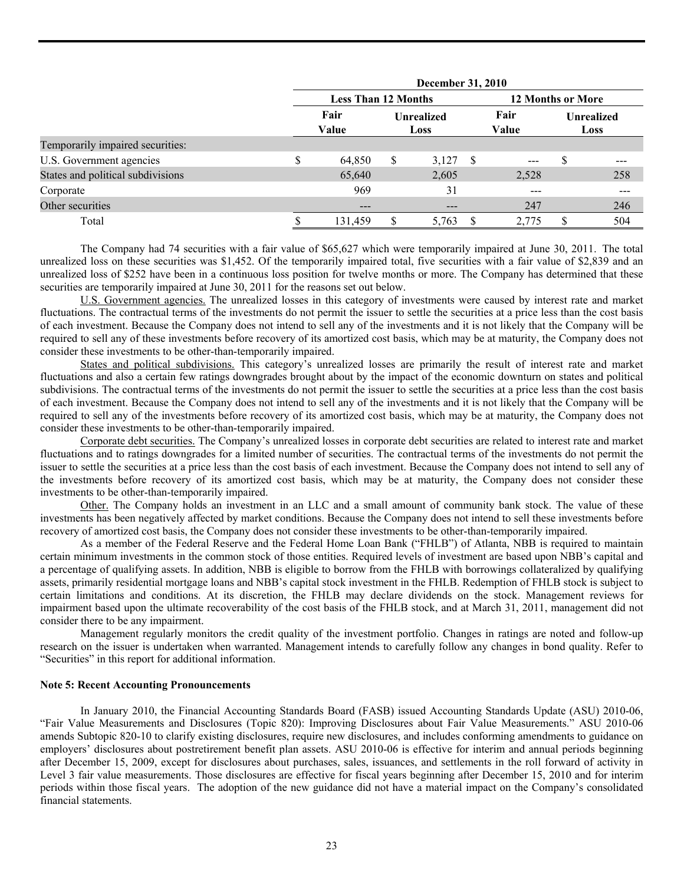| | December 31, 2010 | | | |
|---|---|---|---|---|
| | Less Than 12 Months | | 12 Months or More | |
| | Fair Value | Unrealized Loss | Fair Value | Unrealized Loss |
| Temporarily impaired securities: | | | | |
| U.S. Government agencies | $ 64,850 | $ 3,127 | $ --- | $ --- |
| States and political subdivisions | 65,640 | 2,605 | 2,528 | 258 |
| Corporate | 969 | 31 | --- | --- |
| Other securities | --- | --- | 247 | 246 |
| Total | $ 131,459 | $ 5,763 | $ 2,775 | $ 504 |

The Company had 74 securities with a fair value of $65,627 which were temporarily impaired at June 30, 2011. The total unrealized loss on these securities was $1,452. Of the temporarily impaired total, five securities with a fair value of $2,839 and an unrealized loss of $252 have been in a continuous loss position for twelve months or more. The Company has determined that these securities are temporarily impaired at June 30, 2011 for the reasons set out below.

U.S. Government agencies. The unrealized losses in this category of investments were caused by interest rate and market fluctuations. The contractual terms of the investments do not permit the issuer to settle the securities at a price less than the cost basis of each investment. Because the Company does not intend to sell any of the investments and it is not likely that the Company will be required to sell any of these investments before recovery of its amortized cost basis, which may be at maturity, the Company does not consider these investments to be other-than-temporarily impaired.

States and political subdivisions. This category's unrealized losses are primarily the result of interest rate and market fluctuations and also a certain few ratings downgrades brought about by the impact of the economic downturn on states and political subdivisions. The contractual terms of the investments do not permit the issuer to settle the securities at a price less than the cost basis of each investment. Because the Company does not intend to sell any of the investments and it is not likely that the Company will be required to sell any of the investments before recovery of its amortized cost basis, which may be at maturity, the Company does not consider these investments to be other-than-temporarily impaired.

Corporate debt securities. The Company's unrealized losses in corporate debt securities are related to interest rate and market fluctuations and to ratings downgrades for a limited number of securities. The contractual terms of the investments do not permit the issuer to settle the securities at a price less than the cost basis of each investment. Because the Company does not intend to sell any of the investments before recovery of its amortized cost basis, which may be at maturity, the Company does not consider these investments to be other-than-temporarily impaired.

Other. The Company holds an investment in an LLC and a small amount of community bank stock. The value of these investments has been negatively affected by market conditions. Because the Company does not intend to sell these investments before recovery of amortized cost basis, the Company does not consider these investments to be other-than-temporarily impaired.

As a member of the Federal Reserve and the Federal Home Loan Bank ("FHLB") of Atlanta, NBB is required to maintain certain minimum investments in the common stock of those entities. Required levels of investment are based upon NBB's capital and a percentage of qualifying assets. In addition, NBB is eligible to borrow from the FHLB with borrowings collateralized by qualifying assets, primarily residential mortgage loans and NBB's capital stock investment in the FHLB. Redemption of FHLB stock is subject to certain limitations and conditions. At its discretion, the FHLB may declare dividends on the stock. Management reviews for impairment based upon the ultimate recoverability of the cost basis of the FHLB stock, and at March 31, 2011, management did not consider there to be any impairment.

Management regularly monitors the credit quality of the investment portfolio. Changes in ratings are noted and follow-up research on the issuer is undertaken when warranted. Management intends to carefully follow any changes in bond quality. Refer to "Securities" in this report for additional information.

**Note 5: Recent Accounting Pronouncements**

In January 2010, the Financial Accounting Standards Board (FASB) issued Accounting Standards Update (ASU) 2010-06, "Fair Value Measurements and Disclosures (Topic 820): Improving Disclosures about Fair Value Measurements." ASU 2010-06 amends Subtopic 820-10 to clarify existing disclosures, require new disclosures, and includes conforming amendments to guidance on employers' disclosures about postretirement benefit plan assets. ASU 2010-06 is effective for interim and annual periods beginning after December 15, 2009, except for disclosures about purchases, sales, issuances, and settlements in the roll forward of activity in Level 3 fair value measurements. Those disclosures are effective for fiscal years beginning after December 15, 2010 and for interim periods within those fiscal years. The adoption of the new guidance did not have a material impact on the Company's consolidated financial statements.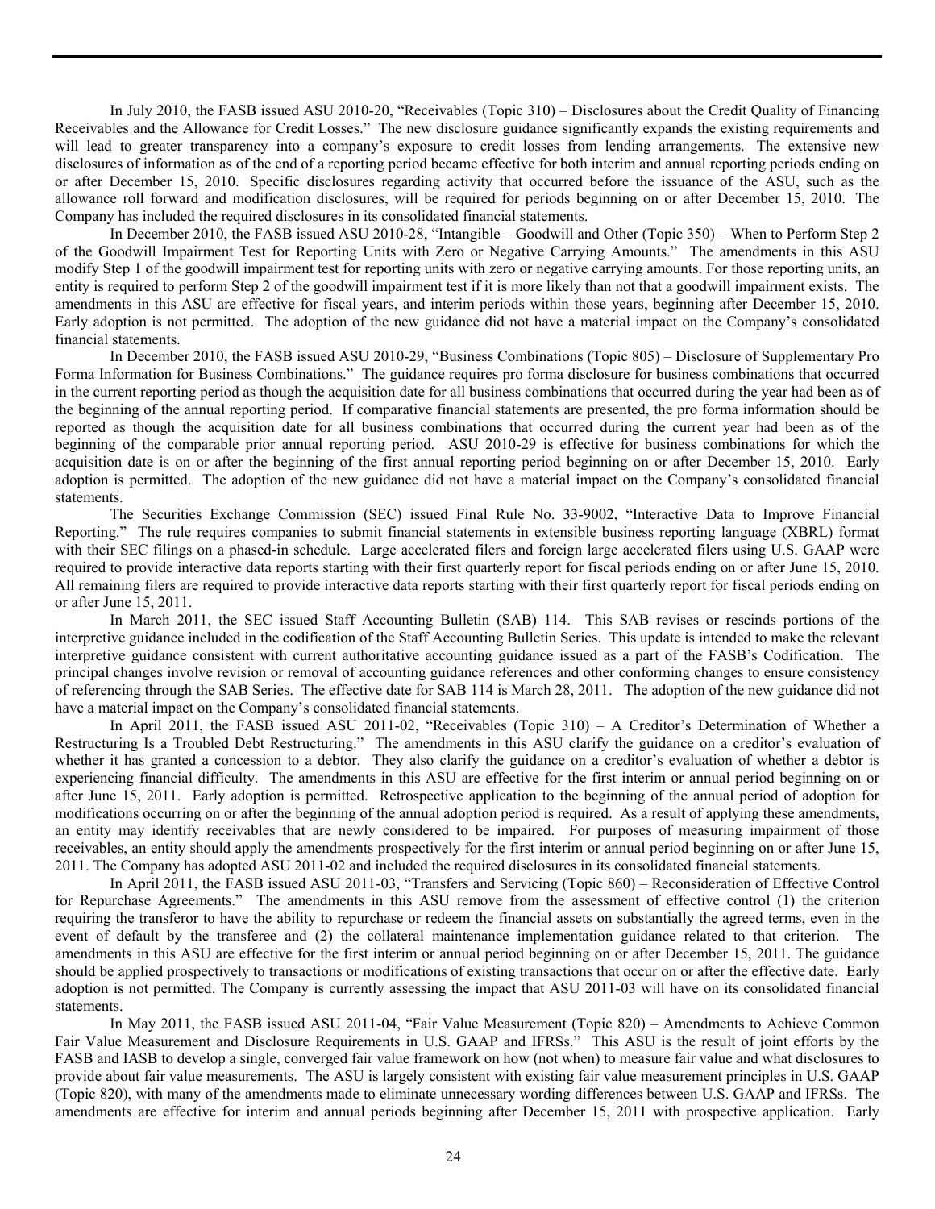In July 2010, the FASB issued ASU 2010-20, "Receivables (Topic 310) – Disclosures about the Credit Quality of Financing Receivables and the Allowance for Credit Losses." The new disclosure guidance significantly expands the existing requirements and will lead to greater transparency into a company's exposure to credit losses from lending arrangements. The extensive new disclosures of information as of the end of a reporting period became effective for both interim and annual reporting periods ending on or after December 15, 2010. Specific disclosures regarding activity that occurred before the issuance of the ASU, such as the allowance roll forward and modification disclosures, will be required for periods beginning on or after December 15, 2010. The Company has included the required disclosures in its consolidated financial statements.

In December 2010, the FASB issued ASU 2010-28, "Intangible – Goodwill and Other (Topic 350) – When to Perform Step 2 of the Goodwill Impairment Test for Reporting Units with Zero or Negative Carrying Amounts." The amendments in this ASU modify Step 1 of the goodwill impairment test for reporting units with zero or negative carrying amounts. For those reporting units, an entity is required to perform Step 2 of the goodwill impairment test if it is more likely than not that a goodwill impairment exists. The amendments in this ASU are effective for fiscal years, and interim periods within those years, beginning after December 15, 2010. Early adoption is not permitted. The adoption of the new guidance did not have a material impact on the Company's consolidated financial statements.

In December 2010, the FASB issued ASU 2010-29, "Business Combinations (Topic 805) – Disclosure of Supplementary Pro Forma Information for Business Combinations." The guidance requires pro forma disclosure for business combinations that occurred in the current reporting period as though the acquisition date for all business combinations that occurred during the year had been as of the beginning of the annual reporting period. If comparative financial statements are presented, the pro forma information should be reported as though the acquisition date for all business combinations that occurred during the current year had been as of the beginning of the comparable prior annual reporting period. ASU 2010-29 is effective for business combinations for which the acquisition date is on or after the beginning of the first annual reporting period beginning on or after December 15, 2010. Early adoption is permitted. The adoption of the new guidance did not have a material impact on the Company's consolidated financial statements.

The Securities Exchange Commission (SEC) issued Final Rule No. 33-9002, "Interactive Data to Improve Financial Reporting." The rule requires companies to submit financial statements in extensible business reporting language (XBRL) format with their SEC filings on a phased-in schedule. Large accelerated filers and foreign large accelerated filers using U.S. GAAP were required to provide interactive data reports starting with their first quarterly report for fiscal periods ending on or after June 15, 2010. All remaining filers are required to provide interactive data reports starting with their first quarterly report for fiscal periods ending on or after June 15, 2011.

In March 2011, the SEC issued Staff Accounting Bulletin (SAB) 114. This SAB revises or rescinds portions of the interpretive guidance included in the codification of the Staff Accounting Bulletin Series. This update is intended to make the relevant interpretive guidance consistent with current authoritative accounting guidance issued as a part of the FASB's Codification. The principal changes involve revision or removal of accounting guidance references and other conforming changes to ensure consistency of referencing through the SAB Series. The effective date for SAB 114 is March 28, 2011. The adoption of the new guidance did not have a material impact on the Company's consolidated financial statements.

In April 2011, the FASB issued ASU 2011-02, "Receivables (Topic 310) – A Creditor's Determination of Whether a Restructuring Is a Troubled Debt Restructuring." The amendments in this ASU clarify the guidance on a creditor's evaluation of whether it has granted a concession to a debtor. They also clarify the guidance on a creditor's evaluation of whether a debtor is experiencing financial difficulty. The amendments in this ASU are effective for the first interim or annual period beginning on or after June 15, 2011. Early adoption is permitted. Retrospective application to the beginning of the annual period of adoption for modifications occurring on or after the beginning of the annual adoption period is required. As a result of applying these amendments, an entity may identify receivables that are newly considered to be impaired. For purposes of measuring impairment of those receivables, an entity should apply the amendments prospectively for the first interim or annual period beginning on or after June 15, 2011. The Company has adopted ASU 2011-02 and included the required disclosures in its consolidated financial statements.

In April 2011, the FASB issued ASU 2011-03, "Transfers and Servicing (Topic 860) – Reconsideration of Effective Control for Repurchase Agreements." The amendments in this ASU remove from the assessment of effective control (1) the criterion requiring the transferor to have the ability to repurchase or redeem the financial assets on substantially the agreed terms, even in the event of default by the transferee and (2) the collateral maintenance implementation guidance related to that criterion. The amendments in this ASU are effective for the first interim or annual period beginning on or after December 15, 2011. The guidance should be applied prospectively to transactions or modifications of existing transactions that occur on or after the effective date. Early adoption is not permitted. The Company is currently assessing the impact that ASU 2011-03 will have on its consolidated financial statements.

In May 2011, the FASB issued ASU 2011-04, "Fair Value Measurement (Topic 820) – Amendments to Achieve Common Fair Value Measurement and Disclosure Requirements in U.S. GAAP and IFRSs." This ASU is the result of joint efforts by the FASB and IASB to develop a single, converged fair value framework on how (not when) to measure fair value and what disclosures to provide about fair value measurements. The ASU is largely consistent with existing fair value measurement principles in U.S. GAAP (Topic 820), with many of the amendments made to eliminate unnecessary wording differences between U.S. GAAP and IFRSs. The amendments are effective for interim and annual periods beginning after December 15, 2011 with prospective application. Early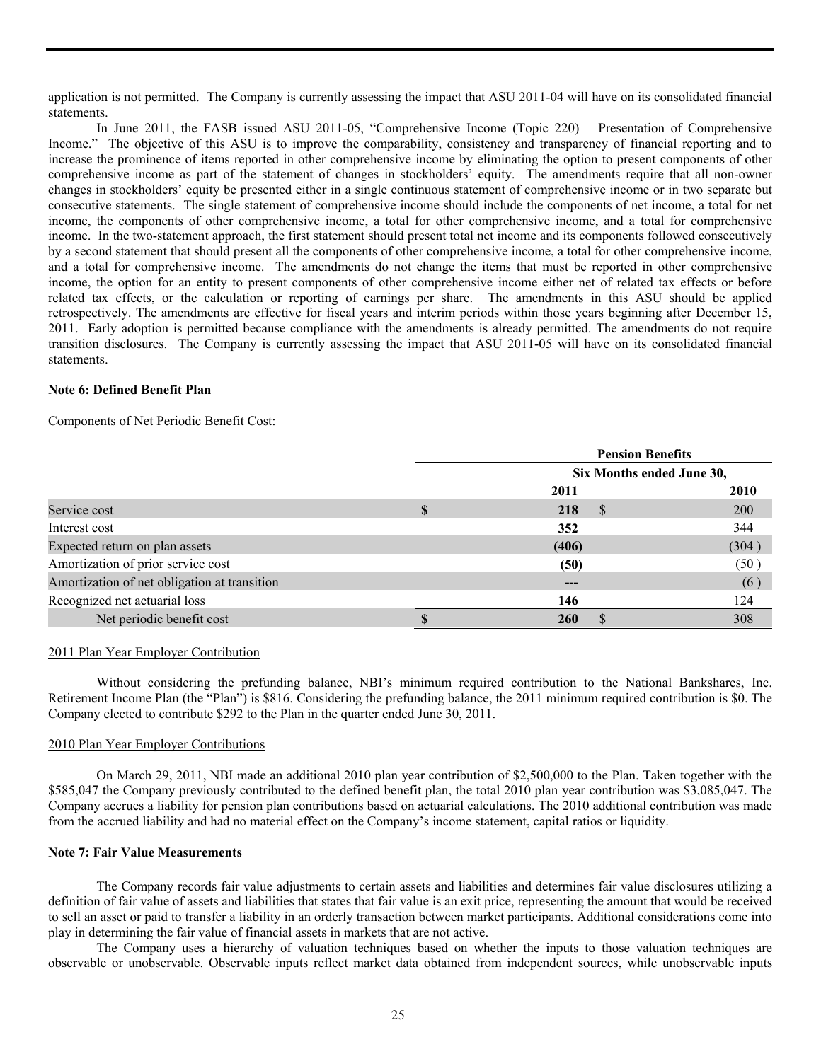application is not permitted. The Company is currently assessing the impact that ASU 2011-04 will have on its consolidated financial statements.

In June 2011, the FASB issued ASU 2011-05, "Comprehensive Income (Topic 220) – Presentation of Comprehensive Income." The objective of this ASU is to improve the comparability, consistency and transparency of financial reporting and to increase the prominence of items reported in other comprehensive income by eliminating the option to present components of other comprehensive income as part of the statement of changes in stockholders' equity. The amendments require that all non-owner changes in stockholders' equity be presented either in a single continuous statement of comprehensive income or in two separate but consecutive statements. The single statement of comprehensive income should include the components of net income, a total for net income, the components of other comprehensive income, a total for other comprehensive income, and a total for comprehensive income. In the two-statement approach, the first statement should present total net income and its components followed consecutively by a second statement that should present all the components of other comprehensive income, a total for other comprehensive income, and a total for comprehensive income. The amendments do not change the items that must be reported in other comprehensive income, the option for an entity to present components of other comprehensive income either net of related tax effects or before related tax effects, or the calculation or reporting of earnings per share. The amendments in this ASU should be applied retrospectively. The amendments are effective for fiscal years and interim periods within those years beginning after December 15, 2011. Early adoption is permitted because compliance with the amendments is already permitted. The amendments do not require transition disclosures. The Company is currently assessing the impact that ASU 2011-05 will have on its consolidated financial statements.

**Note 6: Defined Benefit Plan**

Components of Net Periodic Benefit Cost:

| | Pension Benefits | |
|---|---|---|
| | Six Months ended June 30, | |
| | **2011** | **2010** |
| Service cost | **$ 218** | $ 200 |
| Interest cost | **352** | 344 |
| Expected return on plan assets | **(406)** | (304) |
| Amortization of prior service cost | **(50)** | (50) |
| Amortization of net obligation at transition | **---** | (6) |
| Recognized net actuarial loss | **146** | 124 |
| Net periodic benefit cost | **$ 260** | $ 308 |

2011 Plan Year Employer Contribution

Without considering the prefunding balance, NBI's minimum required contribution to the National Bankshares, Inc. Retirement Income Plan (the "Plan") is $816. Considering the prefunding balance, the 2011 minimum required contribution is $0. The Company elected to contribute $292 to the Plan in the quarter ended June 30, 2011.

2010 Plan Year Employer Contributions

On March 29, 2011, NBI made an additional 2010 plan year contribution of $2,500,000 to the Plan. Taken together with the $585,047 the Company previously contributed to the defined benefit plan, the total 2010 plan year contribution was $3,085,047. The Company accrues a liability for pension plan contributions based on actuarial calculations. The 2010 additional contribution was made from the accrued liability and had no material effect on the Company's income statement, capital ratios or liquidity.

**Note 7: Fair Value Measurements**

The Company records fair value adjustments to certain assets and liabilities and determines fair value disclosures utilizing a definition of fair value of assets and liabilities that states that fair value is an exit price, representing the amount that would be received to sell an asset or paid to transfer a liability in an orderly transaction between market participants. Additional considerations come into play in determining the fair value of financial assets in markets that are not active.

The Company uses a hierarchy of valuation techniques based on whether the inputs to those valuation techniques are observable or unobservable. Observable inputs reflect market data obtained from independent sources, while unobservable inputs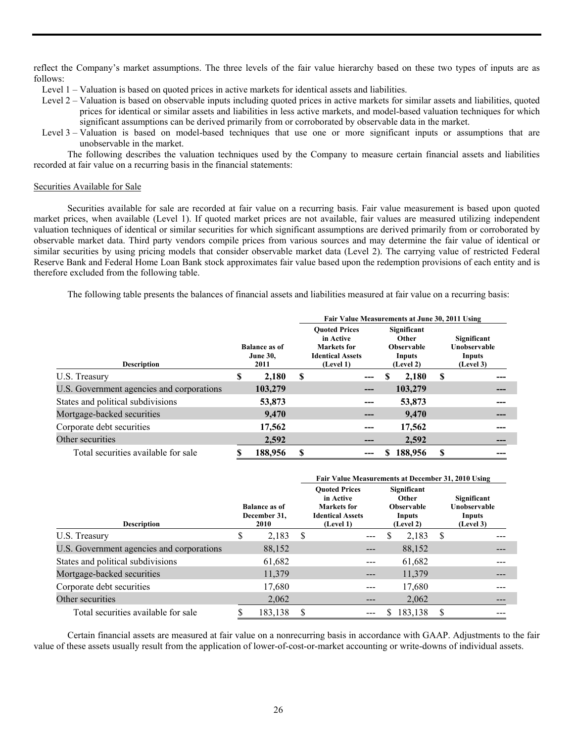reflect the Company's market assumptions. The three levels of the fair value hierarchy based on these two types of inputs are as follows:

Level 1 – Valuation is based on quoted prices in active markets for identical assets and liabilities.

Level 2 – Valuation is based on observable inputs including quoted prices in active markets for similar assets and liabilities, quoted prices for identical or similar assets and liabilities in less active markets, and model-based valuation techniques for which significant assumptions can be derived primarily from or corroborated by observable data in the market.

Level 3 – Valuation is based on model-based techniques that use one or more significant inputs or assumptions that are unobservable in the market.

The following describes the valuation techniques used by the Company to measure certain financial assets and liabilities recorded at fair value on a recurring basis in the financial statements:

Securities Available for Sale

Securities available for sale are recorded at fair value on a recurring basis. Fair value measurement is based upon quoted market prices, when available (Level 1). If quoted market prices are not available, fair values are measured utilizing independent valuation techniques of identical or similar securities for which significant assumptions are derived primarily from or corroborated by observable market data. Third party vendors compile prices from various sources and may determine the fair value of identical or similar securities by using pricing models that consider observable market data (Level 2). The carrying value of restricted Federal Reserve Bank and Federal Home Loan Bank stock approximates fair value based upon the redemption provisions of each entity and is therefore excluded from the following table.

The following table presents the balances of financial assets and liabilities measured at fair value on a recurring basis:

| | | Fair Value Measurements at June 30, 2011 Using | | |
|---|---|---|---|---|
| Description | Balance as of June 30, 2011 | Quoted Prices in Active Markets for Identical Assets (Level 1) | Significant Other Observable Inputs (Level 2) | Significant Unobservable Inputs (Level 3) |
| U.S. Treasury | $ 2,180 | $ --- | $ 2,180 | $ --- |
| U.S. Government agencies and corporations | 103,279 | --- | 103,279 | --- |
| States and political subdivisions | 53,873 | --- | 53,873 | --- |
| Mortgage-backed securities | 9,470 | --- | 9,470 | --- |
| Corporate debt securities | 17,562 | --- | 17,562 | --- |
| Other securities | 2,592 | --- | 2,592 | --- |
| Total securities available for sale | $ 188,956 | $ --- | $ 188,956 | $ --- |

| | | Fair Value Measurements at December 31, 2010 Using | | |
|---|---|---|---|---|
| Description | Balance as of December 31, 2010 | Quoted Prices in Active Markets for Identical Assets (Level 1) | Significant Other Observable Inputs (Level 2) | Significant Unobservable Inputs (Level 3) |
| U.S. Treasury | $ 2,183 | $ --- | $ 2,183 | $ --- |
| U.S. Government agencies and corporations | 88,152 | --- | 88,152 | --- |
| States and political subdivisions | 61,682 | --- | 61,682 | --- |
| Mortgage-backed securities | 11,379 | --- | 11,379 | --- |
| Corporate debt securities | 17,680 | --- | 17,680 | --- |
| Other securities | 2,062 | --- | 2,062 | --- |
| Total securities available for sale | $ 183,138 | $ --- | $ 183,138 | $ --- |

Certain financial assets are measured at fair value on a nonrecurring basis in accordance with GAAP. Adjustments to the fair value of these assets usually result from the application of lower-of-cost-or-market accounting or write-downs of individual assets.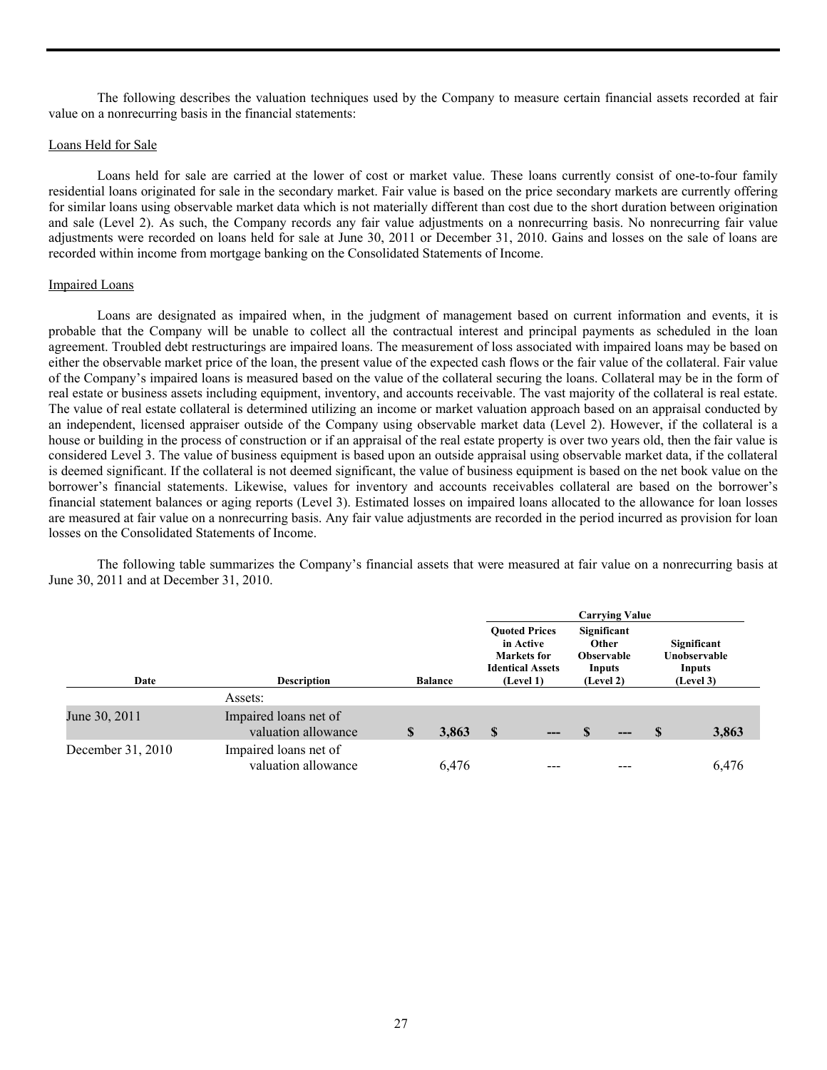The following describes the valuation techniques used by the Company to measure certain financial assets recorded at fair value on a nonrecurring basis in the financial statements:

Loans Held for Sale

Loans held for sale are carried at the lower of cost or market value. These loans currently consist of one-to-four family residential loans originated for sale in the secondary market. Fair value is based on the price secondary markets are currently offering for similar loans using observable market data which is not materially different than cost due to the short duration between origination and sale (Level 2). As such, the Company records any fair value adjustments on a nonrecurring basis. No nonrecurring fair value adjustments were recorded on loans held for sale at June 30, 2011 or December 31, 2010. Gains and losses on the sale of loans are recorded within income from mortgage banking on the Consolidated Statements of Income.

Impaired Loans

Loans are designated as impaired when, in the judgment of management based on current information and events, it is probable that the Company will be unable to collect all the contractual interest and principal payments as scheduled in the loan agreement. Troubled debt restructurings are impaired loans. The measurement of loss associated with impaired loans may be based on either the observable market price of the loan, the present value of the expected cash flows or the fair value of the collateral. Fair value of the Company's impaired loans is measured based on the value of the collateral securing the loans. Collateral may be in the form of real estate or business assets including equipment, inventory, and accounts receivable. The vast majority of the collateral is real estate. The value of real estate collateral is determined utilizing an income or market valuation approach based on an appraisal conducted by an independent, licensed appraiser outside of the Company using observable market data (Level 2). However, if the collateral is a house or building in the process of construction or if an appraisal of the real estate property is over two years old, then the fair value is considered Level 3. The value of business equipment is based upon an outside appraisal using observable market data, if the collateral is deemed significant. If the collateral is not deemed significant, the value of business equipment is based on the net book value on the borrower's financial statements. Likewise, values for inventory and accounts receivables collateral are based on the borrower's financial statement balances or aging reports (Level 3). Estimated losses on impaired loans allocated to the allowance for loan losses are measured at fair value on a nonrecurring basis. Any fair value adjustments are recorded in the period incurred as provision for loan losses on the Consolidated Statements of Income.

The following table summarizes the Company's financial assets that were measured at fair value on a nonrecurring basis at June 30, 2011 and at December 31, 2010.

| | | | Carrying Value | | |
|---|---|---|---|---|---|
| **Date** | **Description** | **Balance** | **Quoted Prices in Active Markets for Identical Assets (Level 1)** | **Significant Other Observable Inputs (Level 2)** | **Significant Unobservable Inputs (Level 3)** |
| | Assets: | | | | |
| June 30, 2011 | Impaired loans net of valuation allowance | **$ 3,863** | **$ ---** | **$ ---** | **$ 3,863** |
| December 31, 2010 | Impaired loans net of valuation allowance | 6,476 | --- | --- | 6,476 |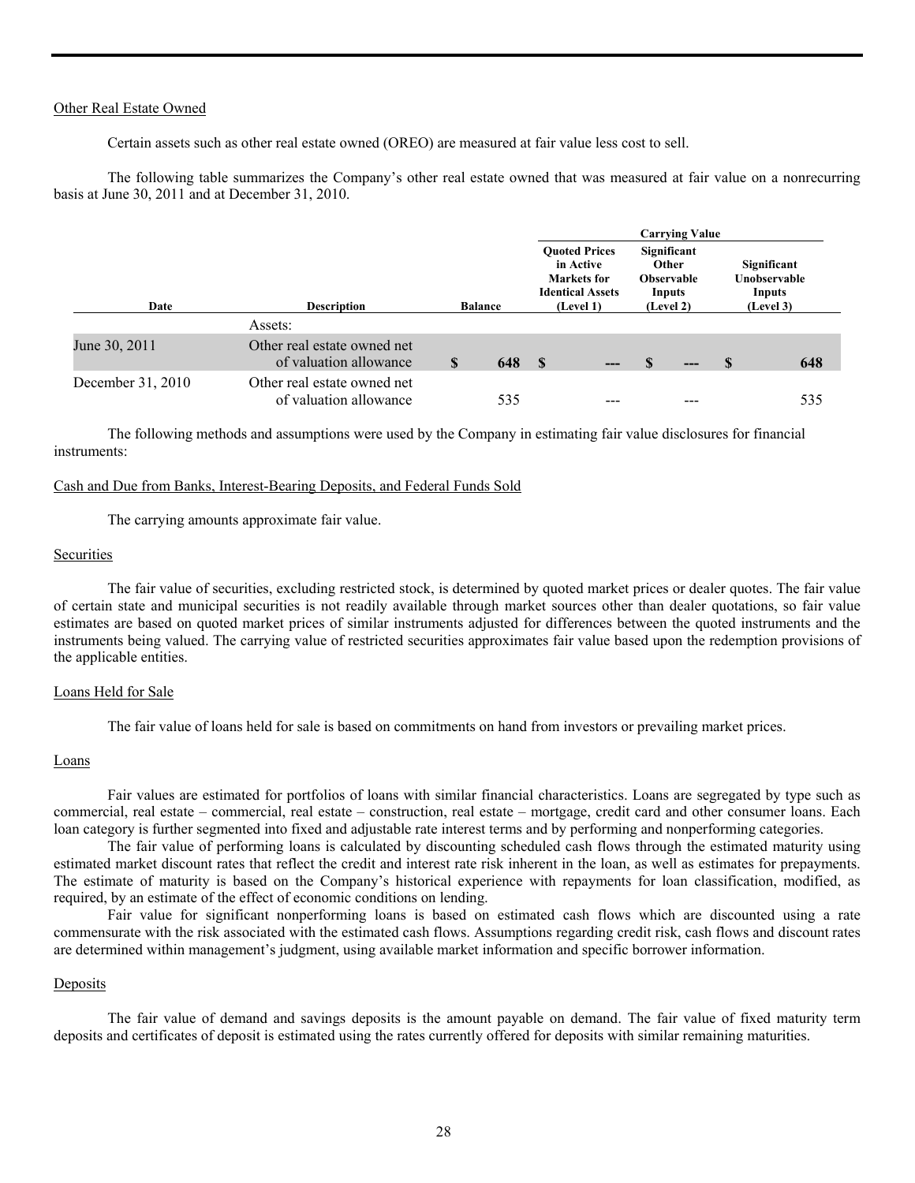Other Real Estate Owned

Certain assets such as other real estate owned (OREO) are measured at fair value less cost to sell.

The following table summarizes the Company's other real estate owned that was measured at fair value on a nonrecurring basis at June 30, 2011 and at December 31, 2010.

| | | | Carrying Value | | |
|---|---|---|---|---|---|
| Date | Description | Balance | Quoted Prices in Active Markets for Identical Assets (Level 1) | Significant Other Observable Inputs (Level 2) | Significant Unobservable Inputs (Level 3) |
| | Assets: | | | | |
| June 30, 2011 | Other real estate owned net of valuation allowance | **$ 648** | **$ ---** | **$ ---** | **$ 648** |
| December 31, 2010 | Other real estate owned net of valuation allowance | 535 | --- | --- | 535 |

The following methods and assumptions were used by the Company in estimating fair value disclosures for financial instruments:

Cash and Due from Banks, Interest-Bearing Deposits, and Federal Funds Sold

The carrying amounts approximate fair value.

Securities

The fair value of securities, excluding restricted stock, is determined by quoted market prices or dealer quotes. The fair value of certain state and municipal securities is not readily available through market sources other than dealer quotations, so fair value estimates are based on quoted market prices of similar instruments adjusted for differences between the quoted instruments and the instruments being valued. The carrying value of restricted securities approximates fair value based upon the redemption provisions of the applicable entities.

Loans Held for Sale

The fair value of loans held for sale is based on commitments on hand from investors or prevailing market prices.

Loans

Fair values are estimated for portfolios of loans with similar financial characteristics. Loans are segregated by type such as commercial, real estate – commercial, real estate – construction, real estate – mortgage, credit card and other consumer loans. Each loan category is further segmented into fixed and adjustable rate interest terms and by performing and nonperforming categories.

The fair value of performing loans is calculated by discounting scheduled cash flows through the estimated maturity using estimated market discount rates that reflect the credit and interest rate risk inherent in the loan, as well as estimates for prepayments. The estimate of maturity is based on the Company's historical experience with repayments for loan classification, modified, as required, by an estimate of the effect of economic conditions on lending.

Fair value for significant nonperforming loans is based on estimated cash flows which are discounted using a rate commensurate with the risk associated with the estimated cash flows. Assumptions regarding credit risk, cash flows and discount rates are determined within management's judgment, using available market information and specific borrower information.

Deposits

The fair value of demand and savings deposits is the amount payable on demand. The fair value of fixed maturity term deposits and certificates of deposit is estimated using the rates currently offered for deposits with similar remaining maturities.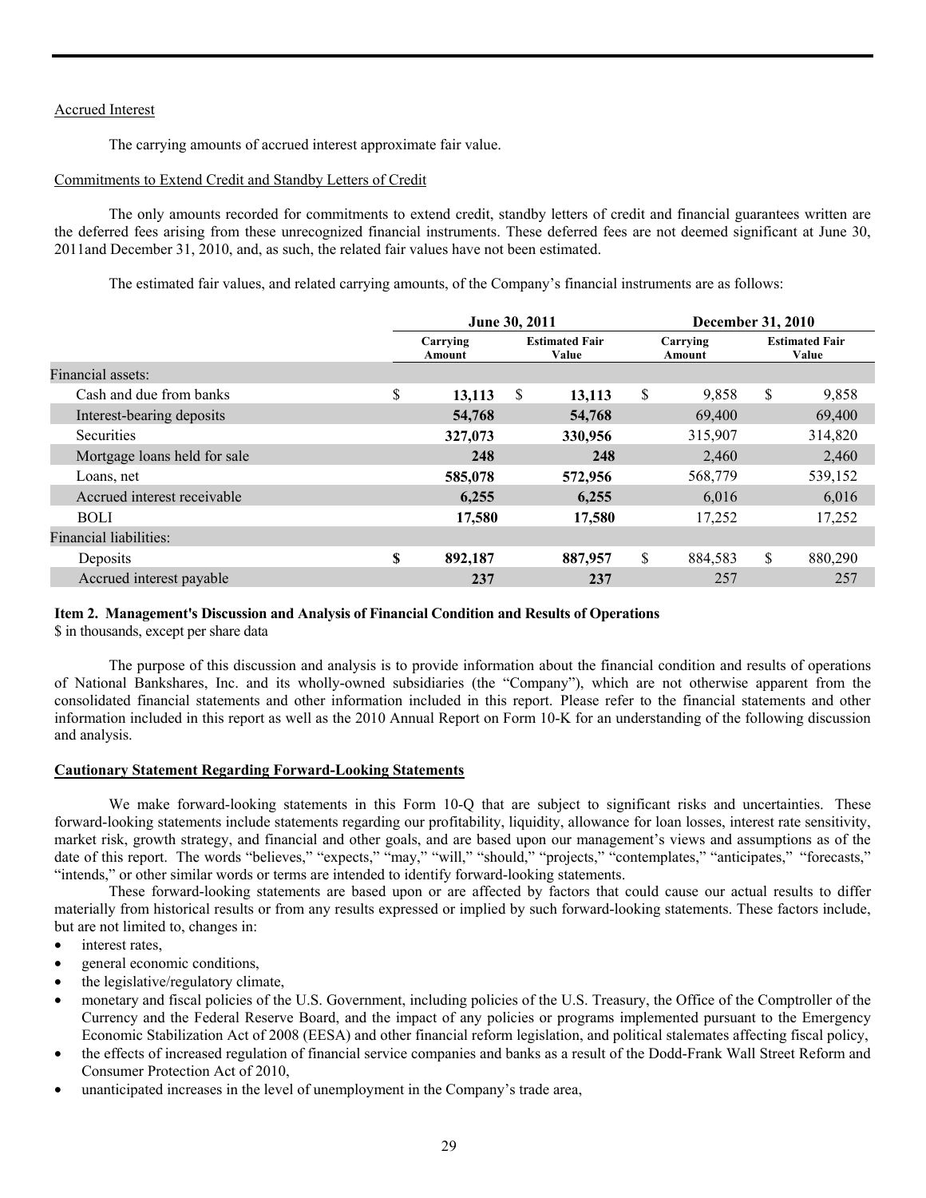Accrued Interest

The carrying amounts of accrued interest approximate fair value.

Commitments to Extend Credit and Standby Letters of Credit

The only amounts recorded for commitments to extend credit, standby letters of credit and financial guarantees written are the deferred fees arising from these unrecognized financial instruments. These deferred fees are not deemed significant at June 30, 2011and December 31, 2010, and, as such, the related fair values have not been estimated.

The estimated fair values, and related carrying amounts, of the Company's financial instruments are as follows:

| | June 30, 2011 | | December 31, 2010 | |
|---|---|---|---|---|
| | Carrying Amount | Estimated Fair Value | Carrying Amount | Estimated Fair Value |
| Financial assets: | | | | |
| Cash and due from banks | $ **13,113** | $ **13,113** | $ 9,858 | $ 9,858 |
| Interest-bearing deposits | **54,768** | **54,768** | 69,400 | 69,400 |
| Securities | **327,073** | **330,956** | 315,907 | 314,820 |
| Mortgage loans held for sale | **248** | **248** | 2,460 | 2,460 |
| Loans, net | **585,078** | **572,956** | 568,779 | 539,152 |
| Accrued interest receivable | **6,255** | **6,255** | 6,016 | 6,016 |
| BOLI | **17,580** | **17,580** | 17,252 | 17,252 |
| Financial liabilities: | | | | |
| Deposits | **$ 892,187** | **887,957** | $ 884,583 | $ 880,290 |
| Accrued interest payable | **237** | **237** | 257 | 257 |

**Item 2. Management's Discussion and Analysis of Financial Condition and Results of Operations**

$ in thousands, except per share data

The purpose of this discussion and analysis is to provide information about the financial condition and results of operations of National Bankshares, Inc. and its wholly-owned subsidiaries (the "Company"), which are not otherwise apparent from the consolidated financial statements and other information included in this report. Please refer to the financial statements and other information included in this report as well as the 2010 Annual Report on Form 10-K for an understanding of the following discussion and analysis.

**Cautionary Statement Regarding Forward-Looking Statements**

We make forward-looking statements in this Form 10-Q that are subject to significant risks and uncertainties. These forward-looking statements include statements regarding our profitability, liquidity, allowance for loan losses, interest rate sensitivity, market risk, growth strategy, and financial and other goals, and are based upon our management's views and assumptions as of the date of this report. The words "believes," "expects," "may," "will," "should," "projects," "contemplates," "anticipates," "forecasts," "intends," or other similar words or terms are intended to identify forward-looking statements.

These forward-looking statements are based upon or are affected by factors that could cause our actual results to differ materially from historical results or from any results expressed or implied by such forward-looking statements. These factors include, but are not limited to, changes in:

- interest rates,
- general economic conditions,
- the legislative/regulatory climate,
- monetary and fiscal policies of the U.S. Government, including policies of the U.S. Treasury, the Office of the Comptroller of the Currency and the Federal Reserve Board, and the impact of any policies or programs implemented pursuant to the Emergency Economic Stabilization Act of 2008 (EESA) and other financial reform legislation, and political stalemates affecting fiscal policy,
- the effects of increased regulation of financial service companies and banks as a result of the Dodd-Frank Wall Street Reform and Consumer Protection Act of 2010,
- unanticipated increases in the level of unemployment in the Company's trade area,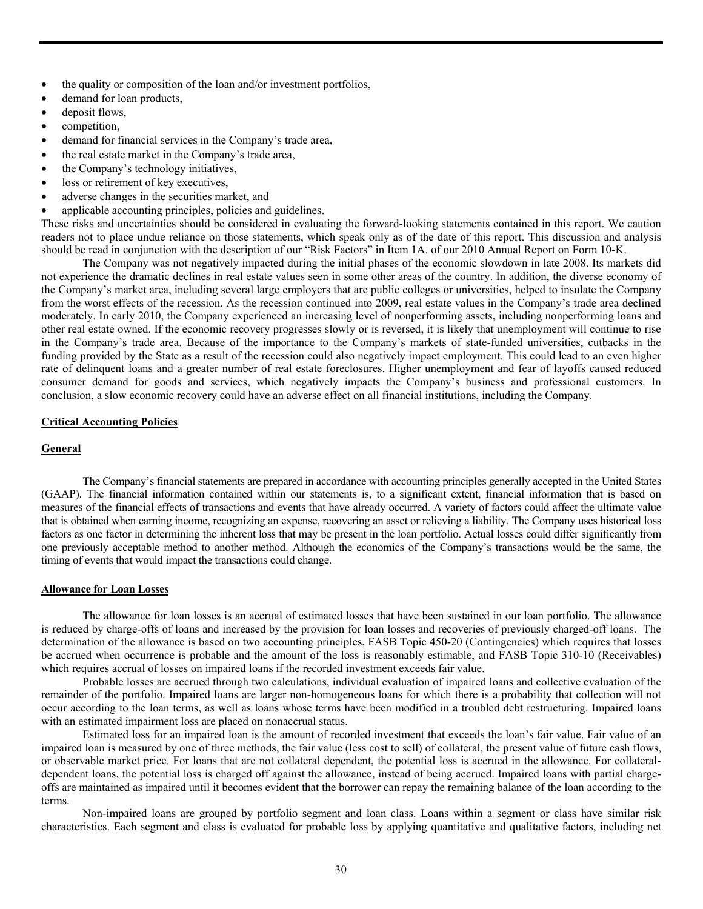- the quality or composition of the loan and/or investment portfolios,
- demand for loan products,
- deposit flows,
- competition,
- demand for financial services in the Company's trade area,
- the real estate market in the Company's trade area,
- the Company's technology initiatives,
- loss or retirement of key executives,
- adverse changes in the securities market, and
- applicable accounting principles, policies and guidelines.

These risks and uncertainties should be considered in evaluating the forward-looking statements contained in this report. We caution readers not to place undue reliance on those statements, which speak only as of the date of this report. This discussion and analysis should be read in conjunction with the description of our "Risk Factors" in Item 1A. of our 2010 Annual Report on Form 10-K.

The Company was not negatively impacted during the initial phases of the economic slowdown in late 2008. Its markets did not experience the dramatic declines in real estate values seen in some other areas of the country. In addition, the diverse economy of the Company's market area, including several large employers that are public colleges or universities, helped to insulate the Company from the worst effects of the recession. As the recession continued into 2009, real estate values in the Company's trade area declined moderately. In early 2010, the Company experienced an increasing level of nonperforming assets, including nonperforming loans and other real estate owned. If the economic recovery progresses slowly or is reversed, it is likely that unemployment will continue to rise in the Company's trade area. Because of the importance to the Company's markets of state-funded universities, cutbacks in the funding provided by the State as a result of the recession could also negatively impact employment. This could lead to an even higher rate of delinquent loans and a greater number of real estate foreclosures. Higher unemployment and fear of layoffs caused reduced consumer demand for goods and services, which negatively impacts the Company's business and professional customers. In conclusion, a slow economic recovery could have an adverse effect on all financial institutions, including the Company.

## Critical Accounting Policies

### General

The Company's financial statements are prepared in accordance with accounting principles generally accepted in the United States (GAAP). The financial information contained within our statements is, to a significant extent, financial information that is based on measures of the financial effects of transactions and events that have already occurred. A variety of factors could affect the ultimate value that is obtained when earning income, recognizing an expense, recovering an asset or relieving a liability. The Company uses historical loss factors as one factor in determining the inherent loss that may be present in the loan portfolio. Actual losses could differ significantly from one previously acceptable method to another method. Although the economics of the Company's transactions would be the same, the timing of events that would impact the transactions could change.

### Allowance for Loan Losses

The allowance for loan losses is an accrual of estimated losses that have been sustained in our loan portfolio. The allowance is reduced by charge-offs of loans and increased by the provision for loan losses and recoveries of previously charged-off loans. The determination of the allowance is based on two accounting principles, FASB Topic 450-20 (Contingencies) which requires that losses be accrued when occurrence is probable and the amount of the loss is reasonably estimable, and FASB Topic 310-10 (Receivables) which requires accrual of losses on impaired loans if the recorded investment exceeds fair value.

Probable losses are accrued through two calculations, individual evaluation of impaired loans and collective evaluation of the remainder of the portfolio. Impaired loans are larger non-homogeneous loans for which there is a probability that collection will not occur according to the loan terms, as well as loans whose terms have been modified in a troubled debt restructuring. Impaired loans with an estimated impairment loss are placed on nonaccrual status.

Estimated loss for an impaired loan is the amount of recorded investment that exceeds the loan's fair value. Fair value of an impaired loan is measured by one of three methods, the fair value (less cost to sell) of collateral, the present value of future cash flows, or observable market price. For loans that are not collateral dependent, the potential loss is accrued in the allowance. For collateral-dependent loans, the potential loss is charged off against the allowance, instead of being accrued. Impaired loans with partial charge-offs are maintained as impaired until it becomes evident that the borrower can repay the remaining balance of the loan according to the terms.

Non-impaired loans are grouped by portfolio segment and loan class. Loans within a segment or class have similar risk characteristics. Each segment and class is evaluated for probable loss by applying quantitative and qualitative factors, including net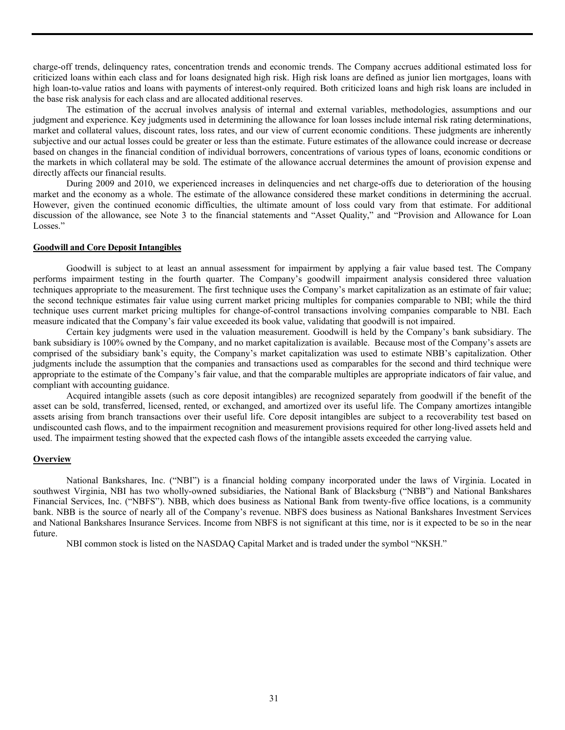charge-off trends, delinquency rates, concentration trends and economic trends. The Company accrues additional estimated loss for criticized loans within each class and for loans designated high risk. High risk loans are defined as junior lien mortgages, loans with high loan-to-value ratios and loans with payments of interest-only required. Both criticized loans and high risk loans are included in the base risk analysis for each class and are allocated additional reserves.

The estimation of the accrual involves analysis of internal and external variables, methodologies, assumptions and our judgment and experience. Key judgments used in determining the allowance for loan losses include internal risk rating determinations, market and collateral values, discount rates, loss rates, and our view of current economic conditions. These judgments are inherently subjective and our actual losses could be greater or less than the estimate. Future estimates of the allowance could increase or decrease based on changes in the financial condition of individual borrowers, concentrations of various types of loans, economic conditions or the markets in which collateral may be sold. The estimate of the allowance accrual determines the amount of provision expense and directly affects our financial results.

During 2009 and 2010, we experienced increases in delinquencies and net charge-offs due to deterioration of the housing market and the economy as a whole. The estimate of the allowance considered these market conditions in determining the accrual. However, given the continued economic difficulties, the ultimate amount of loss could vary from that estimate. For additional discussion of the allowance, see Note 3 to the financial statements and "Asset Quality," and "Provision and Allowance for Loan Losses."

**Goodwill and Core Deposit Intangibles**

Goodwill is subject to at least an annual assessment for impairment by applying a fair value based test. The Company performs impairment testing in the fourth quarter. The Company's goodwill impairment analysis considered three valuation techniques appropriate to the measurement. The first technique uses the Company's market capitalization as an estimate of fair value; the second technique estimates fair value using current market pricing multiples for companies comparable to NBI; while the third technique uses current market pricing multiples for change-of-control transactions involving companies comparable to NBI. Each measure indicated that the Company's fair value exceeded its book value, validating that goodwill is not impaired.

Certain key judgments were used in the valuation measurement. Goodwill is held by the Company's bank subsidiary. The bank subsidiary is 100% owned by the Company, and no market capitalization is available. Because most of the Company's assets are comprised of the subsidiary bank's equity, the Company's market capitalization was used to estimate NBB's capitalization. Other judgments include the assumption that the companies and transactions used as comparables for the second and third technique were appropriate to the estimate of the Company's fair value, and that the comparable multiples are appropriate indicators of fair value, and compliant with accounting guidance.

Acquired intangible assets (such as core deposit intangibles) are recognized separately from goodwill if the benefit of the asset can be sold, transferred, licensed, rented, or exchanged, and amortized over its useful life. The Company amortizes intangible assets arising from branch transactions over their useful life. Core deposit intangibles are subject to a recoverability test based on undiscounted cash flows, and to the impairment recognition and measurement provisions required for other long-lived assets held and used. The impairment testing showed that the expected cash flows of the intangible assets exceeded the carrying value.

**Overview**

National Bankshares, Inc. ("NBI") is a financial holding company incorporated under the laws of Virginia. Located in southwest Virginia, NBI has two wholly-owned subsidiaries, the National Bank of Blacksburg ("NBB") and National Bankshares Financial Services, Inc. ("NBFS"). NBB, which does business as National Bank from twenty-five office locations, is a community bank. NBB is the source of nearly all of the Company's revenue. NBFS does business as National Bankshares Investment Services and National Bankshares Insurance Services. Income from NBFS is not significant at this time, nor is it expected to be so in the near future.

NBI common stock is listed on the NASDAQ Capital Market and is traded under the symbol "NKSH."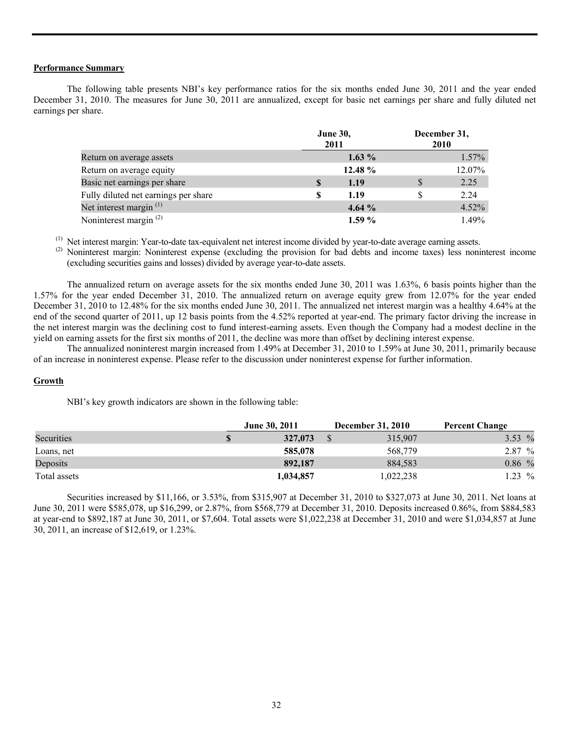## Performance Summary

The following table presents NBI's key performance ratios for the six months ended June 30, 2011 and the year ended December 31, 2010. The measures for June 30, 2011 are annualized, except for basic net earnings per share and fully diluted net earnings per share.

| | June 30, 2011 | December 31, 2010 |
|---|---|---|
| Return on average assets | **1.63 %** | 1.57% |
| Return on average equity | **12.48 %** | 12.07% |
| Basic net earnings per share | **$ 1.19** | $ 2.25 |
| Fully diluted net earnings per share | **$ 1.19** | $ 2.24 |
| Net interest margin (1) | **4.64 %** | 4.52% |
| Noninterest margin (2) | **1.59 %** | 1.49% |

(1) Net interest margin: Year-to-date tax-equivalent net interest income divided by year-to-date average earning assets.

(2) Noninterest margin: Noninterest expense (excluding the provision for bad debts and income taxes) less noninterest income (excluding securities gains and losses) divided by average year-to-date assets.

The annualized return on average assets for the six months ended June 30, 2011 was 1.63%, 6 basis points higher than the 1.57% for the year ended December 31, 2010. The annualized return on average equity grew from 12.07% for the year ended December 31, 2010 to 12.48% for the six months ended June 30, 2011. The annualized net interest margin was a healthy 4.64% at the end of the second quarter of 2011, up 12 basis points from the 4.52% reported at year-end. The primary factor driving the increase in the net interest margin was the declining cost to fund interest-earning assets. Even though the Company had a modest decline in the yield on earning assets for the first six months of 2011, the decline was more than offset by declining interest expense.

The annualized noninterest margin increased from 1.49% at December 31, 2010 to 1.59% at June 30, 2011, primarily because of an increase in noninterest expense. Please refer to the discussion under noninterest expense for further information.

## Growth

NBI's key growth indicators are shown in the following table:

| | June 30, 2011 | December 31, 2010 | Percent Change |
|---|---|---|---|
| Securities | **$ 327,073** | $ 315,907 | 3.53 % |
| Loans, net | **585,078** | 568,779 | 2.87 % |
| Deposits | **892,187** | 884,583 | 0.86 % |
| Total assets | **1,034,857** | 1,022,238 | 1.23 % |

Securities increased by $11,166, or 3.53%, from $315,907 at December 31, 2010 to $327,073 at June 30, 2011. Net loans at June 30, 2011 were $585,078, up $16,299, or 2.87%, from $568,779 at December 31, 2010. Deposits increased 0.86%, from $884,583 at year-end to $892,187 at June 30, 2011, or $7,604. Total assets were $1,022,238 at December 31, 2010 and were $1,034,857 at June 30, 2011, an increase of $12,619, or 1.23%.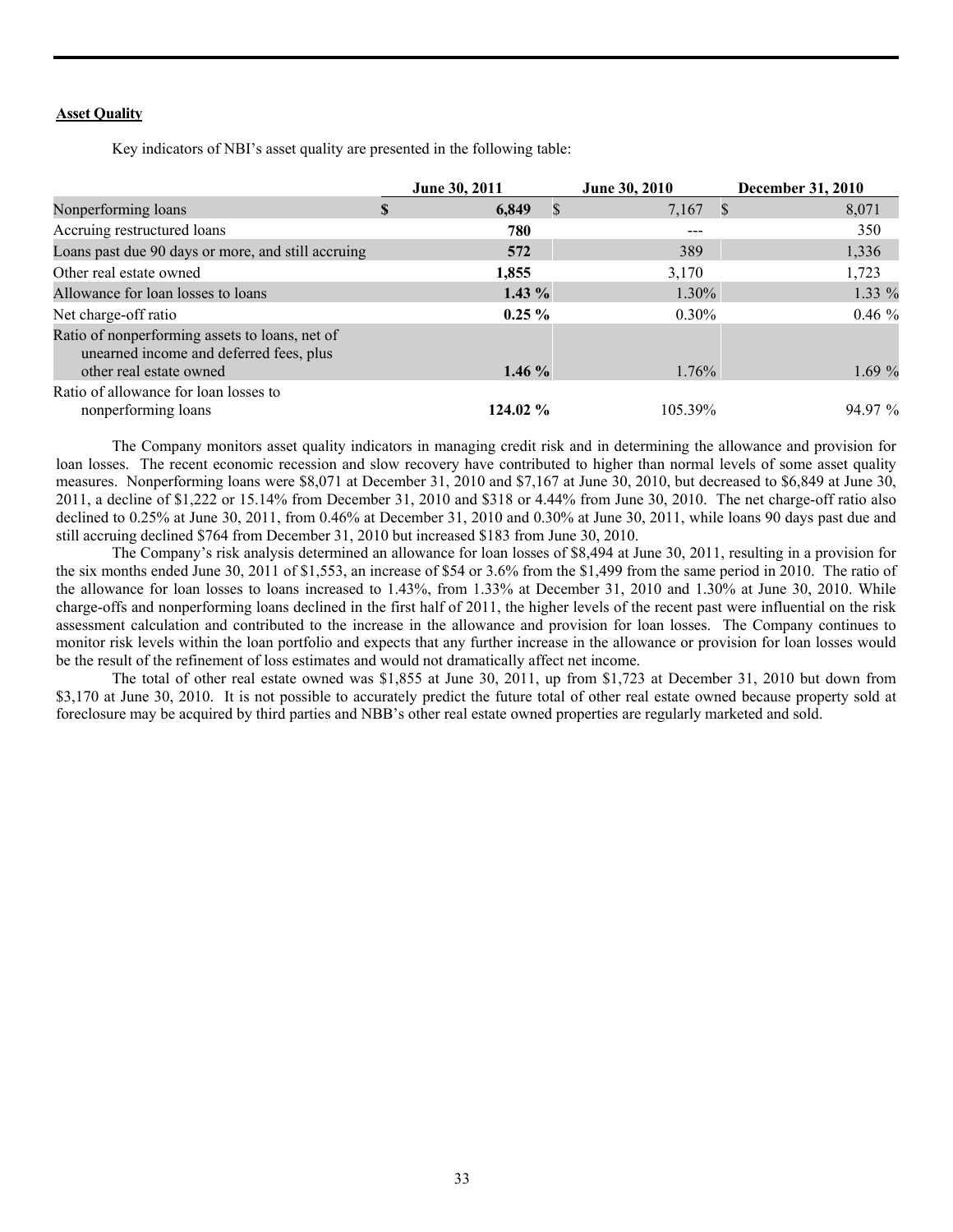**Asset Quality**

Key indicators of NBI's asset quality are presented in the following table:

| | June 30, 2011 | June 30, 2010 | December 31, 2010 |
|---|---|---|---|
| Nonperforming loans | **$ 6,849** | $ 7,167 | $ 8,071 |
| Accruing restructured loans | **780** | --- | 350 |
| Loans past due 90 days or more, and still accruing | **572** | 389 | 1,336 |
| Other real estate owned | **1,855** | 3,170 | 1,723 |
| Allowance for loan losses to loans | **1.43 %** | 1.30% | 1.33 % |
| Net charge-off ratio | **0.25 %** | 0.30% | 0.46 % |
| Ratio of nonperforming assets to loans, net of unearned income and deferred fees, plus other real estate owned | **1.46 %** | 1.76% | 1.69 % |
| Ratio of allowance for loan losses to nonperforming loans | **124.02 %** | 105.39% | 94.97 % |

The Company monitors asset quality indicators in managing credit risk and in determining the allowance and provision for loan losses. The recent economic recession and slow recovery have contributed to higher than normal levels of some asset quality measures. Nonperforming loans were $8,071 at December 31, 2010 and $7,167 at June 30, 2010, but decreased to $6,849 at June 30, 2011, a decline of $1,222 or 15.14% from December 31, 2010 and $318 or 4.44% from June 30, 2010. The net charge-off ratio also declined to 0.25% at June 30, 2011, from 0.46% at December 31, 2010 and 0.30% at June 30, 2011, while loans 90 days past due and still accruing declined $764 from December 31, 2010 but increased $183 from June 30, 2010.

The Company's risk analysis determined an allowance for loan losses of $8,494 at June 30, 2011, resulting in a provision for the six months ended June 30, 2011 of $1,553, an increase of $54 or 3.6% from the $1,499 from the same period in 2010. The ratio of the allowance for loan losses to loans increased to 1.43%, from 1.33% at December 31, 2010 and 1.30% at June 30, 2010. While charge-offs and nonperforming loans declined in the first half of 2011, the higher levels of the recent past were influential on the risk assessment calculation and contributed to the increase in the allowance and provision for loan losses. The Company continues to monitor risk levels within the loan portfolio and expects that any further increase in the allowance or provision for loan losses would be the result of the refinement of loss estimates and would not dramatically affect net income.

The total of other real estate owned was $1,855 at June 30, 2011, up from $1,723 at December 31, 2010 but down from $3,170 at June 30, 2010. It is not possible to accurately predict the future total of other real estate owned because property sold at foreclosure may be acquired by third parties and NBB's other real estate owned properties are regularly marketed and sold.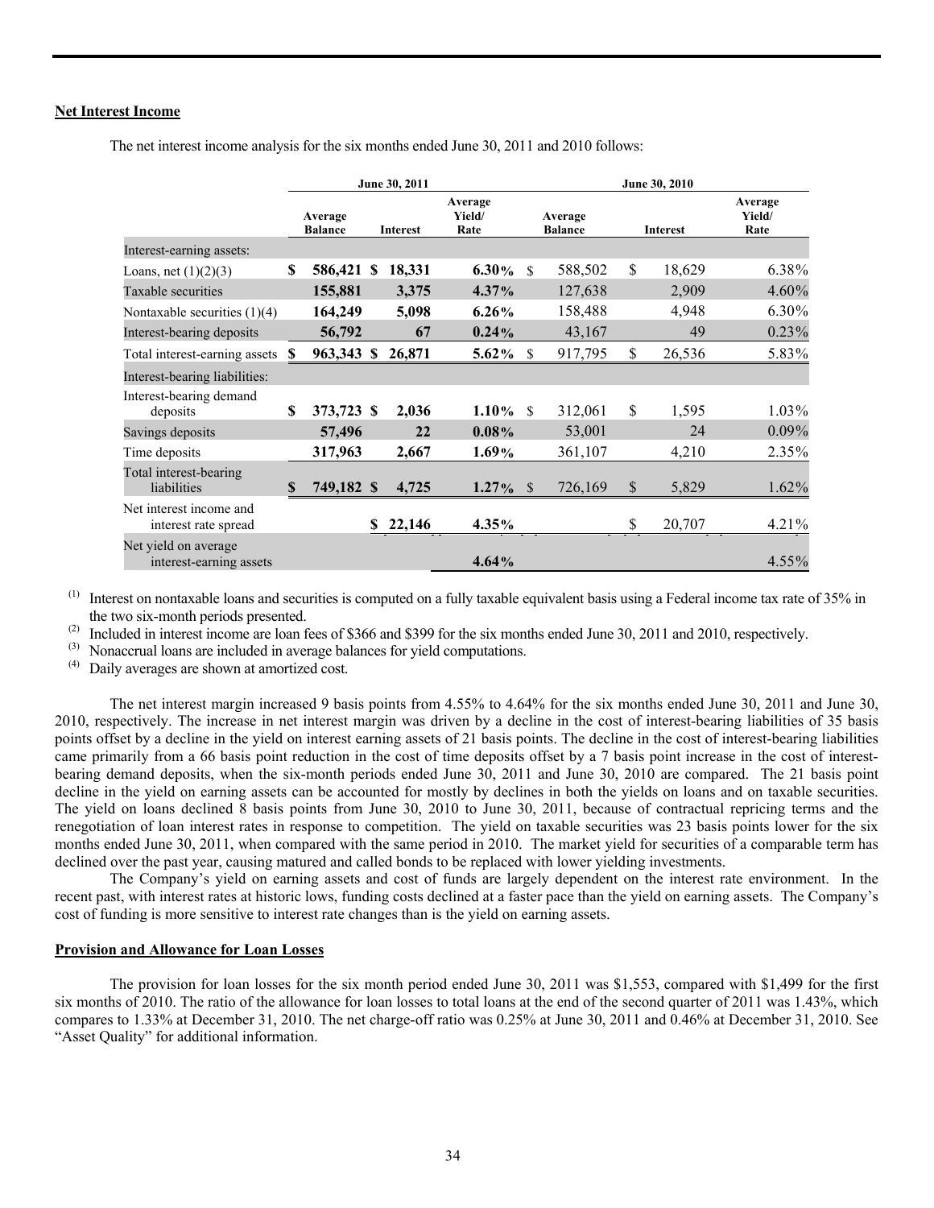## Net Interest Income

The net interest income analysis for the six months ended June 30, 2011 and 2010 follows:

| | June 30, 2011 | | | June 30, 2010 | | |
|---|---|---|---|---|---|---|
| | Average Balance | Interest | Average Yield/ Rate | Average Balance | Interest | Average Yield/ Rate |
| Interest-earning assets: | | | | | | |
| Loans, net (1)(2)(3) | **$ 586,421** | **$ 18,331** | **6.30%** | $ 588,502 | $ 18,629 | 6.38% |
| Taxable securities | **155,881** | **3,375** | **4.37%** | 127,638 | 2,909 | 4.60% |
| Nontaxable securities (1)(4) | **164,249** | **5,098** | **6.26%** | 158,488 | 4,948 | 6.30% |
| Interest-bearing deposits | **56,792** | **67** | **0.24%** | 43,167 | 49 | 0.23% |
| Total interest-earning assets | **$ 963,343** | **$ 26,871** | **5.62%** | $ 917,795 | $ 26,536 | 5.83% |
| Interest-bearing liabilities: | | | | | | |
| Interest-bearing demand deposits | **$ 373,723** | **$ 2,036** | **1.10%** | $ 312,061 | $ 1,595 | 1.03% |
| Savings deposits | **57,496** | **22** | **0.08%** | 53,001 | 24 | 0.09% |
| Time deposits | **317,963** | **2,667** | **1.69%** | 361,107 | 4,210 | 2.35% |
| Total interest-bearing liabilities | **$ 749,182** | **$ 4,725** | **1.27%** | $ 726,169 | $ 5,829 | 1.62% |
| Net interest income and interest rate spread | | **$ 22,146** | **4.35%** | | $ 20,707 | 4.21% |
| Net yield on average interest-earning assets | | | **4.64%** | | | 4.55% |

(1) Interest on nontaxable loans and securities is computed on a fully taxable equivalent basis using a Federal income tax rate of 35% in the two six-month periods presented.

(2) Included in interest income are loan fees of $366 and $399 for the six months ended June 30, 2011 and 2010, respectively.

(3) Nonaccrual loans are included in average balances for yield computations.

(4) Daily averages are shown at amortized cost.

The net interest margin increased 9 basis points from 4.55% to 4.64% for the six months ended June 30, 2011 and June 30, 2010, respectively. The increase in net interest margin was driven by a decline in the cost of interest-bearing liabilities of 35 basis points offset by a decline in the yield on interest earning assets of 21 basis points. The decline in the cost of interest-bearing liabilities came primarily from a 66 basis point reduction in the cost of time deposits offset by a 7 basis point increase in the cost of interest-bearing demand deposits, when the six-month periods ended June 30, 2011 and June 30, 2010 are compared. The 21 basis point decline in the yield on earning assets can be accounted for mostly by declines in both the yields on loans and on taxable securities. The yield on loans declined 8 basis points from June 30, 2010 to June 30, 2011, because of contractual repricing terms and the renegotiation of loan interest rates in response to competition. The yield on taxable securities was 23 basis points lower for the six months ended June 30, 2011, when compared with the same period in 2010. The market yield for securities of a comparable term has declined over the past year, causing matured and called bonds to be replaced with lower yielding investments.

The Company's yield on earning assets and cost of funds are largely dependent on the interest rate environment. In the recent past, with interest rates at historic lows, funding costs declined at a faster pace than the yield on earning assets. The Company's cost of funding is more sensitive to interest rate changes than is the yield on earning assets.

## Provision and Allowance for Loan Losses

The provision for loan losses for the six month period ended June 30, 2011 was $1,553, compared with $1,499 for the first six months of 2010. The ratio of the allowance for loan losses to total loans at the end of the second quarter of 2011 was 1.43%, which compares to 1.33% at December 31, 2010. The net charge-off ratio was 0.25% at June 30, 2011 and 0.46% at December 31, 2010. See "Asset Quality" for additional information.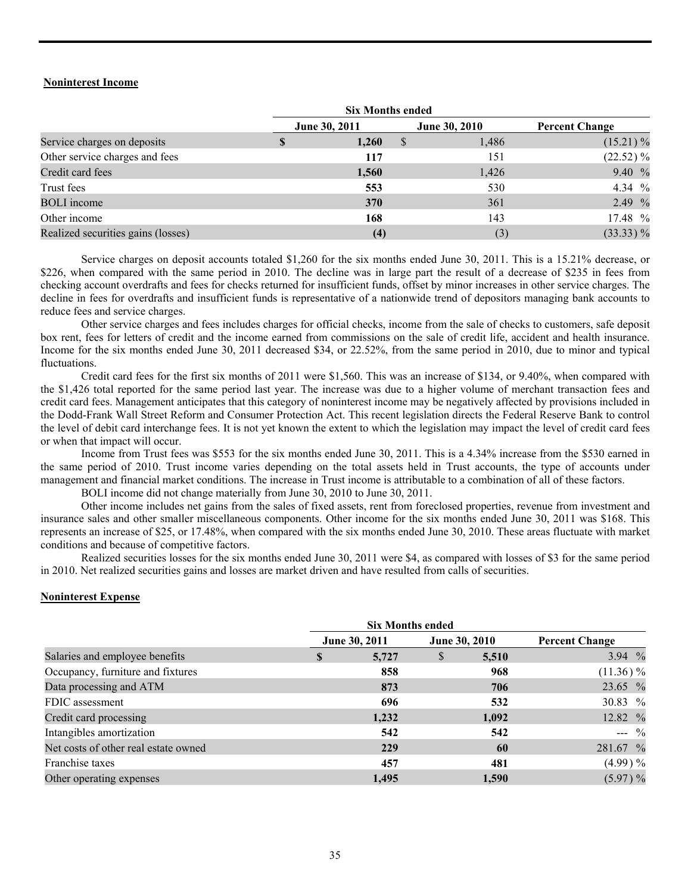**Noninterest Income**

| | Six Months ended | | |
|---|---|---|---|
| | June 30, 2011 | June 30, 2010 | Percent Change |
| Service charges on deposits | $ 1,260 | $ 1,486 | (15.21) % |
| Other service charges and fees | 117 | 151 | (22.52) % |
| Credit card fees | 1,560 | 1,426 | 9.40 % |
| Trust fees | 553 | 530 | 4.34 % |
| BOLI income | 370 | 361 | 2.49 % |
| Other income | 168 | 143 | 17.48 % |
| Realized securities gains (losses) | (4) | (3) | (33.33) % |

Service charges on deposit accounts totaled $1,260 for the six months ended June 30, 2011. This is a 15.21% decrease, or $226, when compared with the same period in 2010. The decline was in large part the result of a decrease of $235 in fees from checking account overdrafts and fees for checks returned for insufficient funds, offset by minor increases in other service charges. The decline in fees for overdrafts and insufficient funds is representative of a nationwide trend of depositors managing bank accounts to reduce fees and service charges.

Other service charges and fees includes charges for official checks, income from the sale of checks to customers, safe deposit box rent, fees for letters of credit and the income earned from commissions on the sale of credit life, accident and health insurance. Income for the six months ended June 30, 2011 decreased $34, or 22.52%, from the same period in 2010, due to minor and typical fluctuations.

Credit card fees for the first six months of 2011 were $1,560. This was an increase of $134, or 9.40%, when compared with the $1,426 total reported for the same period last year. The increase was due to a higher volume of merchant transaction fees and credit card fees. Management anticipates that this category of noninterest income may be negatively affected by provisions included in the Dodd-Frank Wall Street Reform and Consumer Protection Act. This recent legislation directs the Federal Reserve Bank to control the level of debit card interchange fees. It is not yet known the extent to which the legislation may impact the level of credit card fees or when that impact will occur.

Income from Trust fees was $553 for the six months ended June 30, 2011. This is a 4.34% increase from the $530 earned in the same period of 2010. Trust income varies depending on the total assets held in Trust accounts, the type of accounts under management and financial market conditions. The increase in Trust income is attributable to a combination of all of these factors.

BOLI income did not change materially from June 30, 2010 to June 30, 2011.

Other income includes net gains from the sales of fixed assets, rent from foreclosed properties, revenue from investment and insurance sales and other smaller miscellaneous components. Other income for the six months ended June 30, 2011 was $168. This represents an increase of $25, or 17.48%, when compared with the six months ended June 30, 2010. These areas fluctuate with market conditions and because of competitive factors.

Realized securities losses for the six months ended June 30, 2011 were $4, as compared with losses of $3 for the same period in 2010. Net realized securities gains and losses are market driven and have resulted from calls of securities.

**Noninterest Expense**

| | Six Months ended | | |
|---|---|---|---|
| | June 30, 2011 | June 30, 2010 | Percent Change |
| Salaries and employee benefits | $ 5,727 | $ 5,510 | 3.94 % |
| Occupancy, furniture and fixtures | 858 | 968 | (11.36) % |
| Data processing and ATM | 873 | 706 | 23.65 % |
| FDIC assessment | 696 | 532 | 30.83 % |
| Credit card processing | 1,232 | 1,092 | 12.82 % |
| Intangibles amortization | 542 | 542 | --- % |
| Net costs of other real estate owned | 229 | 60 | 281.67 % |
| Franchise taxes | 457 | 481 | (4.99) % |
| Other operating expenses | 1,495 | 1,590 | (5.97) % |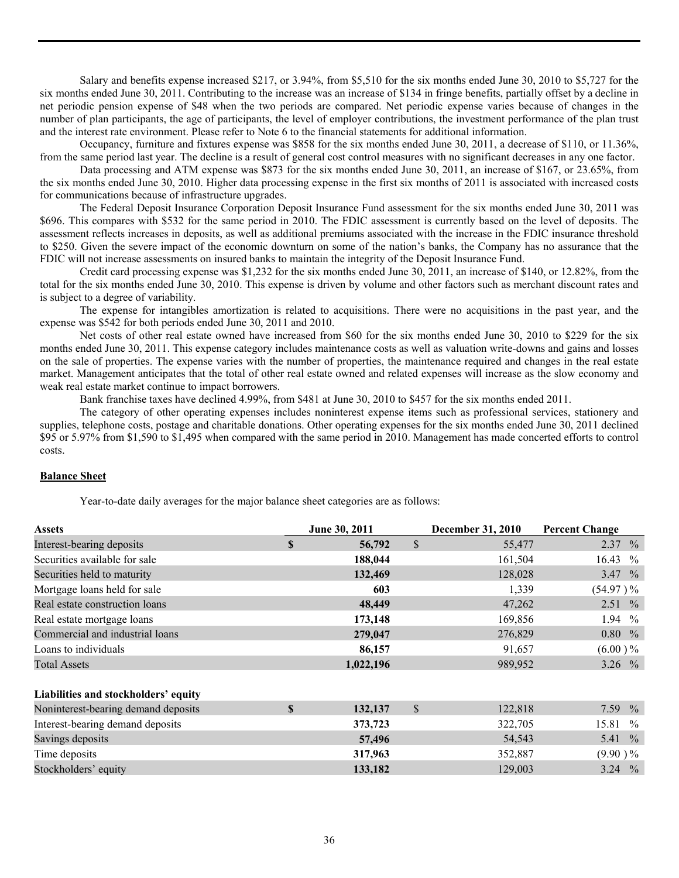Salary and benefits expense increased $217, or 3.94%, from $5,510 for the six months ended June 30, 2010 to $5,727 for the six months ended June 30, 2011. Contributing to the increase was an increase of $134 in fringe benefits, partially offset by a decline in net periodic pension expense of $48 when the two periods are compared. Net periodic expense varies because of changes in the number of plan participants, the age of participants, the level of employer contributions, the investment performance of the plan trust and the interest rate environment. Please refer to Note 6 to the financial statements for additional information.

Occupancy, furniture and fixtures expense was $858 for the six months ended June 30, 2011, a decrease of $110, or 11.36%, from the same period last year. The decline is a result of general cost control measures with no significant decreases in any one factor.

Data processing and ATM expense was $873 for the six months ended June 30, 2011, an increase of $167, or 23.65%, from the six months ended June 30, 2010. Higher data processing expense in the first six months of 2011 is associated with increased costs for communications because of infrastructure upgrades.

The Federal Deposit Insurance Corporation Deposit Insurance Fund assessment for the six months ended June 30, 2011 was $696. This compares with $532 for the same period in 2010. The FDIC assessment is currently based on the level of deposits. The assessment reflects increases in deposits, as well as additional premiums associated with the increase in the FDIC insurance threshold to $250. Given the severe impact of the economic downturn on some of the nation's banks, the Company has no assurance that the FDIC will not increase assessments on insured banks to maintain the integrity of the Deposit Insurance Fund.

Credit card processing expense was $1,232 for the six months ended June 30, 2011, an increase of $140, or 12.82%, from the total for the six months ended June 30, 2010. This expense is driven by volume and other factors such as merchant discount rates and is subject to a degree of variability.

The expense for intangibles amortization is related to acquisitions. There were no acquisitions in the past year, and the expense was $542 for both periods ended June 30, 2011 and 2010.

Net costs of other real estate owned have increased from $60 for the six months ended June 30, 2010 to $229 for the six months ended June 30, 2011. This expense category includes maintenance costs as well as valuation write-downs and gains and losses on the sale of properties. The expense varies with the number of properties, the maintenance required and changes in the real estate market. Management anticipates that the total of other real estate owned and related expenses will increase as the slow economy and weak real estate market continue to impact borrowers.

Bank franchise taxes have declined 4.99%, from $481 at June 30, 2010 to $457 for the six months ended 2011.

The category of other operating expenses includes noninterest expense items such as professional services, stationery and supplies, telephone costs, postage and charitable donations. Other operating expenses for the six months ended June 30, 2011 declined $95 or 5.97% from $1,590 to $1,495 when compared with the same period in 2010. Management has made concerted efforts to control costs.

**Balance Sheet**

Year-to-date daily averages for the major balance sheet categories are as follows:

| Assets | June 30, 2011 | December 31, 2010 | Percent Change |
|---|---|---|---|
| Interest-bearing deposits | **$ 56,792** | $ 55,477 | 2.37 % |
| Securities available for sale | **188,044** | 161,504 | 16.43 % |
| Securities held to maturity | **132,469** | 128,028 | 3.47 % |
| Mortgage loans held for sale | **603** | 1,339 | (54.97 )% |
| Real estate construction loans | **48,449** | 47,262 | 2.51 % |
| Real estate mortgage loans | **173,148** | 169,856 | 1.94 % |
| Commercial and industrial loans | **279,047** | 276,829 | 0.80 % |
| Loans to individuals | **86,157** | 91,657 | (6.00 )% |
| Total Assets | **1,022,196** | 989,952 | 3.26 % |
| | | | |
| **Liabilities and stockholders' equity** | | | |
| Noninterest-bearing demand deposits | **$ 132,137** | $ 122,818 | 7.59 % |
| Interest-bearing demand deposits | **373,723** | 322,705 | 15.81 % |
| Savings deposits | **57,496** | 54,543 | 5.41 % |
| Time deposits | **317,963** | 352,887 | (9.90 )% |
| Stockholders' equity | **133,182** | 129,003 | 3.24 % |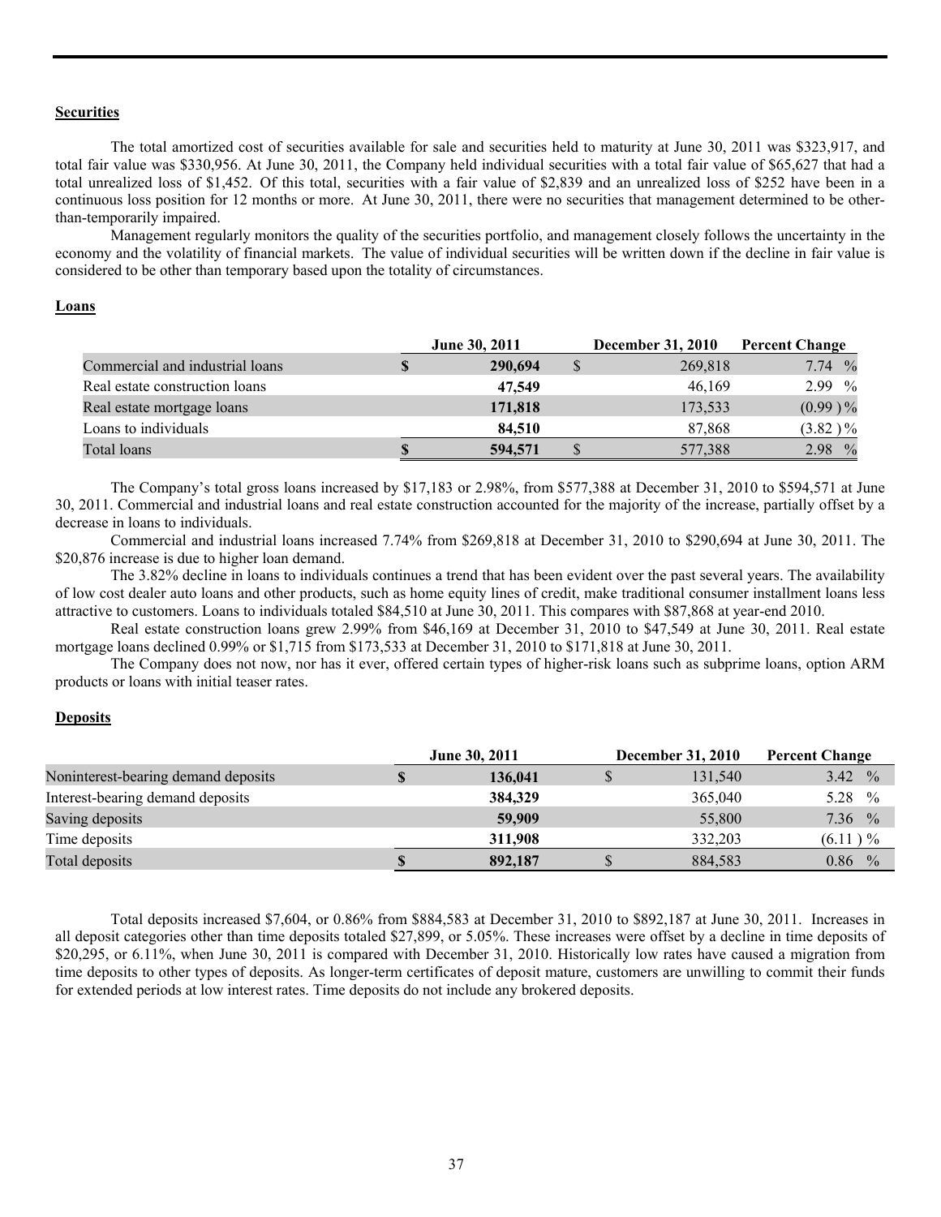## Securities

The total amortized cost of securities available for sale and securities held to maturity at June 30, 2011 was $323,917, and total fair value was $330,956. At June 30, 2011, the Company held individual securities with a total fair value of $65,627 that had a total unrealized loss of $1,452. Of this total, securities with a fair value of $2,839 and an unrealized loss of $252 have been in a continuous loss position for 12 months or more. At June 30, 2011, there were no securities that management determined to be other-than-temporarily impaired.

Management regularly monitors the quality of the securities portfolio, and management closely follows the uncertainty in the economy and the volatility of financial markets. The value of individual securities will be written down if the decline in fair value is considered to be other than temporary based upon the totality of circumstances.

## Loans

| | June 30, 2011 | December 31, 2010 | Percent Change |
|---|---|---|---|
| Commercial and industrial loans | **$ 290,694** | $ 269,818 | 7.74 % |
| Real estate construction loans | **47,549** | 46,169 | 2.99 % |
| Real estate mortgage loans | **171,818** | 173,533 | (0.99 )% |
| Loans to individuals | **84,510** | 87,868 | (3.82 )% |
| Total loans | **$ 594,571** | $ 577,388 | 2.98 % |

The Company's total gross loans increased by $17,183 or 2.98%, from $577,388 at December 31, 2010 to $594,571 at June 30, 2011. Commercial and industrial loans and real estate construction accounted for the majority of the increase, partially offset by a decrease in loans to individuals.

Commercial and industrial loans increased 7.74% from $269,818 at December 31, 2010 to $290,694 at June 30, 2011. The $20,876 increase is due to higher loan demand.

The 3.82% decline in loans to individuals continues a trend that has been evident over the past several years. The availability of low cost dealer auto loans and other products, such as home equity lines of credit, make traditional consumer installment loans less attractive to customers. Loans to individuals totaled $84,510 at June 30, 2011. This compares with $87,868 at year-end 2010.

Real estate construction loans grew 2.99% from $46,169 at December 31, 2010 to $47,549 at June 30, 2011. Real estate mortgage loans declined 0.99% or $1,715 from $173,533 at December 31, 2010 to $171,818 at June 30, 2011.

The Company does not now, nor has it ever, offered certain types of higher-risk loans such as subprime loans, option ARM products or loans with initial teaser rates.

## Deposits

| | June 30, 2011 | December 31, 2010 | Percent Change |
|---|---|---|---|
| Noninterest-bearing demand deposits | **$ 136,041** | $ 131,540 | 3.42 % |
| Interest-bearing demand deposits | **384,329** | 365,040 | 5.28 % |
| Saving deposits | **59,909** | 55,800 | 7.36 % |
| Time deposits | **311,908** | 332,203 | (6.11 ) % |
| Total deposits | **$ 892,187** | $ 884,583 | 0.86 % |

Total deposits increased $7,604, or 0.86% from $884,583 at December 31, 2010 to $892,187 at June 30, 2011. Increases in all deposit categories other than time deposits totaled $27,899, or 5.05%. These increases were offset by a decline in time deposits of $20,295, or 6.11%, when June 30, 2011 is compared with December 31, 2010. Historically low rates have caused a migration from time deposits to other types of deposits. As longer-term certificates of deposit mature, customers are unwilling to commit their funds for extended periods at low interest rates. Time deposits do not include any brokered deposits.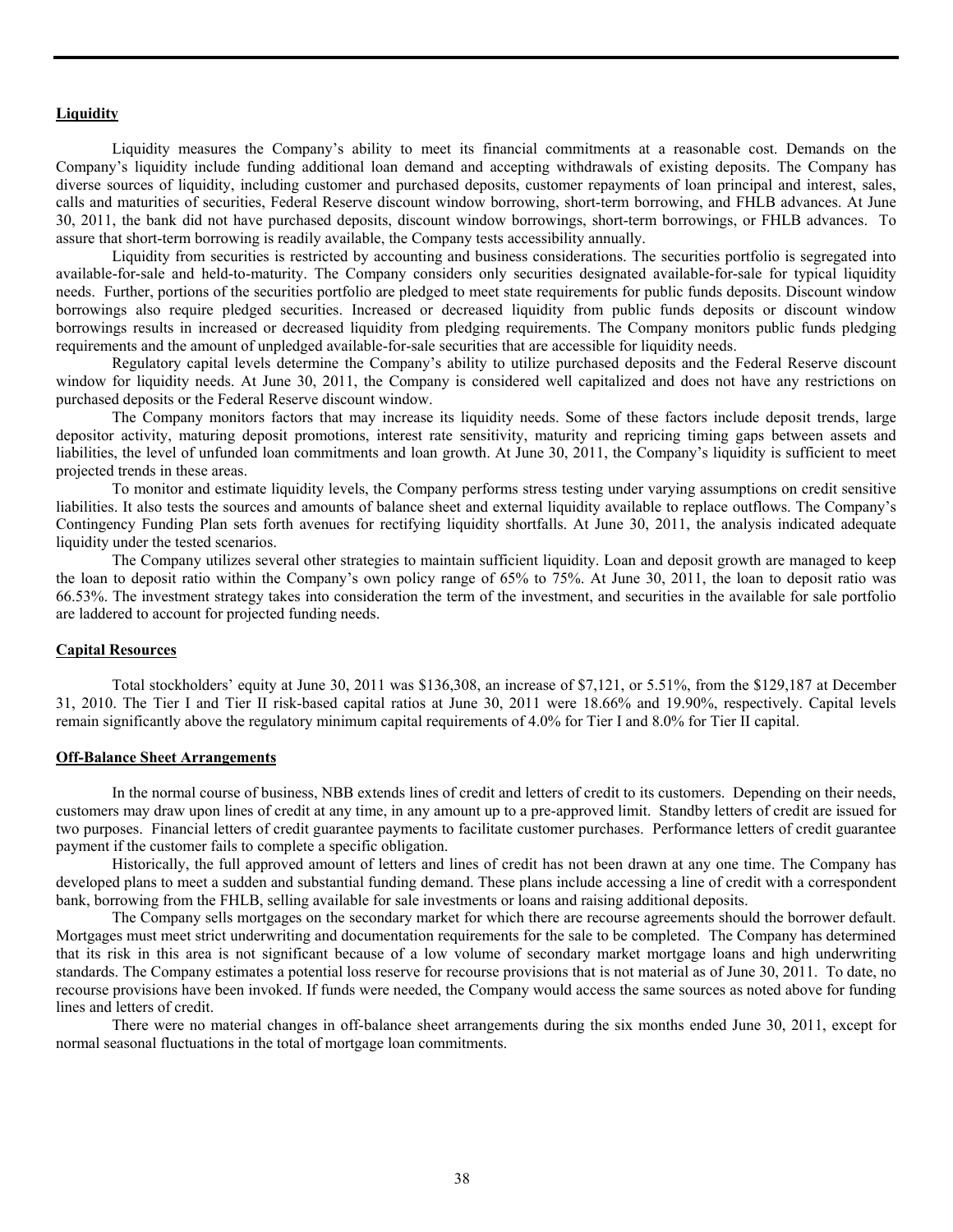## Liquidity

Liquidity measures the Company's ability to meet its financial commitments at a reasonable cost. Demands on the Company's liquidity include funding additional loan demand and accepting withdrawals of existing deposits. The Company has diverse sources of liquidity, including customer and purchased deposits, customer repayments of loan principal and interest, sales, calls and maturities of securities, Federal Reserve discount window borrowing, short-term borrowing, and FHLB advances. At June 30, 2011, the bank did not have purchased deposits, discount window borrowings, short-term borrowings, or FHLB advances. To assure that short-term borrowing is readily available, the Company tests accessibility annually.

Liquidity from securities is restricted by accounting and business considerations. The securities portfolio is segregated into available-for-sale and held-to-maturity. The Company considers only securities designated available-for-sale for typical liquidity needs. Further, portions of the securities portfolio are pledged to meet state requirements for public funds deposits. Discount window borrowings also require pledged securities. Increased or decreased liquidity from public funds deposits or discount window borrowings results in increased or decreased liquidity from pledging requirements. The Company monitors public funds pledging requirements and the amount of unpledged available-for-sale securities that are accessible for liquidity needs.

Regulatory capital levels determine the Company's ability to utilize purchased deposits and the Federal Reserve discount window for liquidity needs. At June 30, 2011, the Company is considered well capitalized and does not have any restrictions on purchased deposits or the Federal Reserve discount window.

The Company monitors factors that may increase its liquidity needs. Some of these factors include deposit trends, large depositor activity, maturing deposit promotions, interest rate sensitivity, maturity and repricing timing gaps between assets and liabilities, the level of unfunded loan commitments and loan growth. At June 30, 2011, the Company's liquidity is sufficient to meet projected trends in these areas.

To monitor and estimate liquidity levels, the Company performs stress testing under varying assumptions on credit sensitive liabilities. It also tests the sources and amounts of balance sheet and external liquidity available to replace outflows. The Company's Contingency Funding Plan sets forth avenues for rectifying liquidity shortfalls. At June 30, 2011, the analysis indicated adequate liquidity under the tested scenarios.

The Company utilizes several other strategies to maintain sufficient liquidity. Loan and deposit growth are managed to keep the loan to deposit ratio within the Company's own policy range of 65% to 75%. At June 30, 2011, the loan to deposit ratio was 66.53%. The investment strategy takes into consideration the term of the investment, and securities in the available for sale portfolio are laddered to account for projected funding needs.

## Capital Resources

Total stockholders' equity at June 30, 2011 was $136,308, an increase of $7,121, or 5.51%, from the $129,187 at December 31, 2010. The Tier I and Tier II risk-based capital ratios at June 30, 2011 were 18.66% and 19.90%, respectively. Capital levels remain significantly above the regulatory minimum capital requirements of 4.0% for Tier I and 8.0% for Tier II capital.

## Off-Balance Sheet Arrangements

In the normal course of business, NBB extends lines of credit and letters of credit to its customers. Depending on their needs, customers may draw upon lines of credit at any time, in any amount up to a pre-approved limit. Standby letters of credit are issued for two purposes. Financial letters of credit guarantee payments to facilitate customer purchases. Performance letters of credit guarantee payment if the customer fails to complete a specific obligation.

Historically, the full approved amount of letters and lines of credit has not been drawn at any one time. The Company has developed plans to meet a sudden and substantial funding demand. These plans include accessing a line of credit with a correspondent bank, borrowing from the FHLB, selling available for sale investments or loans and raising additional deposits.

The Company sells mortgages on the secondary market for which there are recourse agreements should the borrower default. Mortgages must meet strict underwriting and documentation requirements for the sale to be completed. The Company has determined that its risk in this area is not significant because of a low volume of secondary market mortgage loans and high underwriting standards. The Company estimates a potential loss reserve for recourse provisions that is not material as of June 30, 2011. To date, no recourse provisions have been invoked. If funds were needed, the Company would access the same sources as noted above for funding lines and letters of credit.

There were no material changes in off-balance sheet arrangements during the six months ended June 30, 2011, except for normal seasonal fluctuations in the total of mortgage loan commitments.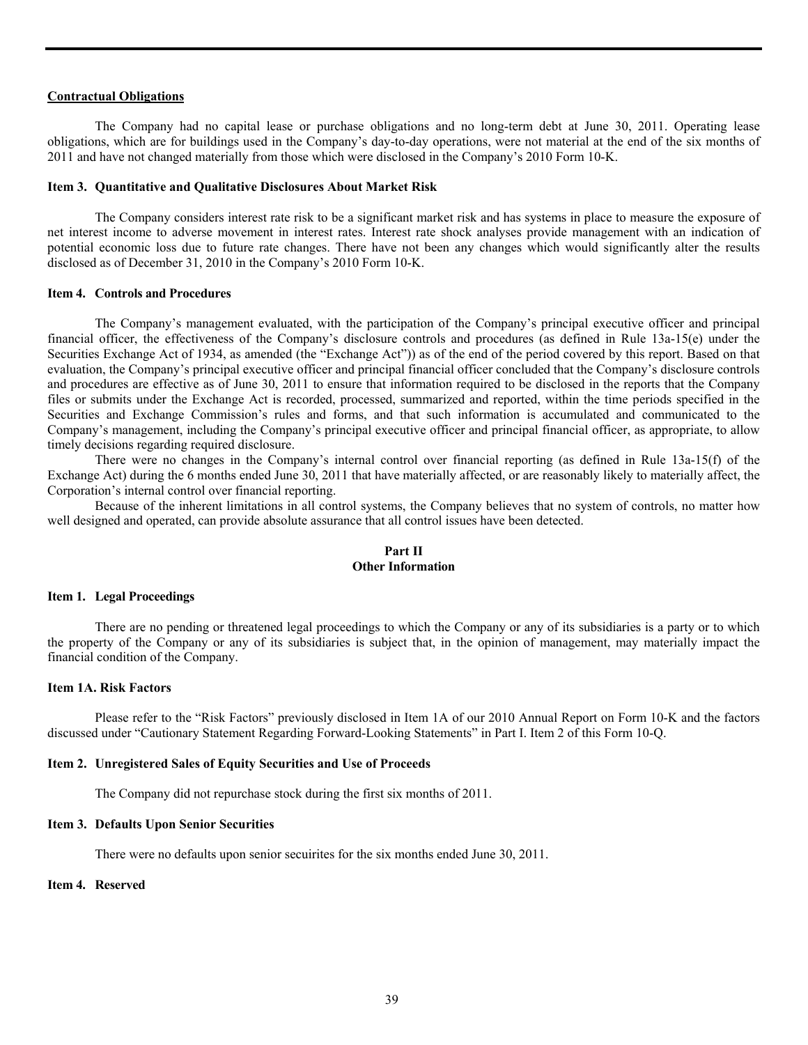**Contractual Obligations**

The Company had no capital lease or purchase obligations and no long-term debt at June 30, 2011. Operating lease obligations, which are for buildings used in the Company's day-to-day operations, were not material at the end of the six months of 2011 and have not changed materially from those which were disclosed in the Company's 2010 Form 10-K.

**Item 3. Quantitative and Qualitative Disclosures About Market Risk**

The Company considers interest rate risk to be a significant market risk and has systems in place to measure the exposure of net interest income to adverse movement in interest rates. Interest rate shock analyses provide management with an indication of potential economic loss due to future rate changes. There have not been any changes which would significantly alter the results disclosed as of December 31, 2010 in the Company's 2010 Form 10-K.

**Item 4. Controls and Procedures**

The Company's management evaluated, with the participation of the Company's principal executive officer and principal financial officer, the effectiveness of the Company's disclosure controls and procedures (as defined in Rule 13a-15(e) under the Securities Exchange Act of 1934, as amended (the "Exchange Act")) as of the end of the period covered by this report. Based on that evaluation, the Company's principal executive officer and principal financial officer concluded that the Company's disclosure controls and procedures are effective as of June 30, 2011 to ensure that information required to be disclosed in the reports that the Company files or submits under the Exchange Act is recorded, processed, summarized and reported, within the time periods specified in the Securities and Exchange Commission's rules and forms, and that such information is accumulated and communicated to the Company's management, including the Company's principal executive officer and principal financial officer, as appropriate, to allow timely decisions regarding required disclosure.

There were no changes in the Company's internal control over financial reporting (as defined in Rule 13a-15(f) of the Exchange Act) during the 6 months ended June 30, 2011 that have materially affected, or are reasonably likely to materially affect, the Corporation's internal control over financial reporting.

Because of the inherent limitations in all control systems, the Company believes that no system of controls, no matter how well designed and operated, can provide absolute assurance that all control issues have been detected.

## Part II
## Other Information

**Item 1. Legal Proceedings**

There are no pending or threatened legal proceedings to which the Company or any of its subsidiaries is a party or to which the property of the Company or any of its subsidiaries is subject that, in the opinion of management, may materially impact the financial condition of the Company.

**Item 1A. Risk Factors**

Please refer to the "Risk Factors" previously disclosed in Item 1A of our 2010 Annual Report on Form 10-K and the factors discussed under "Cautionary Statement Regarding Forward-Looking Statements" in Part I. Item 2 of this Form 10-Q.

**Item 2. Unregistered Sales of Equity Securities and Use of Proceeds**

The Company did not repurchase stock during the first six months of 2011.

**Item 3. Defaults Upon Senior Securities**

There were no defaults upon senior secuirites for the six months ended June 30, 2011.

**Item 4. Reserved**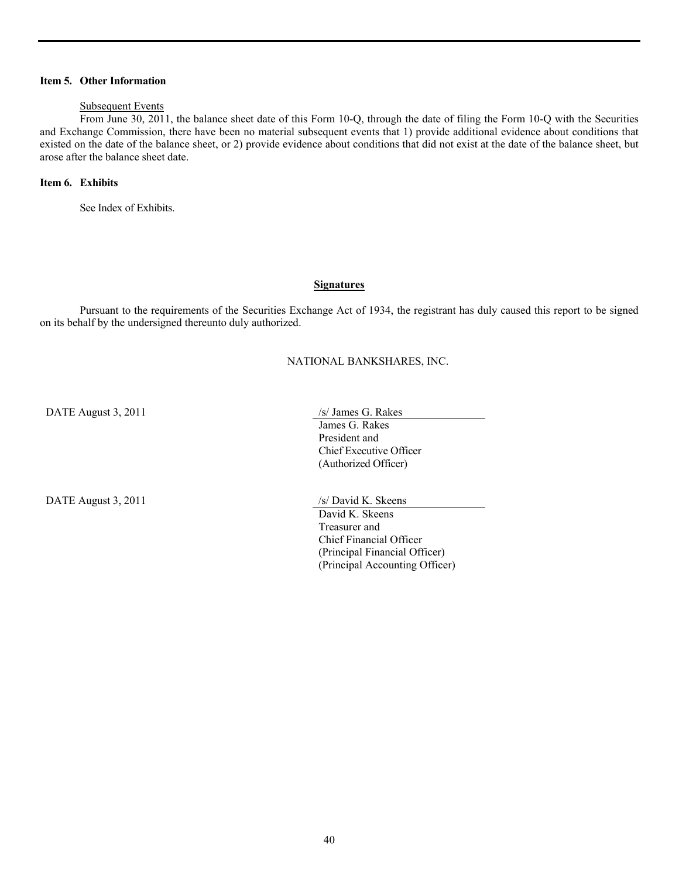**Item 5. Other Information**

Subsequent Events

From June 30, 2011, the balance sheet date of this Form 10-Q, through the date of filing the Form 10-Q with the Securities and Exchange Commission, there have been no material subsequent events that 1) provide additional evidence about conditions that existed on the date of the balance sheet, or 2) provide evidence about conditions that did not exist at the date of the balance sheet, but arose after the balance sheet date.

**Item 6. Exhibits**

See Index of Exhibits.

**Signatures**

Pursuant to the requirements of the Securities Exchange Act of 1934, the registrant has duly caused this report to be signed on its behalf by the undersigned thereunto duly authorized.

NATIONAL BANKSHARES, INC.

DATE August 3, 2011

/s/ James G. Rakes
James G. Rakes
President and
Chief Executive Officer
(Authorized Officer)

DATE August 3, 2011

/s/ David K. Skeens
David K. Skeens
Treasurer and
Chief Financial Officer
(Principal Financial Officer)
(Principal Accounting Officer)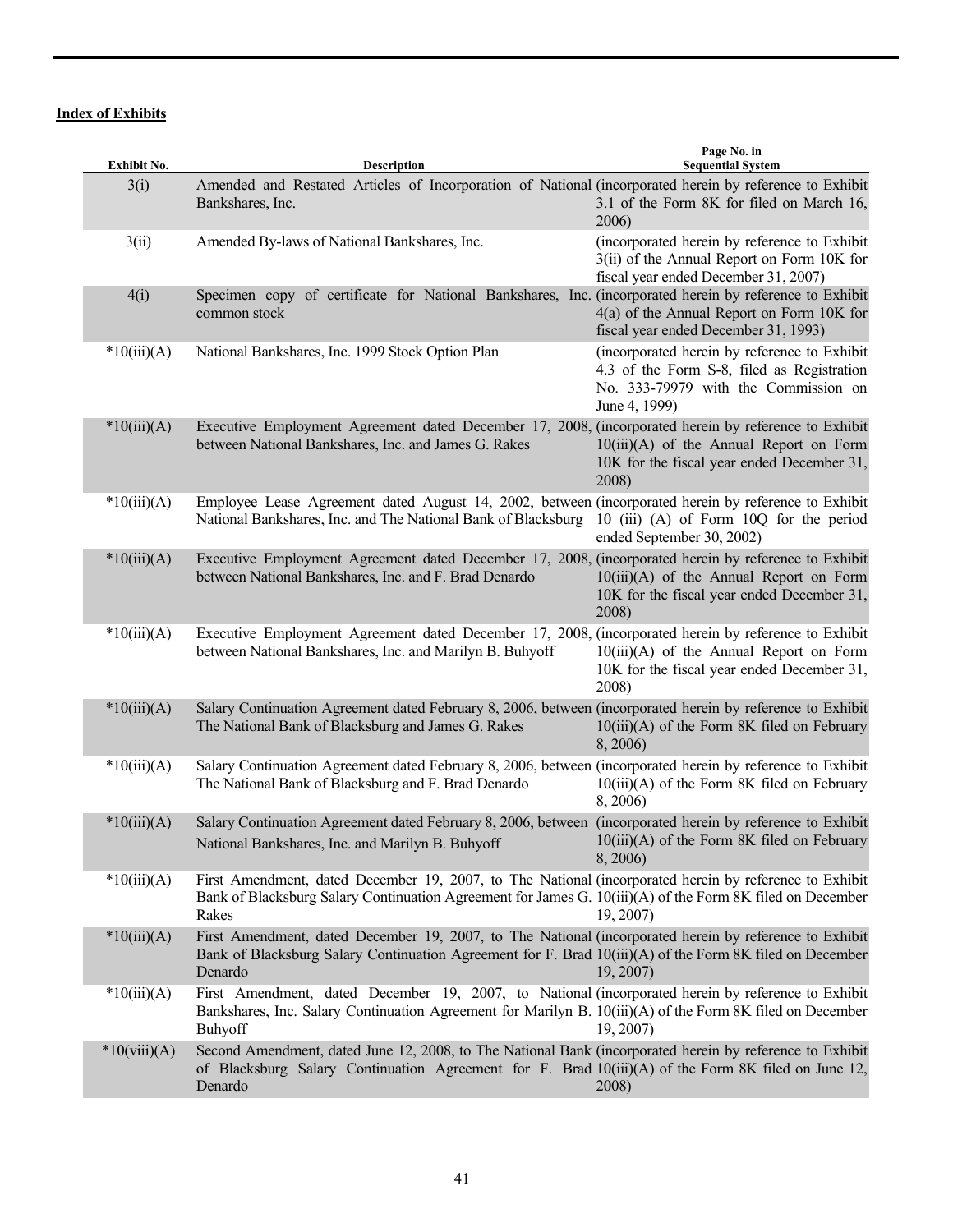**Index of Exhibits**

| Exhibit No. | Description | Page No. in Sequential System |
|---|---|---|
| 3(i) | Amended and Restated Articles of Incorporation of National Bankshares, Inc. | (incorporated herein by reference to Exhibit 3.1 of the Form 8K for filed on March 16, 2006) |
| 3(ii) | Amended By-laws of National Bankshares, Inc. | (incorporated herein by reference to Exhibit 3(ii) of the Annual Report on Form 10K for fiscal year ended December 31, 2007) |
| 4(i) | Specimen copy of certificate for National Bankshares, Inc. common stock | (incorporated herein by reference to Exhibit 4(a) of the Annual Report on Form 10K for fiscal year ended December 31, 1993) |
| *10(iii)(A) | National Bankshares, Inc. 1999 Stock Option Plan | (incorporated herein by reference to Exhibit 4.3 of the Form S-8, filed as Registration No. 333-79979 with the Commission on June 4, 1999) |
| *10(iii)(A) | Executive Employment Agreement dated December 17, 2008, between National Bankshares, Inc. and James G. Rakes | (incorporated herein by reference to Exhibit 10(iii)(A) of the Annual Report on Form 10K for the fiscal year ended December 31, 2008) |
| *10(iii)(A) | Employee Lease Agreement dated August 14, 2002, between National Bankshares, Inc. and The National Bank of Blacksburg | (incorporated herein by reference to Exhibit 10 (iii) (A) of Form 10Q for the period ended September 30, 2002) |
| *10(iii)(A) | Executive Employment Agreement dated December 17, 2008, between National Bankshares, Inc. and F. Brad Denardo | (incorporated herein by reference to Exhibit 10(iii)(A) of the Annual Report on Form 10K for the fiscal year ended December 31, 2008) |
| *10(iii)(A) | Executive Employment Agreement dated December 17, 2008, between National Bankshares, Inc. and Marilyn B. Buhyoff | (incorporated herein by reference to Exhibit 10(iii)(A) of the Annual Report on Form 10K for the fiscal year ended December 31, 2008) |
| *10(iii)(A) | Salary Continuation Agreement dated February 8, 2006, between The National Bank of Blacksburg and James G. Rakes | (incorporated herein by reference to Exhibit 10(iii)(A) of the Form 8K filed on February 8, 2006) |
| *10(iii)(A) | Salary Continuation Agreement dated February 8, 2006, between The National Bank of Blacksburg and F. Brad Denardo | (incorporated herein by reference to Exhibit 10(iii)(A) of the Form 8K filed on February 8, 2006) |
| *10(iii)(A) | Salary Continuation Agreement dated February 8, 2006, between National Bankshares, Inc. and Marilyn B. Buhyoff | (incorporated herein by reference to Exhibit 10(iii)(A) of the Form 8K filed on February 8, 2006) |
| *10(iii)(A) | First Amendment, dated December 19, 2007, to The National Bank of Blacksburg Salary Continuation Agreement for James G. Rakes | (incorporated herein by reference to Exhibit 10(iii)(A) of the Form 8K filed on December 19, 2007) |
| *10(iii)(A) | First Amendment, dated December 19, 2007, to The National Bank of Blacksburg Salary Continuation Agreement for F. Brad Denardo | (incorporated herein by reference to Exhibit 10(iii)(A) of the Form 8K filed on December 19, 2007) |
| *10(iii)(A) | First Amendment, dated December 19, 2007, to National Bankshares, Inc. Salary Continuation Agreement for Marilyn B. Buhyoff | (incorporated herein by reference to Exhibit 10(iii)(A) of the Form 8K filed on December 19, 2007) |
| *10(viii)(A) | Second Amendment, dated June 12, 2008, to The National Bank of Blacksburg Salary Continuation Agreement for F. Brad Denardo | (incorporated herein by reference to Exhibit 10(iii)(A) of the Form 8K filed on June 12, 2008) |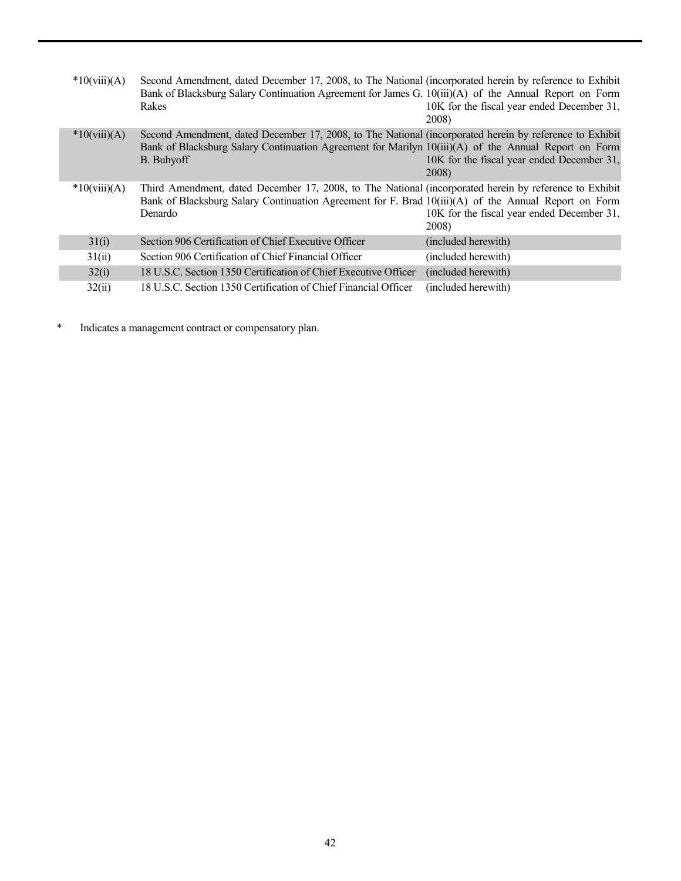| | | |
|---|---|---|
| *10(viii)(A) | Second Amendment, dated December 17, 2008, to The National Bank of Blacksburg Salary Continuation Agreement for James G. Rakes | (incorporated herein by reference to Exhibit 10(iii)(A) of the Annual Report on Form 10K for the fiscal year ended December 31, 2008) |
| *10(viii)(A) | Second Amendment, dated December 17, 2008, to The National Bank of Blacksburg Salary Continuation Agreement for Marilyn B. Buhyoff | (incorporated herein by reference to Exhibit 10(iii)(A) of the Annual Report on Form 10K for the fiscal year ended December 31, 2008) |
| *10(viii)(A) | Third Amendment, dated December 17, 2008, to The National Bank of Blacksburg Salary Continuation Agreement for F. Brad Denardo | (incorporated herein by reference to Exhibit 10(iii)(A) of the Annual Report on Form 10K for the fiscal year ended December 31, 2008) |
| 31(i) | Section 906 Certification of Chief Executive Officer | (included herewith) |
| 31(ii) | Section 906 Certification of Chief Financial Officer | (included herewith) |
| 32(i) | 18 U.S.C. Section 1350 Certification of Chief Executive Officer | (included herewith) |
| 32(ii) | 18 U.S.C. Section 1350 Certification of Chief Financial Officer | (included herewith) |

\* Indicates a management contract or compensatory plan.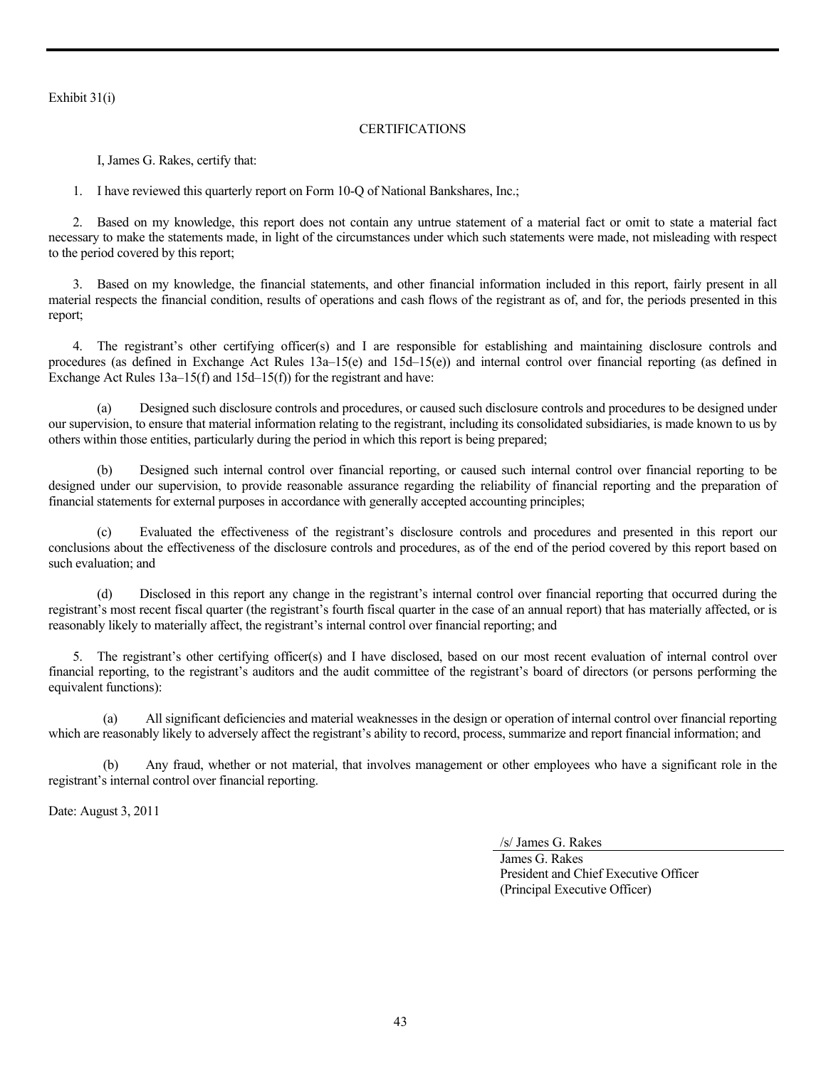Exhibit 31(i)

CERTIFICATIONS

I, James G. Rakes, certify that:

1. I have reviewed this quarterly report on Form 10-Q of National Bankshares, Inc.;

2. Based on my knowledge, this report does not contain any untrue statement of a material fact or omit to state a material fact necessary to make the statements made, in light of the circumstances under which such statements were made, not misleading with respect to the period covered by this report;

3. Based on my knowledge, the financial statements, and other financial information included in this report, fairly present in all material respects the financial condition, results of operations and cash flows of the registrant as of, and for, the periods presented in this report;

4. The registrant's other certifying officer(s) and I are responsible for establishing and maintaining disclosure controls and procedures (as defined in Exchange Act Rules 13a–15(e) and 15d–15(e)) and internal control over financial reporting (as defined in Exchange Act Rules 13a–15(f) and 15d–15(f)) for the registrant and have:

(a) Designed such disclosure controls and procedures, or caused such disclosure controls and procedures to be designed under our supervision, to ensure that material information relating to the registrant, including its consolidated subsidiaries, is made known to us by others within those entities, particularly during the period in which this report is being prepared;

(b) Designed such internal control over financial reporting, or caused such internal control over financial reporting to be designed under our supervision, to provide reasonable assurance regarding the reliability of financial reporting and the preparation of financial statements for external purposes in accordance with generally accepted accounting principles;

(c) Evaluated the effectiveness of the registrant's disclosure controls and procedures and presented in this report our conclusions about the effectiveness of the disclosure controls and procedures, as of the end of the period covered by this report based on such evaluation; and

(d) Disclosed in this report any change in the registrant's internal control over financial reporting that occurred during the registrant's most recent fiscal quarter (the registrant's fourth fiscal quarter in the case of an annual report) that has materially affected, or is reasonably likely to materially affect, the registrant's internal control over financial reporting; and

5. The registrant's other certifying officer(s) and I have disclosed, based on our most recent evaluation of internal control over financial reporting, to the registrant's auditors and the audit committee of the registrant's board of directors (or persons performing the equivalent functions):

(a) All significant deficiencies and material weaknesses in the design or operation of internal control over financial reporting which are reasonably likely to adversely affect the registrant's ability to record, process, summarize and report financial information; and

(b) Any fraud, whether or not material, that involves management or other employees who have a significant role in the registrant's internal control over financial reporting.

Date: August 3, 2011

/s/ James G. Rakes
James G. Rakes
President and Chief Executive Officer
(Principal Executive Officer)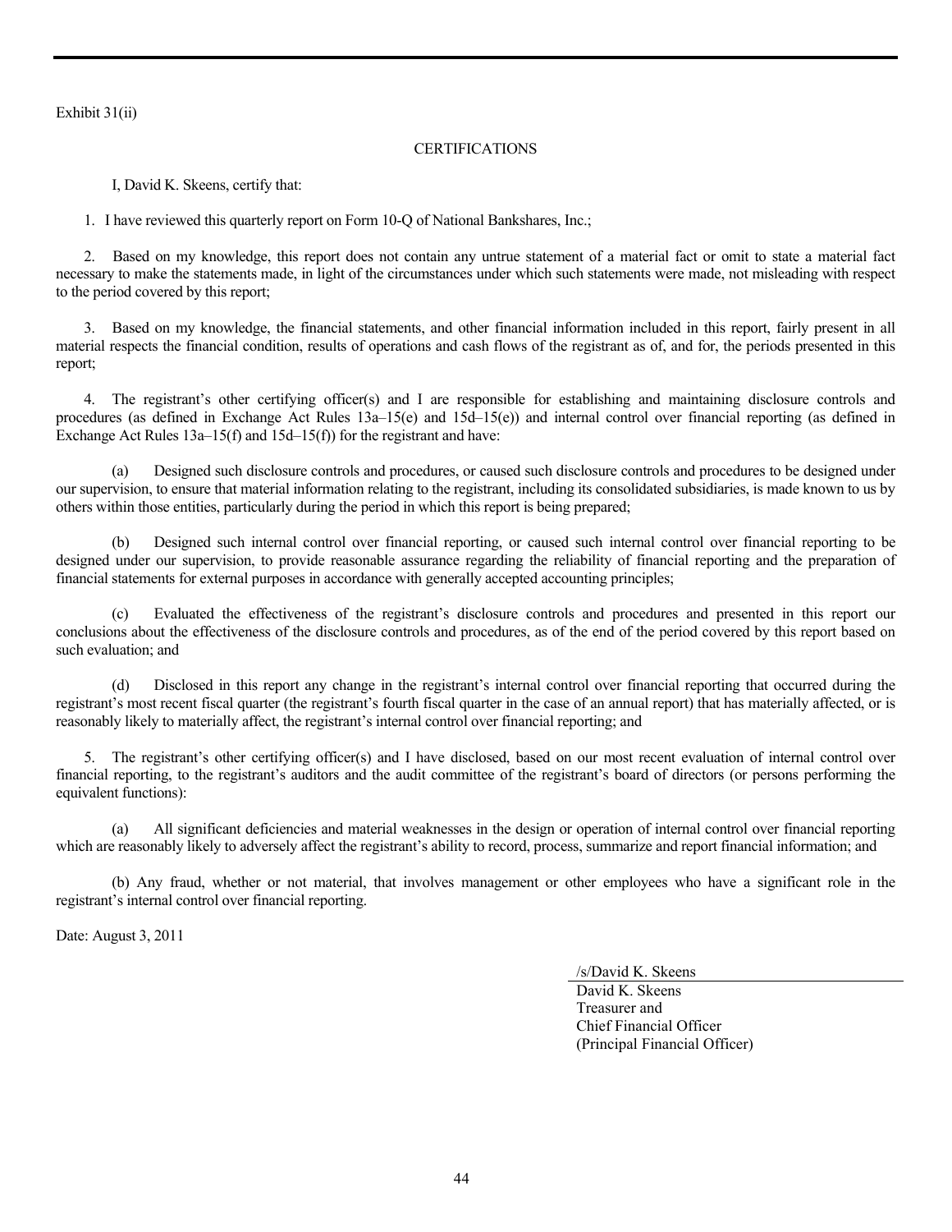Exhibit 31(ii)

CERTIFICATIONS

I, David K. Skeens, certify that:

1. I have reviewed this quarterly report on Form 10-Q of National Bankshares, Inc.;

2. Based on my knowledge, this report does not contain any untrue statement of a material fact or omit to state a material fact necessary to make the statements made, in light of the circumstances under which such statements were made, not misleading with respect to the period covered by this report;

3. Based on my knowledge, the financial statements, and other financial information included in this report, fairly present in all material respects the financial condition, results of operations and cash flows of the registrant as of, and for, the periods presented in this report;

4. The registrant's other certifying officer(s) and I are responsible for establishing and maintaining disclosure controls and procedures (as defined in Exchange Act Rules 13a–15(e) and 15d–15(e)) and internal control over financial reporting (as defined in Exchange Act Rules 13a–15(f) and 15d–15(f)) for the registrant and have:

(a) Designed such disclosure controls and procedures, or caused such disclosure controls and procedures to be designed under our supervision, to ensure that material information relating to the registrant, including its consolidated subsidiaries, is made known to us by others within those entities, particularly during the period in which this report is being prepared;

(b) Designed such internal control over financial reporting, or caused such internal control over financial reporting to be designed under our supervision, to provide reasonable assurance regarding the reliability of financial reporting and the preparation of financial statements for external purposes in accordance with generally accepted accounting principles;

(c) Evaluated the effectiveness of the registrant's disclosure controls and procedures and presented in this report our conclusions about the effectiveness of the disclosure controls and procedures, as of the end of the period covered by this report based on such evaluation; and

(d) Disclosed in this report any change in the registrant's internal control over financial reporting that occurred during the registrant's most recent fiscal quarter (the registrant's fourth fiscal quarter in the case of an annual report) that has materially affected, or is reasonably likely to materially affect, the registrant's internal control over financial reporting; and

5. The registrant's other certifying officer(s) and I have disclosed, based on our most recent evaluation of internal control over financial reporting, to the registrant's auditors and the audit committee of the registrant's board of directors (or persons performing the equivalent functions):

(a) All significant deficiencies and material weaknesses in the design or operation of internal control over financial reporting which are reasonably likely to adversely affect the registrant's ability to record, process, summarize and report financial information; and

(b) Any fraud, whether or not material, that involves management or other employees who have a significant role in the registrant's internal control over financial reporting.

Date: August 3, 2011

/s/David K. Skeens
David K. Skeens
Treasurer and
Chief Financial Officer
(Principal Financial Officer)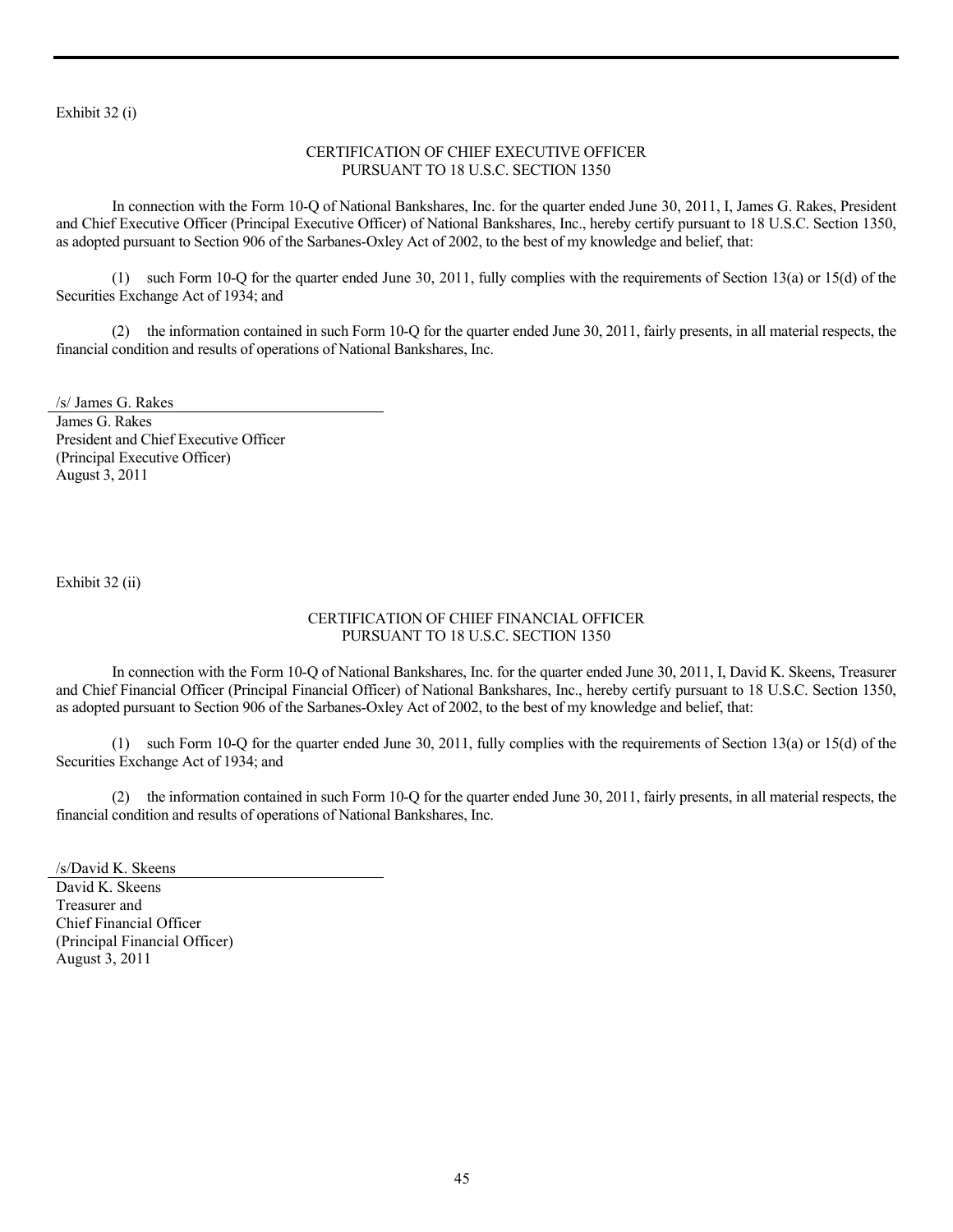Exhibit 32 (i)

CERTIFICATION OF CHIEF EXECUTIVE OFFICER
PURSUANT TO 18 U.S.C. SECTION 1350

In connection with the Form 10-Q of National Bankshares, Inc. for the quarter ended June 30, 2011, I, James G. Rakes, President and Chief Executive Officer (Principal Executive Officer) of National Bankshares, Inc., hereby certify pursuant to 18 U.S.C. Section 1350, as adopted pursuant to Section 906 of the Sarbanes-Oxley Act of 2002, to the best of my knowledge and belief, that:

(1) such Form 10-Q for the quarter ended June 30, 2011, fully complies with the requirements of Section 13(a) or 15(d) of the Securities Exchange Act of 1934; and

(2) the information contained in such Form 10-Q for the quarter ended June 30, 2011, fairly presents, in all material respects, the financial condition and results of operations of National Bankshares, Inc.

/s/ James G. Rakes
James G. Rakes
President and Chief Executive Officer
(Principal Executive Officer)
August 3, 2011

Exhibit 32 (ii)

CERTIFICATION OF CHIEF FINANCIAL OFFICER
PURSUANT TO 18 U.S.C. SECTION 1350

In connection with the Form 10-Q of National Bankshares, Inc. for the quarter ended June 30, 2011, I, David K. Skeens, Treasurer and Chief Financial Officer (Principal Financial Officer) of National Bankshares, Inc., hereby certify pursuant to 18 U.S.C. Section 1350, as adopted pursuant to Section 906 of the Sarbanes-Oxley Act of 2002, to the best of my knowledge and belief, that:

(1) such Form 10-Q for the quarter ended June 30, 2011, fully complies with the requirements of Section 13(a) or 15(d) of the Securities Exchange Act of 1934; and

(2) the information contained in such Form 10-Q for the quarter ended June 30, 2011, fairly presents, in all material respects, the financial condition and results of operations of National Bankshares, Inc.

/s/David K. Skeens
David K. Skeens
Treasurer and
Chief Financial Officer
(Principal Financial Officer)
August 3, 2011